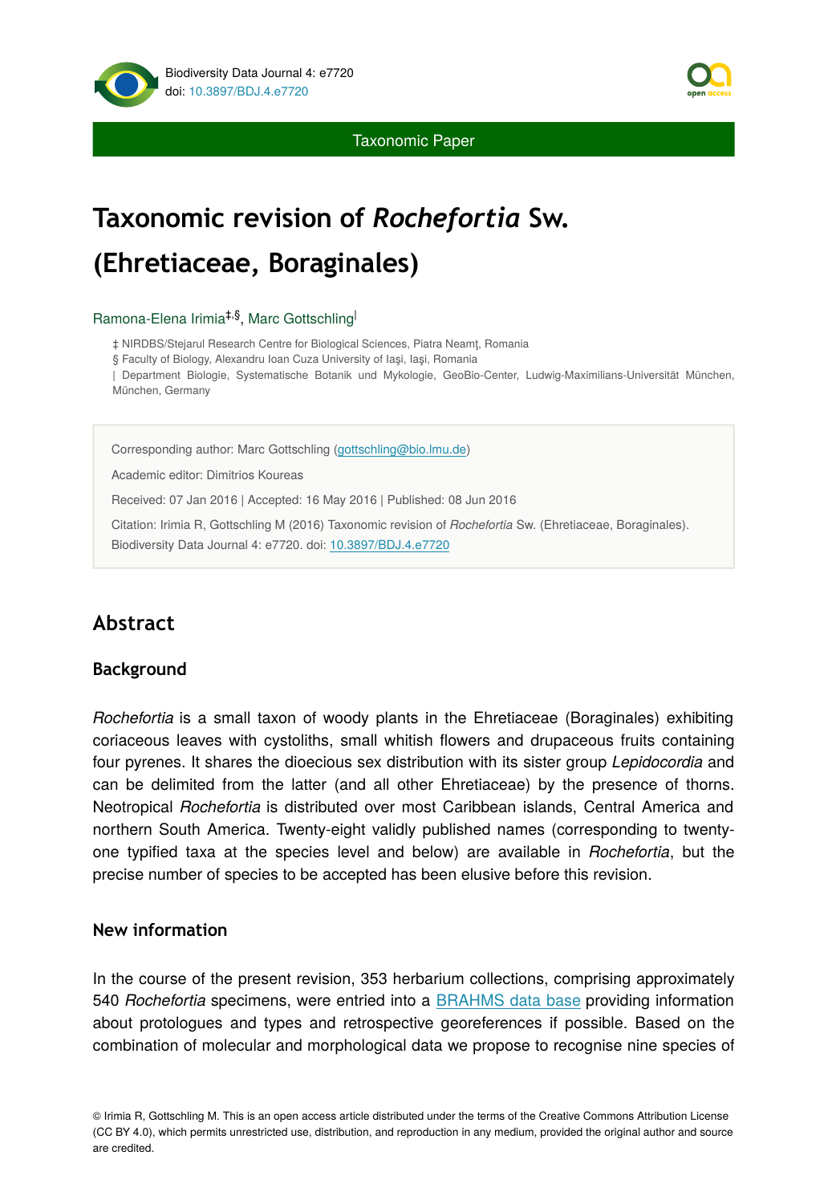Taxonomic Paper

# Taxonomic revision of *Rochefortia* Sw. (Ehretiaceae, Boraginales)

Ramona-Elena Irimia[‡,§], Marc Gottschling[|]

‡ NIRDBS/Stejarul Research Centre for Biological Sciences, Piatra Neamţ, Romania

§ Faculty of Biology, Alexandru Ioan Cuza University of Iaşi, Iaşi, Romania

| Department Biologie, Systematische Botanik und Mykologie, GeoBio-Center, Ludwig-Maximilians-Universität München, München, Germany

Corresponding author: Marc Gottschling (gottschling@bio.lmu.de)

Academic editor: Dimitrios Koureas

Received: 07 Jan 2016 | Accepted: 16 May 2016 | Published: 08 Jun 2016

Citation: Irimia R, Gottschling M (2016) Taxonomic revision of *Rochefortia* Sw. (Ehretiaceae, Boraginales). Biodiversity Data Journal 4: e7720. doi: 10.3897/BDJ.4.e7720

## Abstract

### Background

*Rochefortia* is a small taxon of woody plants in the Ehretiaceae (Boraginales) exhibiting coriaceous leaves with cystoliths, small whitish flowers and drupaceous fruits containing four pyrenes. It shares the dioecious sex distribution with its sister group *Lepidocordia* and can be delimited from the latter (and all other Ehretiaceae) by the presence of thorns. Neotropical *Rochefortia* is distributed over most Caribbean islands, Central America and northern South America. Twenty-eight validly published names (corresponding to twenty-one typified taxa at the species level and below) are available in *Rochefortia*, but the precise number of species to be accepted has been elusive before this revision.

### New information

In the course of the present revision, 353 herbarium collections, comprising approximately 540 *Rochefortia* specimens, were entried into a BRAHMS data base providing information about protologues and types and retrospective georeferences if possible. Based on the combination of molecular and morphological data we propose to recognise nine species of

© Irimia R, Gottschling M. This is an open access article distributed under the terms of the Creative Commons Attribution License (CC BY 4.0), which permits unrestricted use, distribution, and reproduction in any medium, provided the original author and source are credited.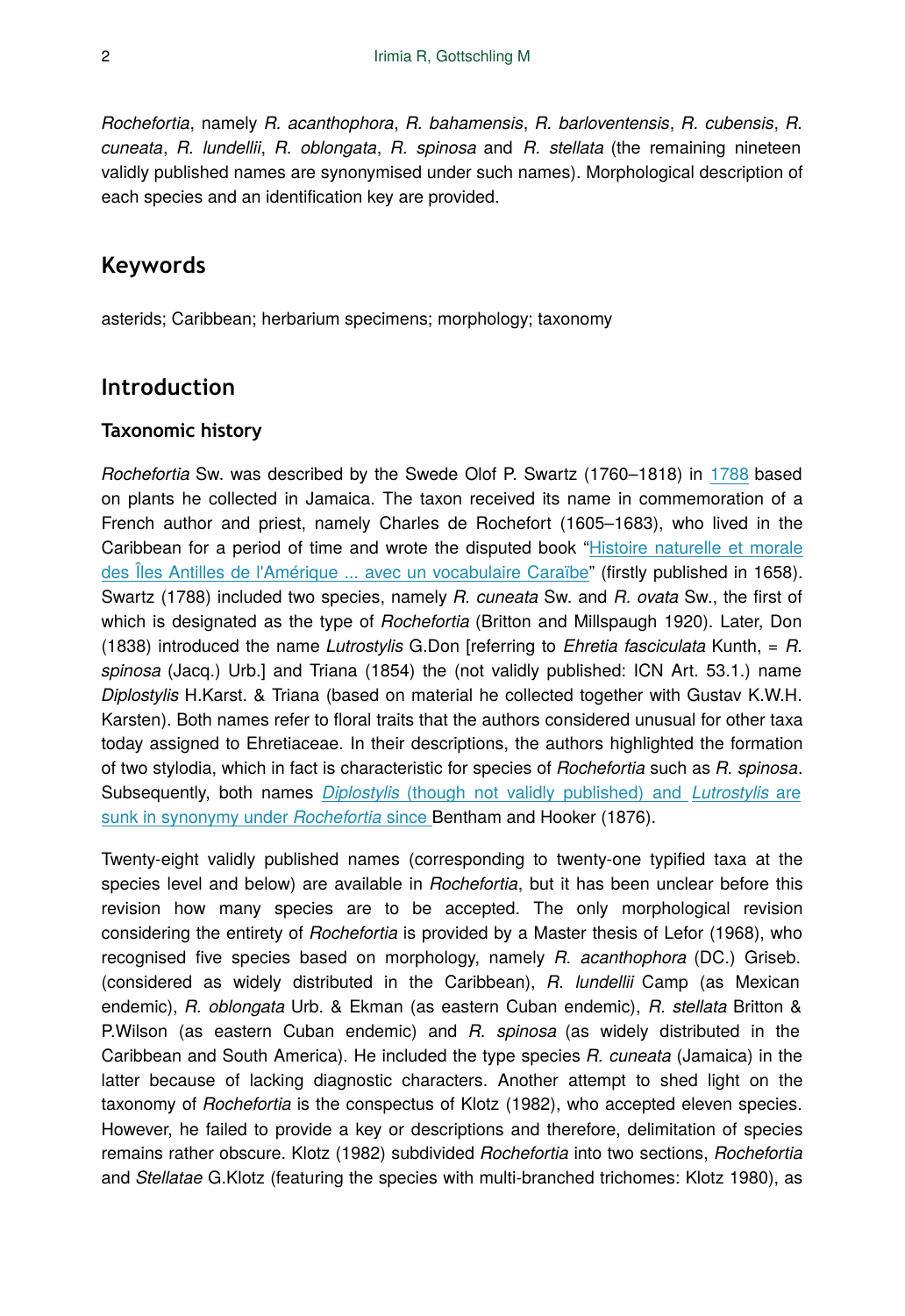*Rochefortia*, namely *R. acanthophora*, *R. bahamensis*, *R. barloventensis*, *R. cubensis*, *R. cuneata*, *R. lundellii*, *R. oblongata*, *R. spinosa* and *R. stellata* (the remaining nineteen validly published names are synonymised under such names). Morphological description of each species and an identification key are provided.

## Keywords

asterids; Caribbean; herbarium specimens; morphology; taxonomy

## Introduction

### Taxonomic history

*Rochefortia* Sw. was described by the Swede Olof P. Swartz (1760–1818) in 1788 based on plants he collected in Jamaica. The taxon received its name in commemoration of a French author and priest, namely Charles de Rochefort (1605–1683), who lived in the Caribbean for a period of time and wrote the disputed book "Histoire naturelle et morale des Îles Antilles de l'Amérique ... avec un vocabulaire Caraïbe" (firstly published in 1658). Swartz (1788) included two species, namely *R. cuneata* Sw. and *R. ovata* Sw., the first of which is designated as the type of *Rochefortia* (Britton and Millspaugh 1920). Later, Don (1838) introduced the name *Lutrostylis* G.Don [referring to *Ehretia fasciculata* Kunth, = *R. spinosa* (Jacq.) Urb.] and Triana (1854) the (not validly published: ICN Art. 53.1.) name *Diplostylis* H.Karst. & Triana (based on material he collected together with Gustav K.W.H. Karsten). Both names refer to floral traits that the authors considered unusual for other taxa today assigned to Ehretiaceae. In their descriptions, the authors highlighted the formation of two stylodia, which in fact is characteristic for species of *Rochefortia* such as *R. spinosa*. Subsequently, both names *Diplostylis* (though not validly published) and *Lutrostylis* are sunk in synonymy under *Rochefortia* since Bentham and Hooker (1876).

Twenty-eight validly published names (corresponding to twenty-one typified taxa at the species level and below) are available in *Rochefortia*, but it has been unclear before this revision how many species are to be accepted. The only morphological revision considering the entirety of *Rochefortia* is provided by a Master thesis of Lefor (1968), who recognised five species based on morphology, namely *R. acanthophora* (DC.) Griseb. (considered as widely distributed in the Caribbean), *R. lundellii* Camp (as Mexican endemic), *R. oblongata* Urb. & Ekman (as eastern Cuban endemic), *R. stellata* Britton & P.Wilson (as eastern Cuban endemic) and *R. spinosa* (as widely distributed in the Caribbean and South America). He included the type species *R. cuneata* (Jamaica) in the latter because of lacking diagnostic characters. Another attempt to shed light on the taxonomy of *Rochefortia* is the conspectus of Klotz (1982), who accepted eleven species. However, he failed to provide a key or descriptions and therefore, delimitation of species remains rather obscure. Klotz (1982) subdivided *Rochefortia* into two sections, *Rochefortia* and *Stellatae* G.Klotz (featuring the species with multi-branched trichomes: Klotz 1980), as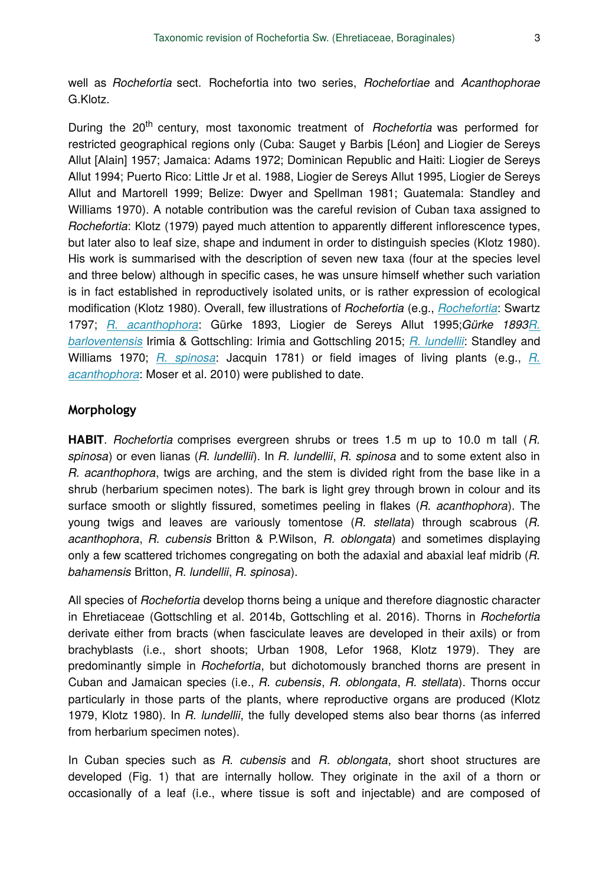well as *Rochefortia* sect. Rochefortia into two series, *Rochefortiae* and *Acanthophorae* G.Klotz.

During the 20th century, most taxonomic treatment of *Rochefortia* was performed for restricted geographical regions only (Cuba: Sauget y Barbis [Léon] and Liogier de Sereys Allut [Alain] 1957; Jamaica: Adams 1972; Dominican Republic and Haiti: Liogier de Sereys Allut 1994; Puerto Rico: Little Jr et al. 1988, Liogier de Sereys Allut 1995, Liogier de Sereys Allut and Martorell 1999; Belize: Dwyer and Spellman 1981; Guatemala: Standley and Williams 1970). A notable contribution was the careful revision of Cuban taxa assigned to *Rochefortia*: Klotz (1979) payed much attention to apparently different inflorescence types, but later also to leaf size, shape and indument in order to distinguish species (Klotz 1980). His work is summarised with the description of seven new taxa (four at the species level and three below) although in specific cases, he was unsure himself whether such variation is in fact established in reproductively isolated units, or is rather expression of ecological modification (Klotz 1980). Overall, few illustrations of *Rochefortia* (e.g., *Rochefortia*: Swartz 1797; *R. acanthophora*: Gürke 1893, Liogier de Sereys Allut 1995;*Gürke 1893R. barloventensis* Irimia & Gottschling: Irimia and Gottschling 2015; *R. lundellii*: Standley and Williams 1970; *R. spinosa*: Jacquin 1781) or field images of living plants (e.g., *R. acanthophora*: Moser et al. 2010) were published to date.

## Morphology

**HABIT**. *Rochefortia* comprises evergreen shrubs or trees 1.5 m up to 10.0 m tall (*R. spinosa*) or even lianas (*R. lundellii*). In *R. lundellii*, *R. spinosa* and to some extent also in *R. acanthophora*, twigs are arching, and the stem is divided right from the base like in a shrub (herbarium specimen notes). The bark is light grey through brown in colour and its surface smooth or slightly fissured, sometimes peeling in flakes (*R. acanthophora*). The young twigs and leaves are variously tomentose (*R. stellata*) through scabrous (*R. acanthophora*, *R. cubensis* Britton & P.Wilson, *R. oblongata*) and sometimes displaying only a few scattered trichomes congregating on both the adaxial and abaxial leaf midrib (*R. bahamensis* Britton, *R. lundellii*, *R. spinosa*).

All species of *Rochefortia* develop thorns being a unique and therefore diagnostic character in Ehretiaceae (Gottschling et al. 2014b, Gottschling et al. 2016). Thorns in *Rochefortia* derivate either from bracts (when fasciculate leaves are developed in their axils) or from brachyblasts (i.e., short shoots; Urban 1908, Lefor 1968, Klotz 1979). They are predominantly simple in *Rochefortia*, but dichotomously branched thorns are present in Cuban and Jamaican species (i.e., *R. cubensis*, *R. oblongata*, *R. stellata*). Thorns occur particularly in those parts of the plants, where reproductive organs are produced (Klotz 1979, Klotz 1980). In *R. lundellii*, the fully developed stems also bear thorns (as inferred from herbarium specimen notes).

In Cuban species such as *R. cubensis* and *R. oblongata*, short shoot structures are developed (Fig. 1) that are internally hollow. They originate in the axil of a thorn or occasionally of a leaf (i.e., where tissue is soft and injectable) and are composed of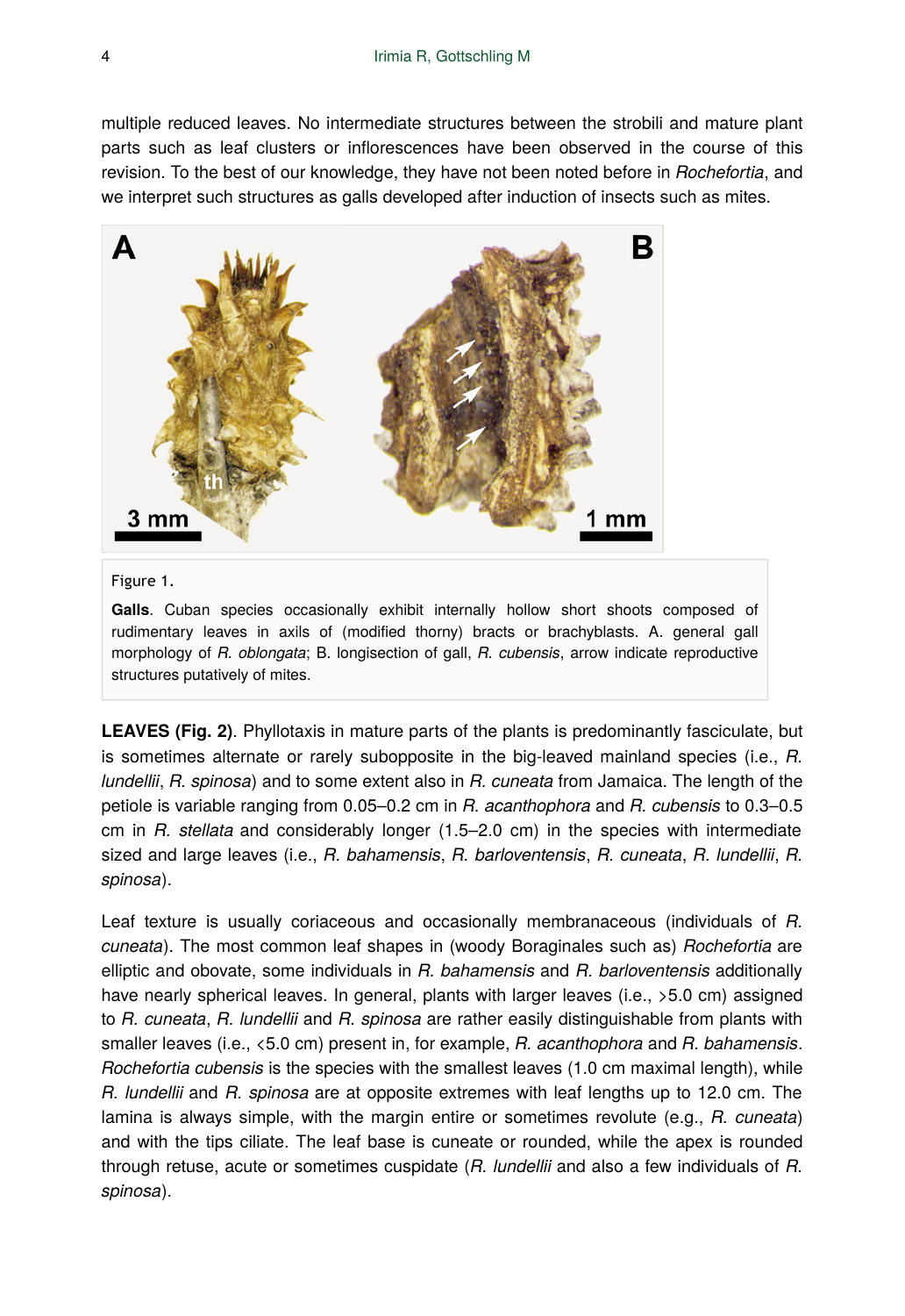multiple reduced leaves. No intermediate structures between the strobili and mature plant parts such as leaf clusters or inflorescences have been observed in the course of this revision. To the best of our knowledge, they have not been noted before in *Rochefortia*, and we interpret such structures as galls developed after induction of insects such as mites.

Figure 1.

**Galls**. Cuban species occasionally exhibit internally hollow short shoots composed of rudimentary leaves in axils of (modified thorny) bracts or brachyblasts. A. general gall morphology of *R. oblongata*; B. longisection of gall, *R. cubensis*, arrow indicate reproductive structures putatively of mites.

**LEAVES (Fig. 2)**. Phyllotaxis in mature parts of the plants is predominantly fasciculate, but is sometimes alternate or rarely subopposite in the big-leaved mainland species (i.e., *R. lundellii*, *R. spinosa*) and to some extent also in *R. cuneata* from Jamaica. The length of the petiole is variable ranging from 0.05–0.2 cm in *R. acanthophora* and *R. cubensis* to 0.3–0.5 cm in *R. stellata* and considerably longer (1.5–2.0 cm) in the species with intermediate sized and large leaves (i.e., *R. bahamensis*, *R. barloventensis*, *R. cuneata*, *R. lundellii*, *R. spinosa*).

Leaf texture is usually coriaceous and occasionally membranaceous (individuals of *R. cuneata*). The most common leaf shapes in (woody Boraginales such as) *Rochefortia* are elliptic and obovate, some individuals in *R. bahamensis* and *R. barloventensis* additionally have nearly spherical leaves. In general, plants with larger leaves (i.e., >5.0 cm) assigned to *R. cuneata*, *R. lundellii* and *R. spinosa* are rather easily distinguishable from plants with smaller leaves (i.e., <5.0 cm) present in, for example, *R. acanthophora* and *R. bahamensis*. *Rochefortia cubensis* is the species with the smallest leaves (1.0 cm maximal length), while *R. lundellii* and *R. spinosa* are at opposite extremes with leaf lengths up to 12.0 cm. The lamina is always simple, with the margin entire or sometimes revolute (e.g., *R. cuneata*) and with the tips ciliate. The leaf base is cuneate or rounded, while the apex is rounded through retuse, acute or sometimes cuspidate (*R. lundellii* and also a few individuals of *R. spinosa*).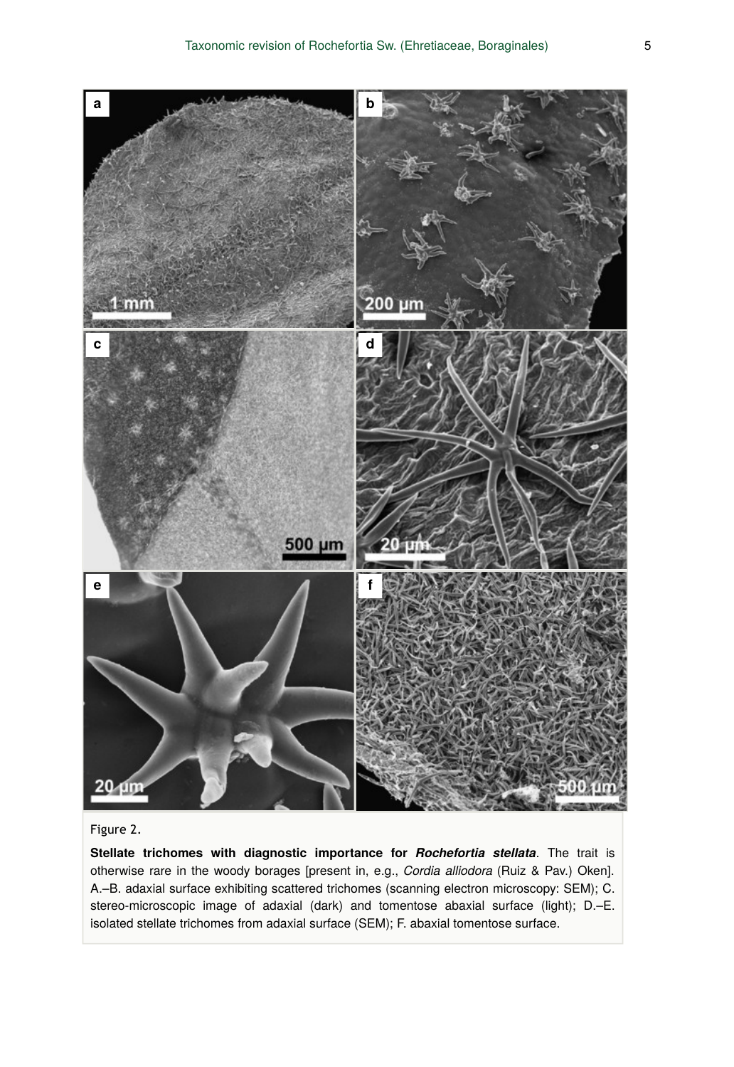Figure 2.

**Stellate trichomes with diagnostic importance for *Rochefortia stellata*.** The trait is otherwise rare in the woody borages [present in, e.g., *Cordia alliodora* (Ruiz & Pav.) Oken]. A.–B. adaxial surface exhibiting scattered trichomes (scanning electron microscopy: SEM); C. stereo-microscopic image of adaxial (dark) and tomentose abaxial surface (light); D.–E. isolated stellate trichomes from adaxial surface (SEM); F. abaxial tomentose surface.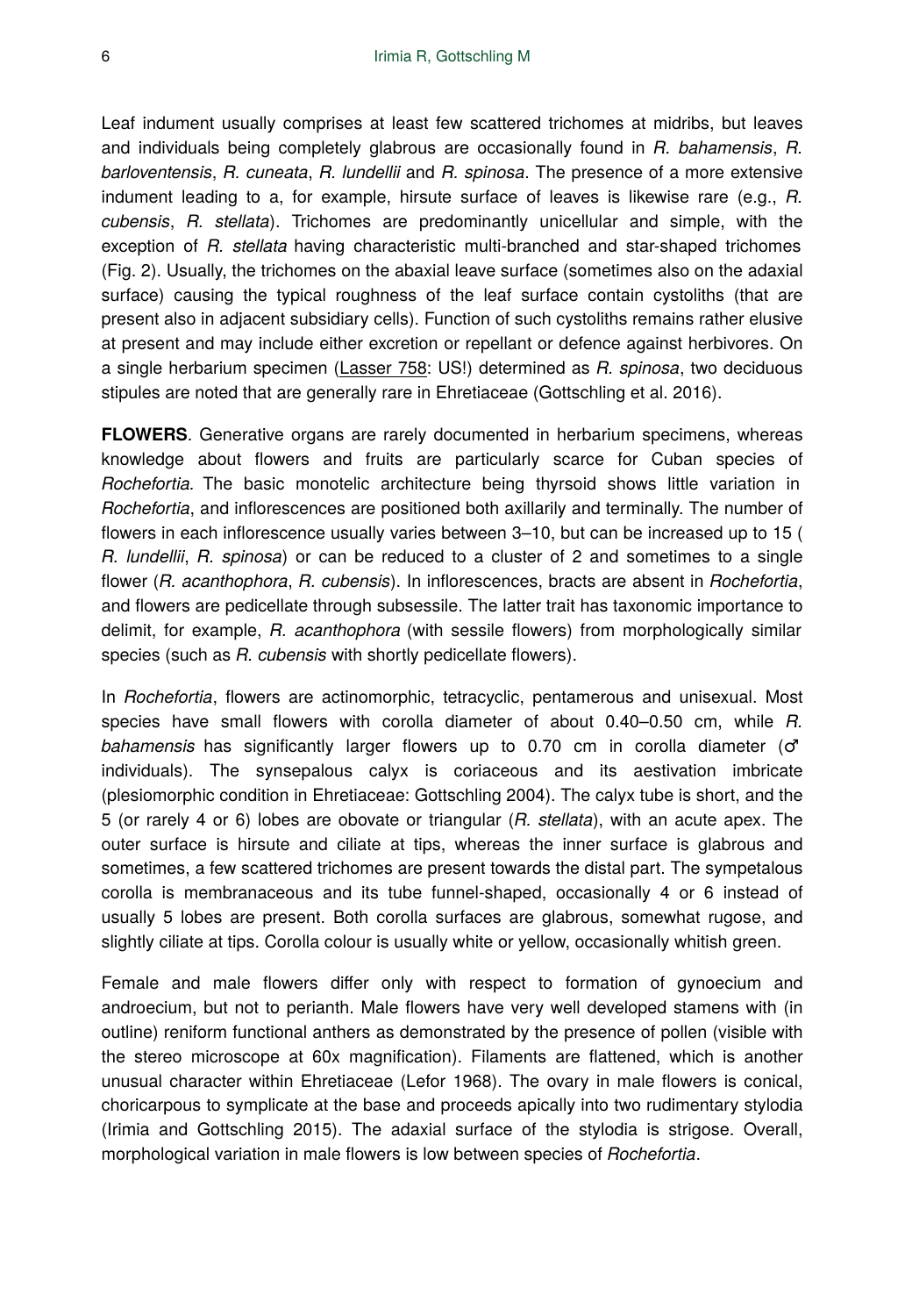Leaf indument usually comprises at least few scattered trichomes at midribs, but leaves and individuals being completely glabrous are occasionally found in *R. bahamensis*, *R. barloventensis*, *R. cuneata*, *R. lundellii* and *R. spinosa*. The presence of a more extensive indument leading to a, for example, hirsute surface of leaves is likewise rare (e.g., *R. cubensis*, *R. stellata*). Trichomes are predominantly unicellular and simple, with the exception of *R. stellata* having characteristic multi-branched and star-shaped trichomes (Fig. 2). Usually, the trichomes on the abaxial leave surface (sometimes also on the adaxial surface) causing the typical roughness of the leaf surface contain cystoliths (that are present also in adjacent subsidiary cells). Function of such cystoliths remains rather elusive at present and may include either excretion or repellant or defence against herbivores. On a single herbarium specimen (Lasser 758: US!) determined as *R. spinosa*, two deciduous stipules are noted that are generally rare in Ehretiaceae (Gottschling et al. 2016).

**FLOWERS**. Generative organs are rarely documented in herbarium specimens, whereas knowledge about flowers and fruits are particularly scarce for Cuban species of *Rochefortia*. The basic monotelic architecture being thyrsoid shows little variation in *Rochefortia*, and inflorescences are positioned both axillarily and terminally. The number of flowers in each inflorescence usually varies between 3–10, but can be increased up to 15 (*R. lundellii*, *R. spinosa*) or can be reduced to a cluster of 2 and sometimes to a single flower (*R. acanthophora*, *R. cubensis*). In inflorescences, bracts are absent in *Rochefortia*, and flowers are pedicellate through subsessile. The latter trait has taxonomic importance to delimit, for example, *R. acanthophora* (with sessile flowers) from morphologically similar species (such as *R. cubensis* with shortly pedicellate flowers).

In *Rochefortia*, flowers are actinomorphic, tetracyclic, pentamerous and unisexual. Most species have small flowers with corolla diameter of about 0.40–0.50 cm, while *R. bahamensis* has significantly larger flowers up to 0.70 cm in corolla diameter (♂ individuals). The synsepalous calyx is coriaceous and its aestivation imbricate (plesiomorphic condition in Ehretiaceae: Gottschling 2004). The calyx tube is short, and the 5 (or rarely 4 or 6) lobes are obovate or triangular (*R. stellata*), with an acute apex. The outer surface is hirsute and ciliate at tips, whereas the inner surface is glabrous and sometimes, a few scattered trichomes are present towards the distal part. The sympetalous corolla is membranaceous and its tube funnel-shaped, occasionally 4 or 6 instead of usually 5 lobes are present. Both corolla surfaces are glabrous, somewhat rugose, and slightly ciliate at tips. Corolla colour is usually white or yellow, occasionally whitish green.

Female and male flowers differ only with respect to formation of gynoecium and androecium, but not to perianth. Male flowers have very well developed stamens with (in outline) reniform functional anthers as demonstrated by the presence of pollen (visible with the stereo microscope at 60x magnification). Filaments are flattened, which is another unusual character within Ehretiaceae (Lefor 1968). The ovary in male flowers is conical, choricarpous to symplicate at the base and proceeds apically into two rudimentary stylodia (Irimia and Gottschling 2015). The adaxial surface of the stylodia is strigose. Overall, morphological variation in male flowers is low between species of *Rochefortia*.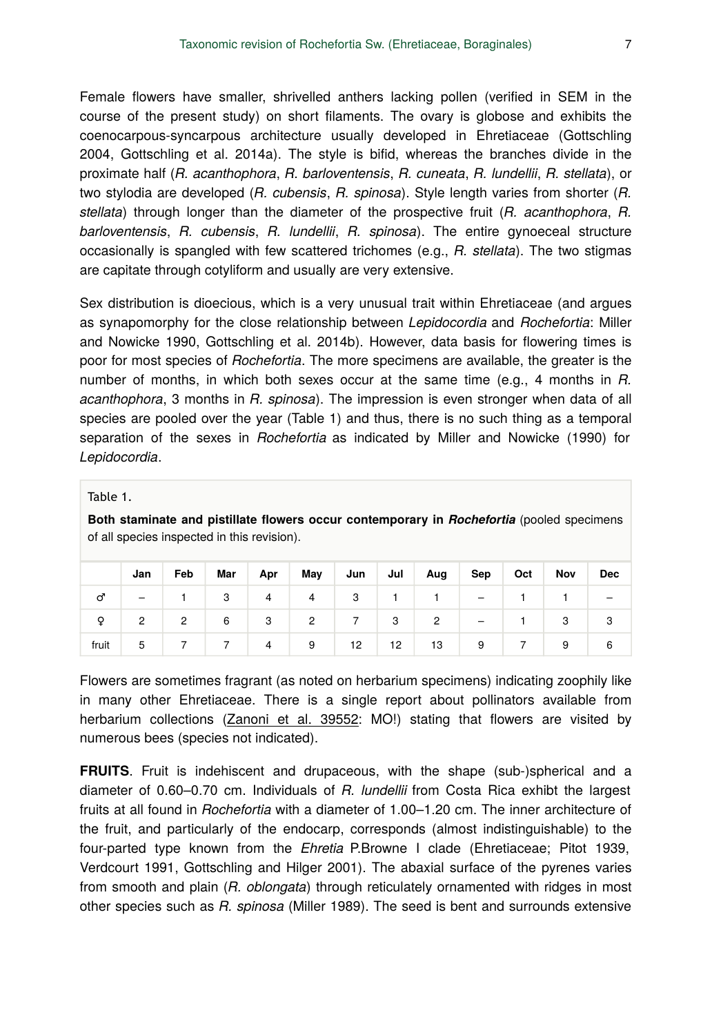Female flowers have smaller, shrivelled anthers lacking pollen (verified in SEM in the course of the present study) on short filaments. The ovary is globose and exhibits the coenocarpous-syncarpous architecture usually developed in Ehretiaceae (Gottschling 2004, Gottschling et al. 2014a). The style is bifid, whereas the branches divide in the proximate half (*R. acanthophora*, *R. barloventensis*, *R. cuneata*, *R. lundellii*, *R. stellata*), or two stylodia are developed (*R. cubensis*, *R. spinosa*). Style length varies from shorter (*R. stellata*) through longer than the diameter of the prospective fruit (*R. acanthophora*, *R. barloventensis*, *R. cubensis*, *R. lundellii*, *R. spinosa*). The entire gynoeceal structure occasionally is spangled with few scattered trichomes (e.g., *R. stellata*). The two stigmas are capitate through cotyliform and usually are very extensive.

Sex distribution is dioecious, which is a very unusual trait within Ehretiaceae (and argues as synapomorphy for the close relationship between *Lepidocordia* and *Rochefortia*: Miller and Nowicke 1990, Gottschling et al. 2014b). However, data basis for flowering times is poor for most species of *Rochefortia*. The more specimens are available, the greater is the number of months, in which both sexes occur at the same time (e.g., 4 months in *R. acanthophora*, 3 months in *R. spinosa*). The impression is even stronger when data of all species are pooled over the year (Table 1) and thus, there is no such thing as a temporal separation of the sexes in *Rochefortia* as indicated by Miller and Nowicke (1990) for *Lepidocordia*.

Table 1.

**Both staminate and pistillate flowers occur contemporary in *Rochefortia*** (pooled specimens of all species inspected in this revision).

| | Jan | Feb | Mar | Apr | May | Jun | Jul | Aug | Sep | Oct | Nov | Dec |
|---|---|---|---|---|---|---|---|---|---|---|---|---|
| ♂ | – | 1 | 3 | 4 | 4 | 3 | 1 | 1 | – | 1 | 1 | – |
| ♀ | 2 | 2 | 6 | 3 | 2 | 7 | 3 | 2 | – | 1 | 3 | 3 |
| fruit | 5 | 7 | 7 | 4 | 9 | 12 | 12 | 13 | 9 | 7 | 9 | 6 |

Flowers are sometimes fragrant (as noted on herbarium specimens) indicating zoophily like in many other Ehretiaceae. There is a single report about pollinators available from herbarium collections (Zanoni et al. 39552: MO!) stating that flowers are visited by numerous bees (species not indicated).

**FRUITS**. Fruit is indehiscent and drupaceous, with the shape (sub-)spherical and a diameter of 0.60–0.70 cm. Individuals of *R. lundellii* from Costa Rica exhibt the largest fruits at all found in *Rochefortia* with a diameter of 1.00–1.20 cm. The inner architecture of the fruit, and particularly of the endocarp, corresponds (almost indistinguishable) to the four-parted type known from the *Ehretia* P.Browne I clade (Ehretiaceae; Pitot 1939, Verdcourt 1991, Gottschling and Hilger 2001). The abaxial surface of the pyrenes varies from smooth and plain (*R. oblongata*) through reticulately ornamented with ridges in most other species such as *R. spinosa* (Miller 1989). The seed is bent and surrounds extensive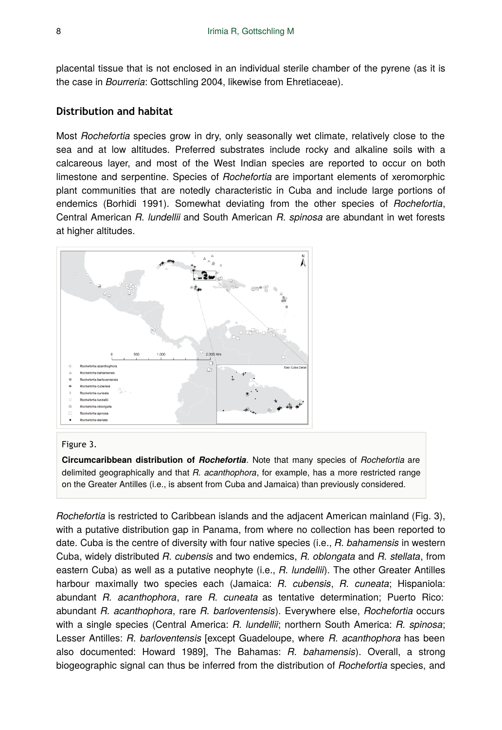placental tissue that is not enclosed in an individual sterile chamber of the pyrene (as it is the case in *Bourreria*: Gottschling 2004, likewise from Ehretiaceae).

## Distribution and habitat

Most *Rochefortia* species grow in dry, only seasonally wet climate, relatively close to the sea and at low altitudes. Preferred substrates include rocky and alkaline soils with a calcareous layer, and most of the West Indian species are reported to occur on both limestone and serpentine. Species of *Rochefortia* are important elements of xeromorphic plant communities that are notedly characteristic in Cuba and include large portions of endemics (Borhidi 1991). Somewhat deviating from the other species of *Rochefortia*, Central American *R. lundellii* and South American *R. spinosa* are abundant in wet forests at higher altitudes.

Figure 3.

**Circumcaribbean distribution of *Rochefortia***. Note that many species of *Rochefortia* are delimited geographically and that *R. acanthophora*, for example, has a more restricted range on the Greater Antilles (i.e., is absent from Cuba and Jamaica) than previously considered.

*Rochefortia* is restricted to Caribbean islands and the adjacent American mainland (Fig. 3), with a putative distribution gap in Panama, from where no collection has been reported to date. Cuba is the centre of diversity with four native species (i.e., *R. bahamensis* in western Cuba, widely distributed *R. cubensis* and two endemics, *R. oblongata* and *R. stellata*, from eastern Cuba) as well as a putative neophyte (i.e., *R. lundellii*). The other Greater Antilles harbour maximally two species each (Jamaica: *R. cubensis*, *R. cuneata*; Hispaniola: abundant *R. acanthophora*, rare *R. cuneata* as tentative determination; Puerto Rico: abundant *R. acanthophora*, rare *R. barloventensis*). Everywhere else, *Rochefortia* occurs with a single species (Central America: *R. lundellii*; northern South America: *R. spinosa*; Lesser Antilles: *R. barloventensis* [except Guadeloupe, where *R. acanthophora* has been also documented: Howard 1989], The Bahamas: *R. bahamensis*). Overall, a strong biogeographic signal can thus be inferred from the distribution of *Rochefortia* species, and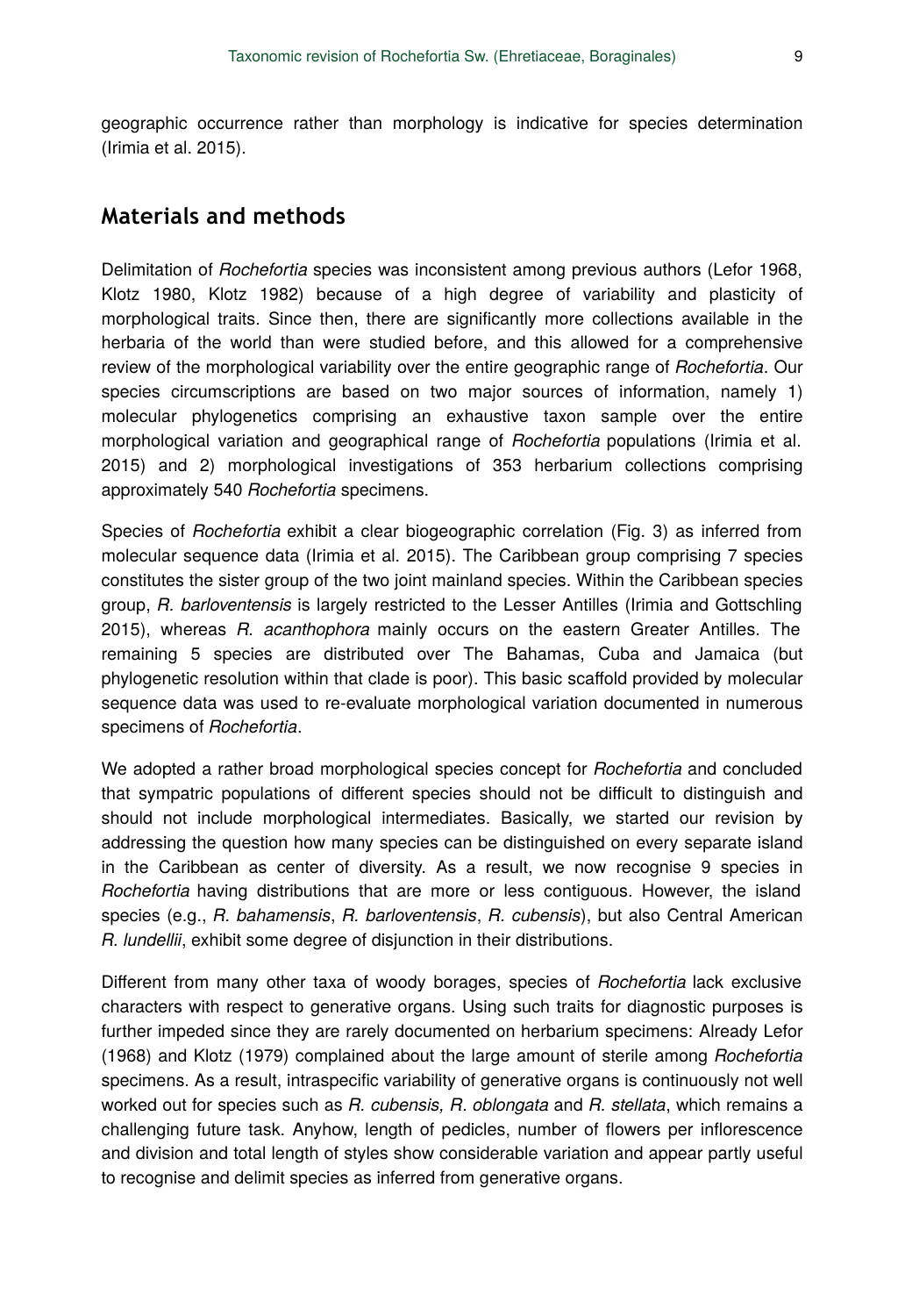geographic occurrence rather than morphology is indicative for species determination (Irimia et al. 2015).

## Materials and methods

Delimitation of *Rochefortia* species was inconsistent among previous authors (Lefor 1968, Klotz 1980, Klotz 1982) because of a high degree of variability and plasticity of morphological traits. Since then, there are significantly more collections available in the herbaria of the world than were studied before, and this allowed for a comprehensive review of the morphological variability over the entire geographic range of *Rochefortia*. Our species circumscriptions are based on two major sources of information, namely 1) molecular phylogenetics comprising an exhaustive taxon sample over the entire morphological variation and geographical range of *Rochefortia* populations (Irimia et al. 2015) and 2) morphological investigations of 353 herbarium collections comprising approximately 540 *Rochefortia* specimens.

Species of *Rochefortia* exhibit a clear biogeographic correlation (Fig. 3) as inferred from molecular sequence data (Irimia et al. 2015). The Caribbean group comprising 7 species constitutes the sister group of the two joint mainland species. Within the Caribbean species group, *R. barloventensis* is largely restricted to the Lesser Antilles (Irimia and Gottschling 2015), whereas *R. acanthophora* mainly occurs on the eastern Greater Antilles. The remaining 5 species are distributed over The Bahamas, Cuba and Jamaica (but phylogenetic resolution within that clade is poor). This basic scaffold provided by molecular sequence data was used to re-evaluate morphological variation documented in numerous specimens of *Rochefortia*.

We adopted a rather broad morphological species concept for *Rochefortia* and concluded that sympatric populations of different species should not be difficult to distinguish and should not include morphological intermediates. Basically, we started our revision by addressing the question how many species can be distinguished on every separate island in the Caribbean as center of diversity. As a result, we now recognise 9 species in *Rochefortia* having distributions that are more or less contiguous. However, the island species (e.g., *R. bahamensis*, *R. barloventensis*, *R. cubensis*), but also Central American *R. lundellii*, exhibit some degree of disjunction in their distributions.

Different from many other taxa of woody borages, species of *Rochefortia* lack exclusive characters with respect to generative organs. Using such traits for diagnostic purposes is further impeded since they are rarely documented on herbarium specimens: Already Lefor (1968) and Klotz (1979) complained about the large amount of sterile among *Rochefortia* specimens. As a result, intraspecific variability of generative organs is continuously not well worked out for species such as *R. cubensis, R. oblongata* and *R. stellata*, which remains a challenging future task. Anyhow, length of pedicles, number of flowers per inflorescence and division and total length of styles show considerable variation and appear partly useful to recognise and delimit species as inferred from generative organs.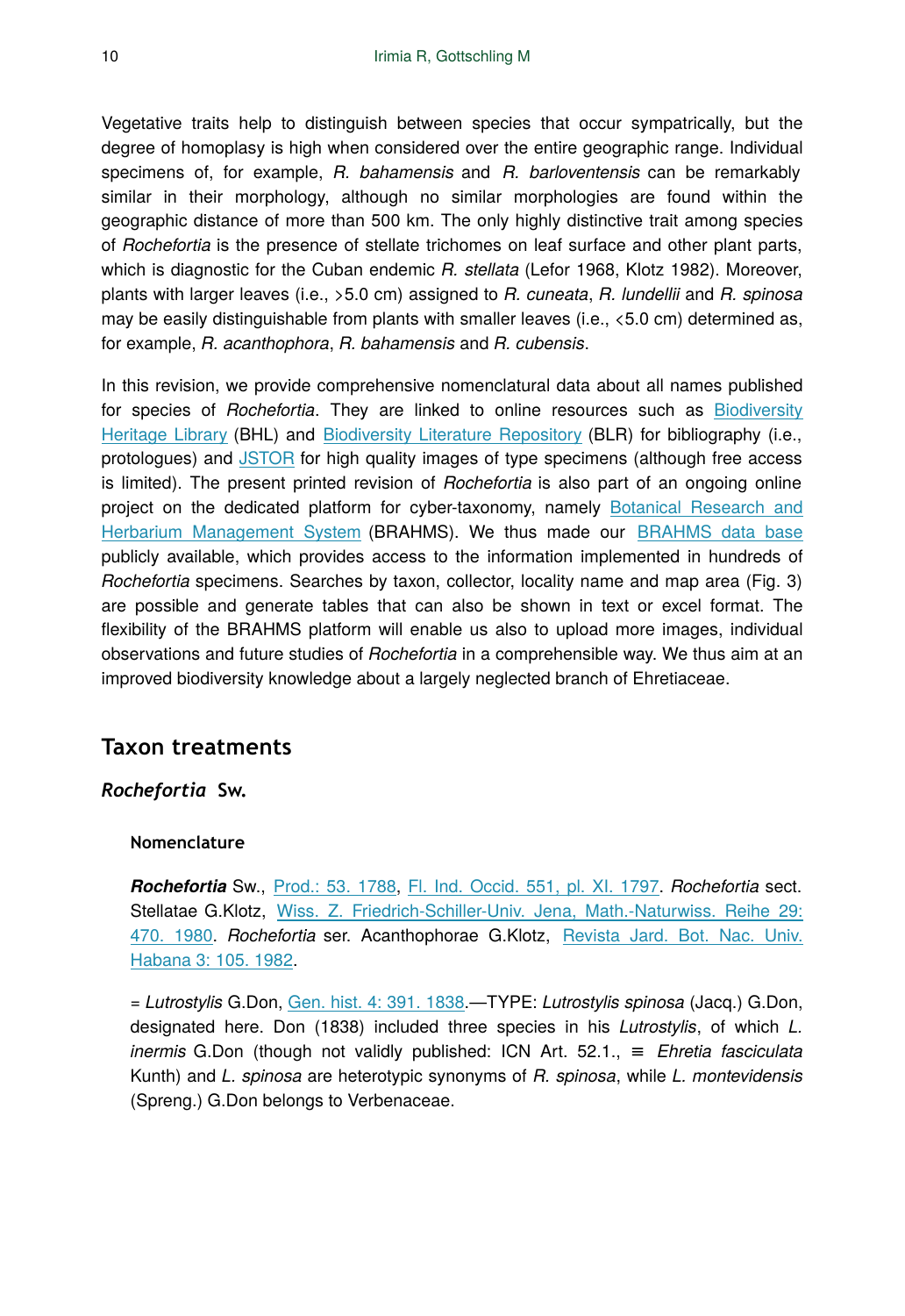Vegetative traits help to distinguish between species that occur sympatrically, but the degree of homoplasy is high when considered over the entire geographic range. Individual specimens of, for example, *R. bahamensis* and *R. barloventensis* can be remarkably similar in their morphology, although no similar morphologies are found within the geographic distance of more than 500 km. The only highly distinctive trait among species of *Rochefortia* is the presence of stellate trichomes on leaf surface and other plant parts, which is diagnostic for the Cuban endemic *R. stellata* (Lefor 1968, Klotz 1982). Moreover, plants with larger leaves (i.e., >5.0 cm) assigned to *R. cuneata*, *R. lundellii* and *R. spinosa* may be easily distinguishable from plants with smaller leaves (i.e., <5.0 cm) determined as, for example, *R. acanthophora*, *R. bahamensis* and *R. cubensis*.

In this revision, we provide comprehensive nomenclatural data about all names published for species of *Rochefortia*. They are linked to online resources such as Biodiversity Heritage Library (BHL) and Biodiversity Literature Repository (BLR) for bibliography (i.e., protologues) and JSTOR for high quality images of type specimens (although free access is limited). The present printed revision of *Rochefortia* is also part of an ongoing online project on the dedicated platform for cyber-taxonomy, namely Botanical Research and Herbarium Management System (BRAHMS). We thus made our BRAHMS data base publicly available, which provides access to the information implemented in hundreds of *Rochefortia* specimens. Searches by taxon, collector, locality name and map area (Fig. 3) are possible and generate tables that can also be shown in text or excel format. The flexibility of the BRAHMS platform will enable us also to upload more images, individual observations and future studies of *Rochefortia* in a comprehensible way. We thus aim at an improved biodiversity knowledge about a largely neglected branch of Ehretiaceae.

## Taxon treatments

### *Rochefortia* Sw.

#### Nomenclature

***Rochefortia*** Sw., Prod.: 53. 1788, Fl. Ind. Occid. 551, pl. XI. 1797. *Rochefortia* sect. Stellatae G.Klotz, Wiss. Z. Friedrich-Schiller-Univ. Jena, Math.-Naturwiss. Reihe 29: 470. 1980. *Rochefortia* ser. Acanthophorae G.Klotz, Revista Jard. Bot. Nac. Univ. Habana 3: 105. 1982.

= *Lutrostylis* G.Don, Gen. hist. 4: 391. 1838.—TYPE: *Lutrostylis spinosa* (Jacq.) G.Don, designated here. Don (1838) included three species in his *Lutrostylis*, of which *L. inermis* G.Don (though not validly published: ICN Art. 52.1., ≡ *Ehretia fasciculata* Kunth) and *L. spinosa* are heterotypic synonyms of *R. spinosa*, while *L. montevidensis* (Spreng.) G.Don belongs to Verbenaceae.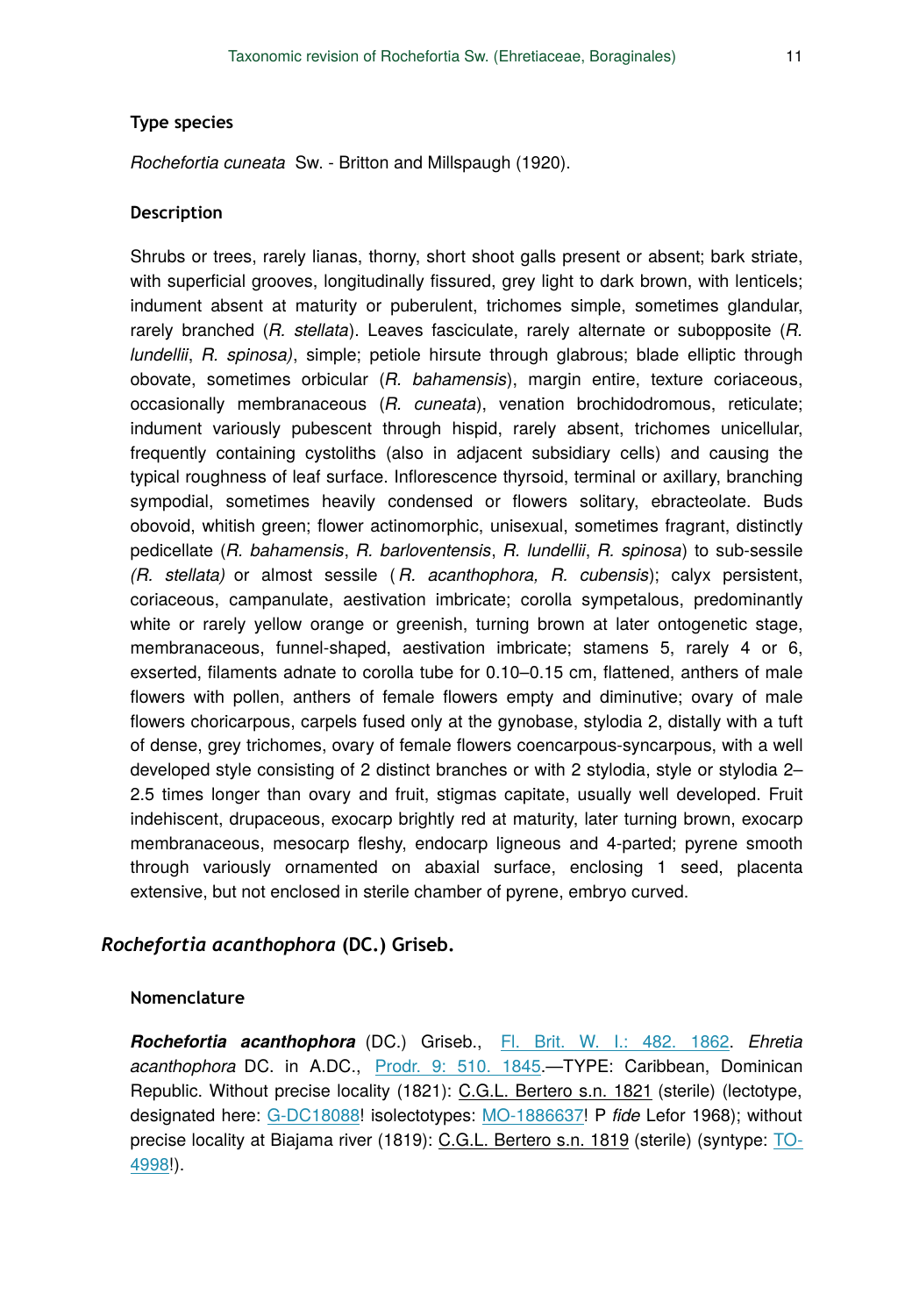### Type species

*Rochefortia cuneata* Sw. - Britton and Millspaugh (1920).

### Description

Shrubs or trees, rarely lianas, thorny, short shoot galls present or absent; bark striate, with superficial grooves, longitudinally fissured, grey light to dark brown, with lenticels; indument absent at maturity or puberulent, trichomes simple, sometimes glandular, rarely branched (*R. stellata*). Leaves fasciculate, rarely alternate or subopposite (*R. lundellii*, *R. spinosa)*, simple; petiole hirsute through glabrous; blade elliptic through obovate, sometimes orbicular (*R. bahamensis*), margin entire, texture coriaceous, occasionally membranaceous (*R. cuneata*), venation brochidodromous, reticulate; indument variously pubescent through hispid, rarely absent, trichomes unicellular, frequently containing cystoliths (also in adjacent subsidiary cells) and causing the typical roughness of leaf surface. Inflorescence thyrsoid, terminal or axillary, branching sympodial, sometimes heavily condensed or flowers solitary, ebracteolate. Buds obovoid, whitish green; flower actinomorphic, unisexual, sometimes fragrant, distinctly pedicellate (*R. bahamensis*, *R. barloventensis*, *R. lundellii*, *R. spinosa*) to sub-sessile *(R. stellata)* or almost sessile (*R. acanthophora, R. cubensis*); calyx persistent, coriaceous, campanulate, aestivation imbricate; corolla sympetalous, predominantly white or rarely yellow orange or greenish, turning brown at later ontogenetic stage, membranaceous, funnel-shaped, aestivation imbricate; stamens 5, rarely 4 or 6, exserted, filaments adnate to corolla tube for 0.10–0.15 cm, flattened, anthers of male flowers with pollen, anthers of female flowers empty and diminutive; ovary of male flowers choricarpous, carpels fused only at the gynobase, stylodia 2, distally with a tuft of dense, grey trichomes, ovary of female flowers coencarpous-syncarpous, with a well developed style consisting of 2 distinct branches or with 2 stylodia, style or stylodia 2–2.5 times longer than ovary and fruit, stigmas capitate, usually well developed. Fruit indehiscent, drupaceous, exocarp brightly red at maturity, later turning brown, exocarp membranaceous, mesocarp fleshy, endocarp ligneous and 4-parted; pyrene smooth through variously ornamented on abaxial surface, enclosing 1 seed, placenta extensive, but not enclosed in sterile chamber of pyrene, embryo curved.

## *Rochefortia acanthophora* (DC.) Griseb.

### Nomenclature

***Rochefortia acanthophora*** (DC.) Griseb., Fl. Brit. W. I.: 482. 1862. *Ehretia acanthophora* DC. in A.DC., Prodr. 9: 510. 1845.—TYPE: Caribbean, Dominican Republic. Without precise locality (1821): C.G.L. Bertero s.n. 1821 (sterile) (lectotype, designated here: G-DC18088! isolectotypes: MO-1886637! P *fide* Lefor 1968); without precise locality at Biajama river (1819): C.G.L. Bertero s.n. 1819 (sterile) (syntype: TO-4998!).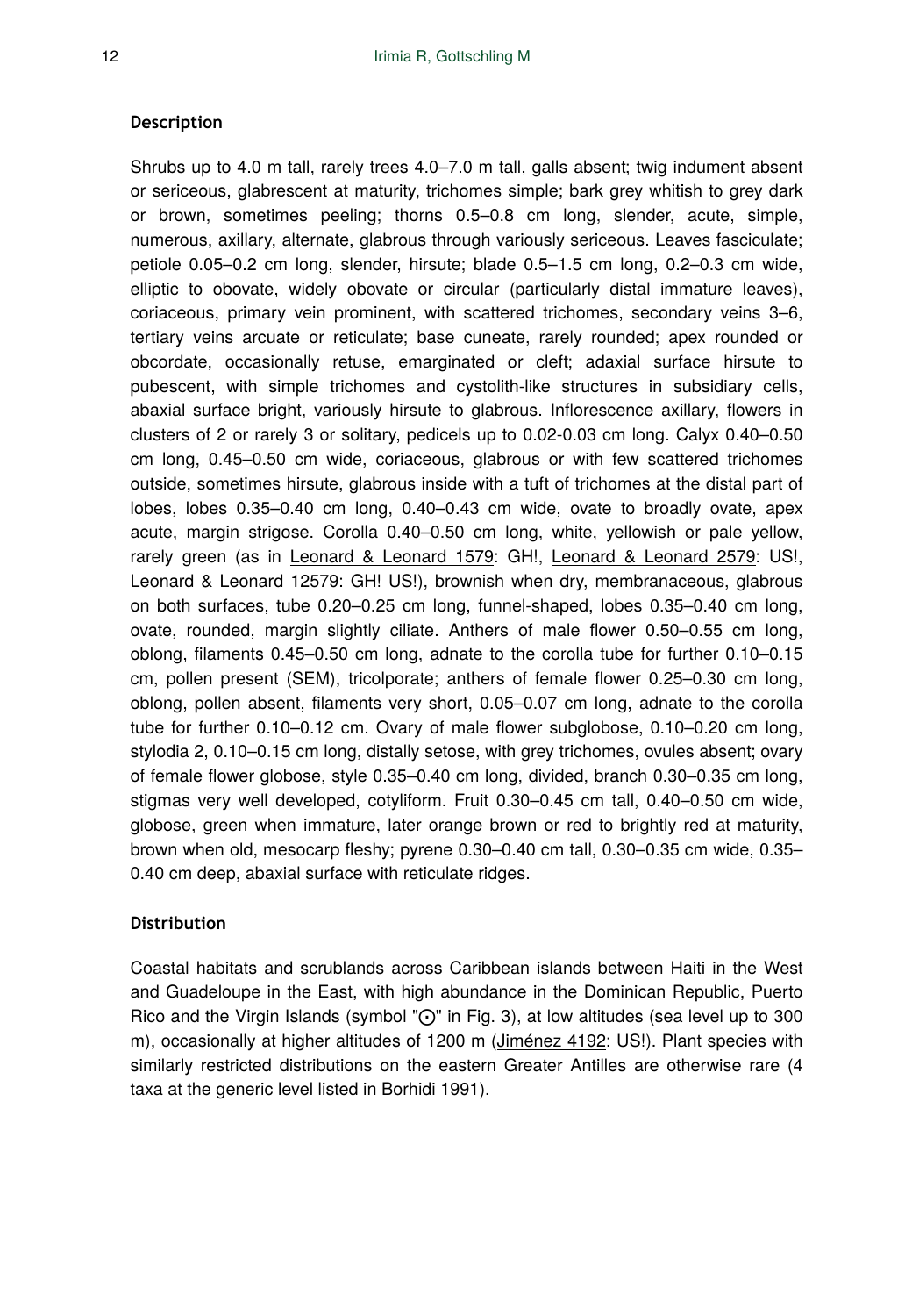### Description

Shrubs up to 4.0 m tall, rarely trees 4.0–7.0 m tall, galls absent; twig indument absent or sericeous, glabrescent at maturity, trichomes simple; bark grey whitish to grey dark or brown, sometimes peeling; thorns 0.5–0.8 cm long, slender, acute, simple, numerous, axillary, alternate, glabrous through variously sericeous. Leaves fasciculate; petiole 0.05–0.2 cm long, slender, hirsute; blade 0.5–1.5 cm long, 0.2–0.3 cm wide, elliptic to obovate, widely obovate or circular (particularly distal immature leaves), coriaceous, primary vein prominent, with scattered trichomes, secondary veins 3–6, tertiary veins arcuate or reticulate; base cuneate, rarely rounded; apex rounded or obcordate, occasionally retuse, emarginated or cleft; adaxial surface hirsute to pubescent, with simple trichomes and cystolith-like structures in subsidiary cells, abaxial surface bright, variously hirsute to glabrous. Inflorescence axillary, flowers in clusters of 2 or rarely 3 or solitary, pedicels up to 0.02-0.03 cm long. Calyx 0.40–0.50 cm long, 0.45–0.50 cm wide, coriaceous, glabrous or with few scattered trichomes outside, sometimes hirsute, glabrous inside with a tuft of trichomes at the distal part of lobes, lobes 0.35–0.40 cm long, 0.40–0.43 cm wide, ovate to broadly ovate, apex acute, margin strigose. Corolla 0.40–0.50 cm long, white, yellowish or pale yellow, rarely green (as in Leonard & Leonard 1579: GH!, Leonard & Leonard 2579: US!, Leonard & Leonard 12579: GH! US!), brownish when dry, membranaceous, glabrous on both surfaces, tube 0.20–0.25 cm long, funnel-shaped, lobes 0.35–0.40 cm long, ovate, rounded, margin slightly ciliate. Anthers of male flower 0.50–0.55 cm long, oblong, filaments 0.45–0.50 cm long, adnate to the corolla tube for further 0.10–0.15 cm, pollen present (SEM), tricolporate; anthers of female flower 0.25–0.30 cm long, oblong, pollen absent, filaments very short, 0.05–0.07 cm long, adnate to the corolla tube for further 0.10–0.12 cm. Ovary of male flower subglobose, 0.10–0.20 cm long, stylodia 2, 0.10–0.15 cm long, distally setose, with grey trichomes, ovules absent; ovary of female flower globose, style 0.35–0.40 cm long, divided, branch 0.30–0.35 cm long, stigmas very well developed, cotyliform. Fruit 0.30–0.45 cm tall, 0.40–0.50 cm wide, globose, green when immature, later orange brown or red to brightly red at maturity, brown when old, mesocarp fleshy; pyrene 0.30–0.40 cm tall, 0.30–0.35 cm wide, 0.35–0.40 cm deep, abaxial surface with reticulate ridges.

### Distribution

Coastal habitats and scrublands across Caribbean islands between Haiti in the West and Guadeloupe in the East, with high abundance in the Dominican Republic, Puerto Rico and the Virgin Islands (symbol "⨀" in Fig. 3), at low altitudes (sea level up to 300 m), occasionally at higher altitudes of 1200 m (Jiménez 4192: US!). Plant species with similarly restricted distributions on the eastern Greater Antilles are otherwise rare (4 taxa at the generic level listed in Borhidi 1991).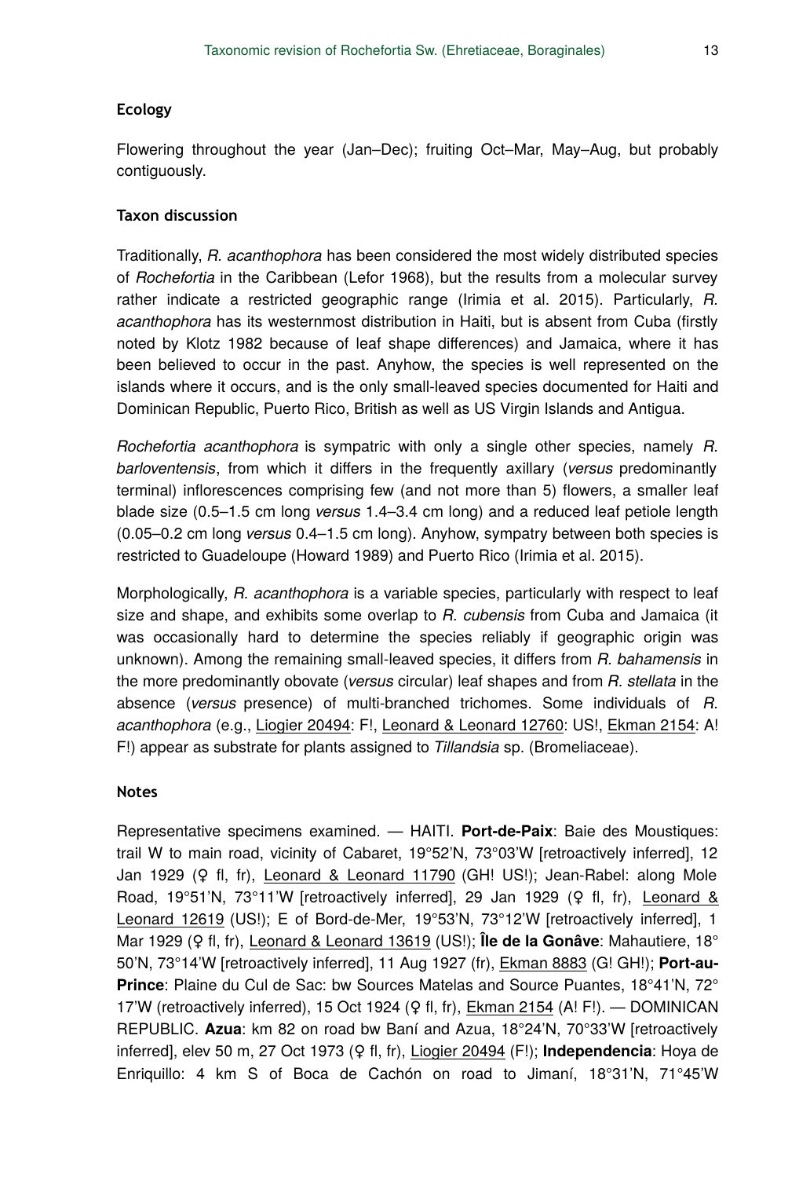#### Ecology

Flowering throughout the year (Jan–Dec); fruiting Oct–Mar, May–Aug, but probably contiguously.

#### Taxon discussion

Traditionally, *R. acanthophora* has been considered the most widely distributed species of *Rochefortia* in the Caribbean (Lefor 1968), but the results from a molecular survey rather indicate a restricted geographic range (Irimia et al. 2015). Particularly, *R. acanthophora* has its westernmost distribution in Haiti, but is absent from Cuba (firstly noted by Klotz 1982 because of leaf shape differences) and Jamaica, where it has been believed to occur in the past. Anyhow, the species is well represented on the islands where it occurs, and is the only small-leaved species documented for Haiti and Dominican Republic, Puerto Rico, British as well as US Virgin Islands and Antigua.

*Rochefortia acanthophora* is sympatric with only a single other species, namely *R. barloventensis*, from which it differs in the frequently axillary (*versus* predominantly terminal) inflorescences comprising few (and not more than 5) flowers, a smaller leaf blade size (0.5–1.5 cm long *versus* 1.4–3.4 cm long) and a reduced leaf petiole length (0.05–0.2 cm long *versus* 0.4–1.5 cm long). Anyhow, sympatry between both species is restricted to Guadeloupe (Howard 1989) and Puerto Rico (Irimia et al. 2015).

Morphologically, *R. acanthophora* is a variable species, particularly with respect to leaf size and shape, and exhibits some overlap to *R. cubensis* from Cuba and Jamaica (it was occasionally hard to determine the species reliably if geographic origin was unknown). Among the remaining small-leaved species, it differs from *R. bahamensis* in the more predominantly obovate (*versus* circular) leaf shapes and from *R. stellata* in the absence (*versus* presence) of multi-branched trichomes. Some individuals of *R. acanthophora* (e.g., Liogier 20494: F!, Leonard & Leonard 12760: US!, Ekman 2154: A! F!) appear as substrate for plants assigned to *Tillandsia* sp. (Bromeliaceae).

#### Notes

Representative specimens examined. — HAITI. **Port-de-Paix**: Baie des Moustiques: trail W to main road, vicinity of Cabaret, 19°52'N, 73°03'W [retroactively inferred], 12 Jan 1929 (♀ fl, fr), Leonard & Leonard 11790 (GH! US!); Jean-Rabel: along Mole Road, 19°51'N, 73°11'W [retroactively inferred], 29 Jan 1929 (♀ fl, fr), Leonard & Leonard 12619 (US!); E of Bord-de-Mer, 19°53'N, 73°12'W [retroactively inferred], 1 Mar 1929 (♀ fl, fr), Leonard & Leonard 13619 (US!); **Île de la Gonâve**: Mahautiere, 18°50'N, 73°14'W [retroactively inferred], 11 Aug 1927 (fr), Ekman 8883 (G! GH!); **Port-au-Prince**: Plaine du Cul de Sac: bw Sources Matelas and Source Puantes, 18°41'N, 72°17'W (retroactively inferred), 15 Oct 1924 (♀ fl, fr), Ekman 2154 (A! F!). — DOMINICAN REPUBLIC. **Azua**: km 82 on road bw Baní and Azua, 18°24'N, 70°33'W [retroactively inferred], elev 50 m, 27 Oct 1973 (♀ fl, fr), Liogier 20494 (F!); **Independencia**: Hoya de Enriquillo: 4 km S of Boca de Cachón on road to Jimaní, 18°31'N, 71°45'W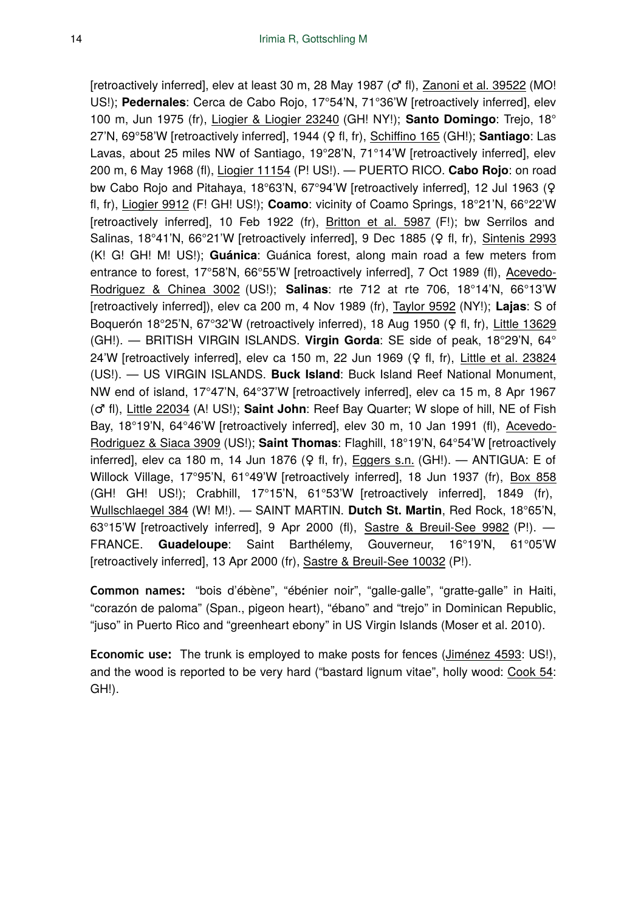[retroactively inferred], elev at least 30 m, 28 May 1987 (♂ fl), Zanoni et al. 39522 (MO! US!); **Pedernales**: Cerca de Cabo Rojo, 17°54'N, 71°36'W [retroactively inferred], elev 100 m, Jun 1975 (fr), Liogier & Liogier 23240 (GH! NY!); **Santo Domingo**: Trejo, 18° 27'N, 69°58'W [retroactively inferred], 1944 (♀ fl, fr), Schiffino 165 (GH!); **Santiago**: Las Lavas, about 25 miles NW of Santiago, 19°28'N, 71°14'W [retroactively inferred], elev 200 m, 6 May 1968 (fl), Liogier 11154 (P! US!). — PUERTO RICO. **Cabo Rojo**: on road bw Cabo Rojo and Pitahaya, 18°63'N, 67°94'W [retroactively inferred], 12 Jul 1963 (♀ fl, fr), Liogier 9912 (F! GH! US!); **Coamo**: vicinity of Coamo Springs, 18°21'N, 66°22'W [retroactively inferred], 10 Feb 1922 (fr), Britton et al. 5987 (F!); bw Serrilos and Salinas, 18°41'N, 66°21'W [retroactively inferred], 9 Dec 1885 (♀ fl, fr), Sintenis 2993 (K! G! GH! M! US!); **Guánica**: Guánica forest, along main road a few meters from entrance to forest, 17°58'N, 66°55'W [retroactively inferred], 7 Oct 1989 (fl), Acevedo-Rodriguez & Chinea 3002 (US!); **Salinas**: rte 712 at rte 706, 18°14'N, 66°13'W [retroactively inferred]), elev ca 200 m, 4 Nov 1989 (fr), Taylor 9592 (NY!); **Lajas**: S of Boquerón 18°25'N, 67°32'W (retroactively inferred), 18 Aug 1950 (♀ fl, fr), Little 13629 (GH!). — BRITISH VIRGIN ISLANDS. **Virgin Gorda**: SE side of peak, 18°29'N, 64° 24'W [retroactively inferred], elev ca 150 m, 22 Jun 1969 (♀ fl, fr), Little et al. 23824 (US!). — US VIRGIN ISLANDS. **Buck Island**: Buck Island Reef National Monument, NW end of island, 17°47'N, 64°37'W [retroactively inferred], elev ca 15 m, 8 Apr 1967 (♂ fl), Little 22034 (A! US!); **Saint John**: Reef Bay Quarter; W slope of hill, NE of Fish Bay, 18°19'N, 64°46'W [retroactively inferred], elev 30 m, 10 Jan 1991 (fl), Acevedo-Rodriguez & Siaca 3909 (US!); **Saint Thomas**: Flaghill, 18°19'N, 64°54'W [retroactively inferred], elev ca 180 m, 14 Jun 1876 (♀ fl, fr), Eggers s.n. (GH!). — ANTIGUA: E of Willock Village, 17°95'N, 61°49'W [retroactively inferred], 18 Jun 1937 (fr), Box 858 (GH! GH! US!); Crabhill, 17°15'N, 61°53'W [retroactively inferred], 1849 (fr), Wullschlaegel 384 (W! M!). — SAINT MARTIN. **Dutch St. Martin**, Red Rock, 18°65'N, 63°15'W [retroactively inferred], 9 Apr 2000 (fl), Sastre & Breuil-See 9982 (P!). — FRANCE. **Guadeloupe**: Saint Barthélemy, Gouverneur, 16°19'N, 61°05'W [retroactively inferred], 13 Apr 2000 (fr), Sastre & Breuil-See 10032 (P!).

**Common names:** "bois d'ébène", "ébénier noir", "galle-galle", "gratte-galle" in Haiti, "corazón de paloma" (Span., pigeon heart), "ébano" and "trejo" in Dominican Republic, "juso" in Puerto Rico and "greenheart ebony" in US Virgin Islands (Moser et al. 2010).

**Economic use:** The trunk is employed to make posts for fences (Jiménez 4593: US!), and the wood is reported to be very hard ("bastard lignum vitae", holly wood: Cook 54: GH!).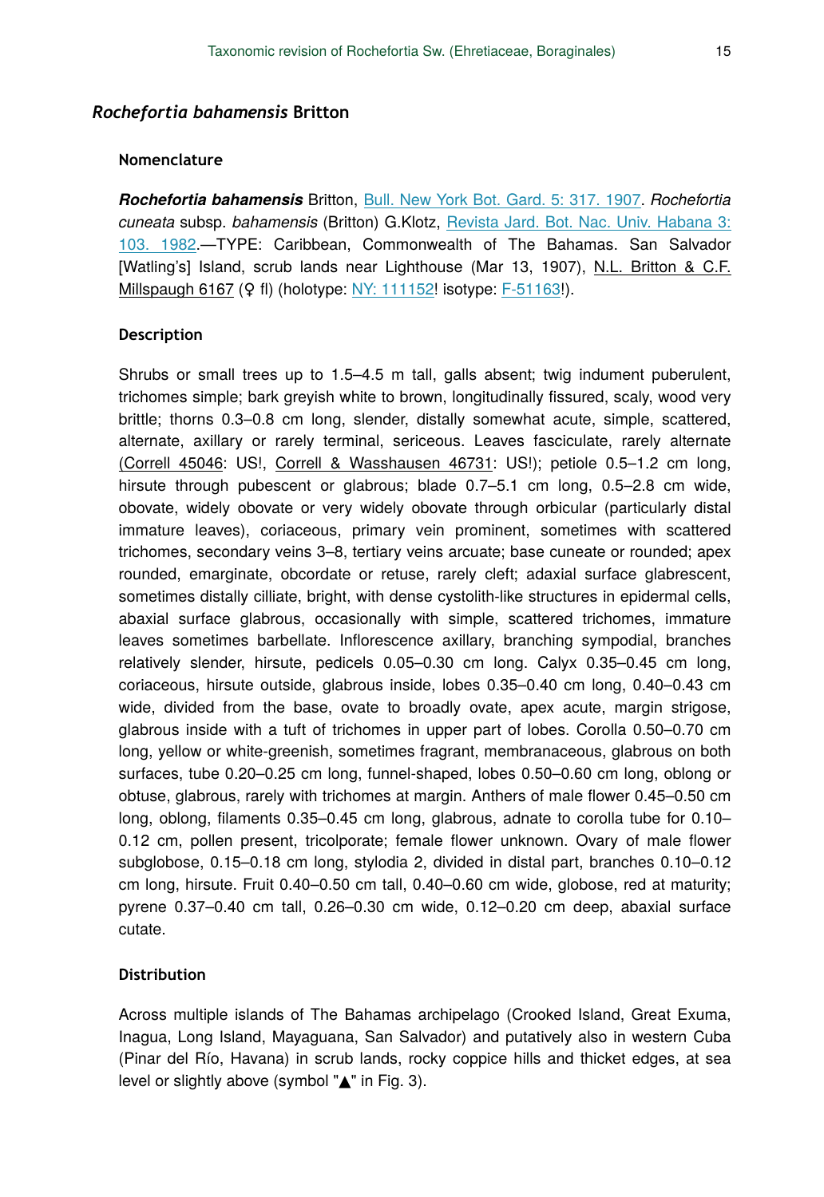## *Rochefortia bahamensis* Britton

### Nomenclature

***Rochefortia bahamensis*** Britton, Bull. New York Bot. Gard. 5: 317. 1907. *Rochefortia cuneata* subsp. *bahamensis* (Britton) G.Klotz, Revista Jard. Bot. Nac. Univ. Habana 3: 103. 1982.—TYPE: Caribbean, Commonwealth of The Bahamas. San Salvador [Watling's] Island, scrub lands near Lighthouse (Mar 13, 1907), N.L. Britton & C.F. Millspaugh 6167 (♀ fl) (holotype: NY: 111152! isotype: F-51163!).

### Description

Shrubs or small trees up to 1.5–4.5 m tall, galls absent; twig indument puberulent, trichomes simple; bark greyish white to brown, longitudinally fissured, scaly, wood very brittle; thorns 0.3–0.8 cm long, slender, distally somewhat acute, simple, scattered, alternate, axillary or rarely terminal, sericeous. Leaves fasciculate, rarely alternate (Correll 45046: US!, Correll & Wasshausen 46731: US!); petiole 0.5–1.2 cm long, hirsute through pubescent or glabrous; blade 0.7–5.1 cm long, 0.5–2.8 cm wide, obovate, widely obovate or very widely obovate through orbicular (particularly distal immature leaves), coriaceous, primary vein prominent, sometimes with scattered trichomes, secondary veins 3–8, tertiary veins arcuate; base cuneate or rounded; apex rounded, emarginate, obcordate or retuse, rarely cleft; adaxial surface glabrescent, sometimes distally cilliate, bright, with dense cystolith-like structures in epidermal cells, abaxial surface glabrous, occasionally with simple, scattered trichomes, immature leaves sometimes barbellate. Inflorescence axillary, branching sympodial, branches relatively slender, hirsute, pedicels 0.05–0.30 cm long. Calyx 0.35–0.45 cm long, coriaceous, hirsute outside, glabrous inside, lobes 0.35–0.40 cm long, 0.40–0.43 cm wide, divided from the base, ovate to broadly ovate, apex acute, margin strigose, glabrous inside with a tuft of trichomes in upper part of lobes. Corolla 0.50–0.70 cm long, yellow or white-greenish, sometimes fragrant, membranaceous, glabrous on both surfaces, tube 0.20–0.25 cm long, funnel-shaped, lobes 0.50–0.60 cm long, oblong or obtuse, glabrous, rarely with trichomes at margin. Anthers of male flower 0.45–0.50 cm long, oblong, filaments 0.35–0.45 cm long, glabrous, adnate to corolla tube for 0.10–0.12 cm, pollen present, tricolporate; female flower unknown. Ovary of male flower subglobose, 0.15–0.18 cm long, stylodia 2, divided in distal part, branches 0.10–0.12 cm long, hirsute. Fruit 0.40–0.50 cm tall, 0.40–0.60 cm wide, globose, red at maturity; pyrene 0.37–0.40 cm tall, 0.26–0.30 cm wide, 0.12–0.20 cm deep, abaxial surface cutate.

### Distribution

Across multiple islands of The Bahamas archipelago (Crooked Island, Great Exuma, Inagua, Long Island, Mayaguana, San Salvador) and putatively also in western Cuba (Pinar del Río, Havana) in scrub lands, rocky coppice hills and thicket edges, at sea level or slightly above (symbol "▲" in Fig. 3).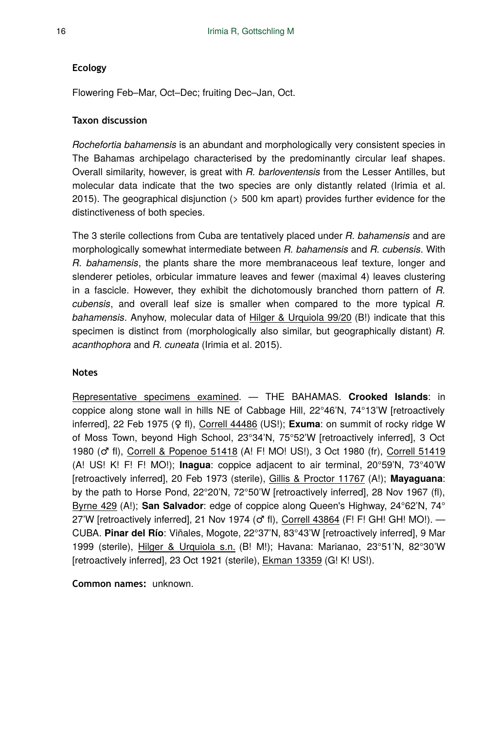### Ecology

Flowering Feb–Mar, Oct–Dec; fruiting Dec–Jan, Oct.

### Taxon discussion

*Rochefortia bahamensis* is an abundant and morphologically very consistent species in The Bahamas archipelago characterised by the predominantly circular leaf shapes. Overall similarity, however, is great with *R. barloventensis* from the Lesser Antilles, but molecular data indicate that the two species are only distantly related (Irimia et al. 2015). The geographical disjunction (> 500 km apart) provides further evidence for the distinctiveness of both species.

The 3 sterile collections from Cuba are tentatively placed under *R. bahamensis* and are morphologically somewhat intermediate between *R. bahamensis* and *R. cubensis*. With *R. bahamensis*, the plants share the more membranaceous leaf texture, longer and slenderer petioles, orbicular immature leaves and fewer (maximal 4) leaves clustering in a fascicle. However, they exhibit the dichotomously branched thorn pattern of *R. cubensis*, and overall leaf size is smaller when compared to the more typical *R. bahamensis*. Anyhow, molecular data of Hilger & Urquiola 99/20 (B!) indicate that this specimen is distinct from (morphologically also similar, but geographically distant) *R. acanthophora* and *R. cuneata* (Irimia et al. 2015).

### Notes

Representative specimens examined. — THE BAHAMAS. **Crooked Islands**: in coppice along stone wall in hills NE of Cabbage Hill, 22°46'N, 74°13'W [retroactively inferred], 22 Feb 1975 (♀ fl), Correll 44486 (US!); **Exuma**: on summit of rocky ridge W of Moss Town, beyond High School, 23°34'N, 75°52'W [retroactively inferred], 3 Oct 1980 (♂ fl), Correll & Popenoe 51418 (A! F! MO! US!), 3 Oct 1980 (fr), Correll 51419 (A! US! K! F! F! MO!); **Inagua**: coppice adjacent to air terminal, 20°59'N, 73°40'W [retroactively inferred], 20 Feb 1973 (sterile), Gillis & Proctor 11767 (A!); **Mayaguana**: by the path to Horse Pond, 22°20'N, 72°50'W [retroactively inferred], 28 Nov 1967 (fl), Byrne 429 (A!); **San Salvador**: edge of coppice along Queen's Highway, 24°62'N, 74°27'W [retroactively inferred], 21 Nov 1974 (♂ fl), Correll 43864 (F! F! GH! GH! MO!). — CUBA. **Pinar del Río**: Viñales, Mogote, 22°37'N, 83°43'W [retroactively inferred], 9 Mar 1999 (sterile), Hilger & Urquiola s.n. (B! M!); Havana: Marianao, 23°51'N, 82°30'W [retroactively inferred], 23 Oct 1921 (sterile), Ekman 13359 (G! K! US!).

**Common names:** unknown.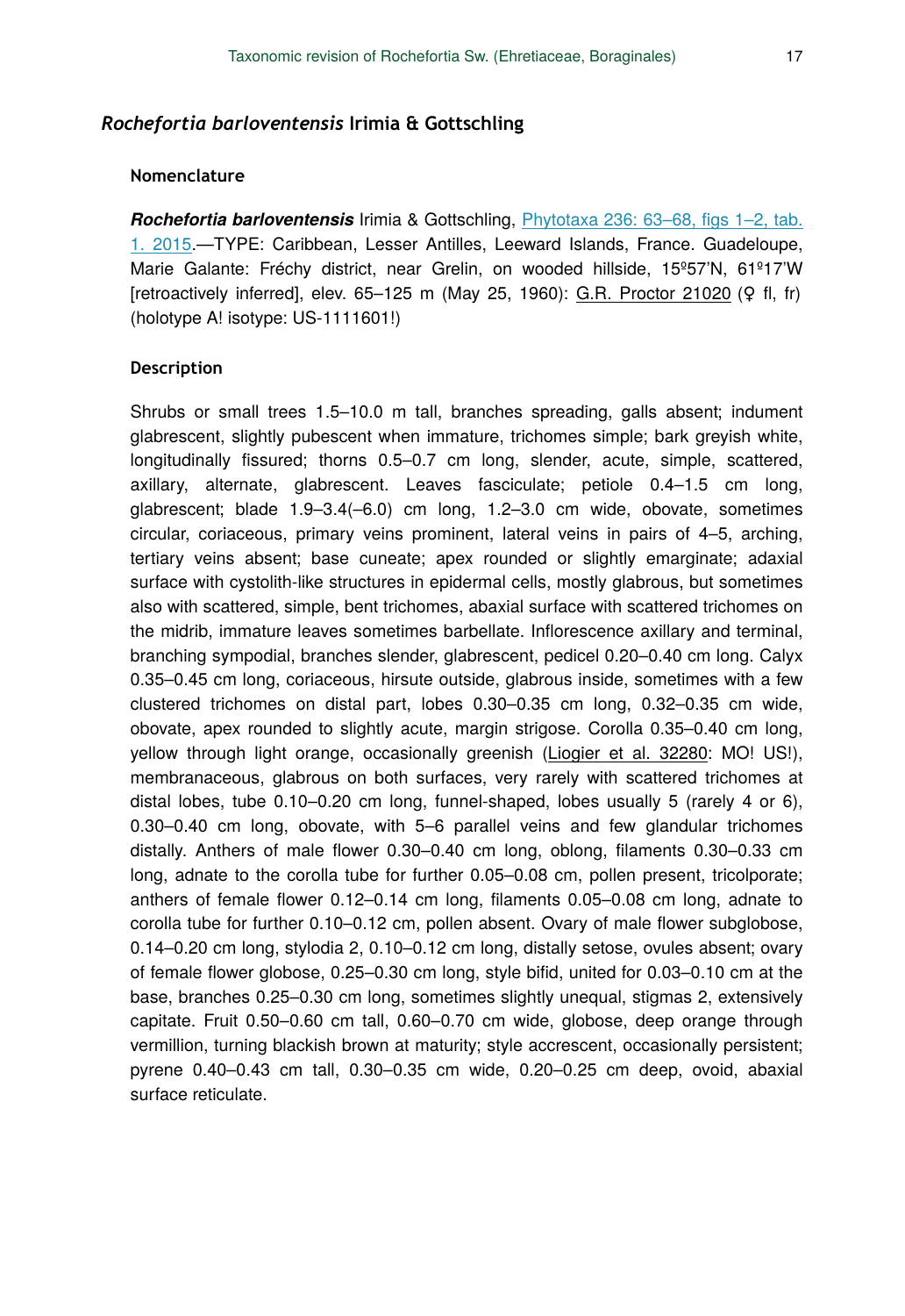## *Rochefortia barloventensis* Irimia & Gottschling

### Nomenclature

***Rochefortia barloventensis*** Irimia & Gottschling, Phytotaxa 236: 63–68, figs 1–2, tab. 1. 2015.—TYPE: Caribbean, Lesser Antilles, Leeward Islands, France. Guadeloupe, Marie Galante: Fréchy district, near Grelin, on wooded hillside, 15º57'N, 61º17'W [retroactively inferred], elev. 65–125 m (May 25, 1960): G.R. Proctor 21020 (♀ fl, fr) (holotype A! isotype: US-1111601!)

### Description

Shrubs or small trees 1.5–10.0 m tall, branches spreading, galls absent; indument glabrescent, slightly pubescent when immature, trichomes simple; bark greyish white, longitudinally fissured; thorns 0.5–0.7 cm long, slender, acute, simple, scattered, axillary, alternate, glabrescent. Leaves fasciculate; petiole 0.4–1.5 cm long, glabrescent; blade 1.9–3.4(–6.0) cm long, 1.2–3.0 cm wide, obovate, sometimes circular, coriaceous, primary veins prominent, lateral veins in pairs of 4–5, arching, tertiary veins absent; base cuneate; apex rounded or slightly emarginate; adaxial surface with cystolith-like structures in epidermal cells, mostly glabrous, but sometimes also with scattered, simple, bent trichomes, abaxial surface with scattered trichomes on the midrib, immature leaves sometimes barbellate. Inflorescence axillary and terminal, branching sympodial, branches slender, glabrescent, pedicel 0.20–0.40 cm long. Calyx 0.35–0.45 cm long, coriaceous, hirsute outside, glabrous inside, sometimes with a few clustered trichomes on distal part, lobes 0.30–0.35 cm long, 0.32–0.35 cm wide, obovate, apex rounded to slightly acute, margin strigose. Corolla 0.35–0.40 cm long, yellow through light orange, occasionally greenish (Liogier et al. 32280: MO! US!), membranaceous, glabrous on both surfaces, very rarely with scattered trichomes at distal lobes, tube 0.10–0.20 cm long, funnel-shaped, lobes usually 5 (rarely 4 or 6), 0.30–0.40 cm long, obovate, with 5–6 parallel veins and few glandular trichomes distally. Anthers of male flower 0.30–0.40 cm long, oblong, filaments 0.30–0.33 cm long, adnate to the corolla tube for further 0.05–0.08 cm, pollen present, tricolporate; anthers of female flower 0.12–0.14 cm long, filaments 0.05–0.08 cm long, adnate to corolla tube for further 0.10–0.12 cm, pollen absent. Ovary of male flower subglobose, 0.14–0.20 cm long, stylodia 2, 0.10–0.12 cm long, distally setose, ovules absent; ovary of female flower globose, 0.25–0.30 cm long, style bifid, united for 0.03–0.10 cm at the base, branches 0.25–0.30 cm long, sometimes slightly unequal, stigmas 2, extensively capitate. Fruit 0.50–0.60 cm tall, 0.60–0.70 cm wide, globose, deep orange through vermillion, turning blackish brown at maturity; style accrescent, occasionally persistent; pyrene 0.40–0.43 cm tall, 0.30–0.35 cm wide, 0.20–0.25 cm deep, ovoid, abaxial surface reticulate.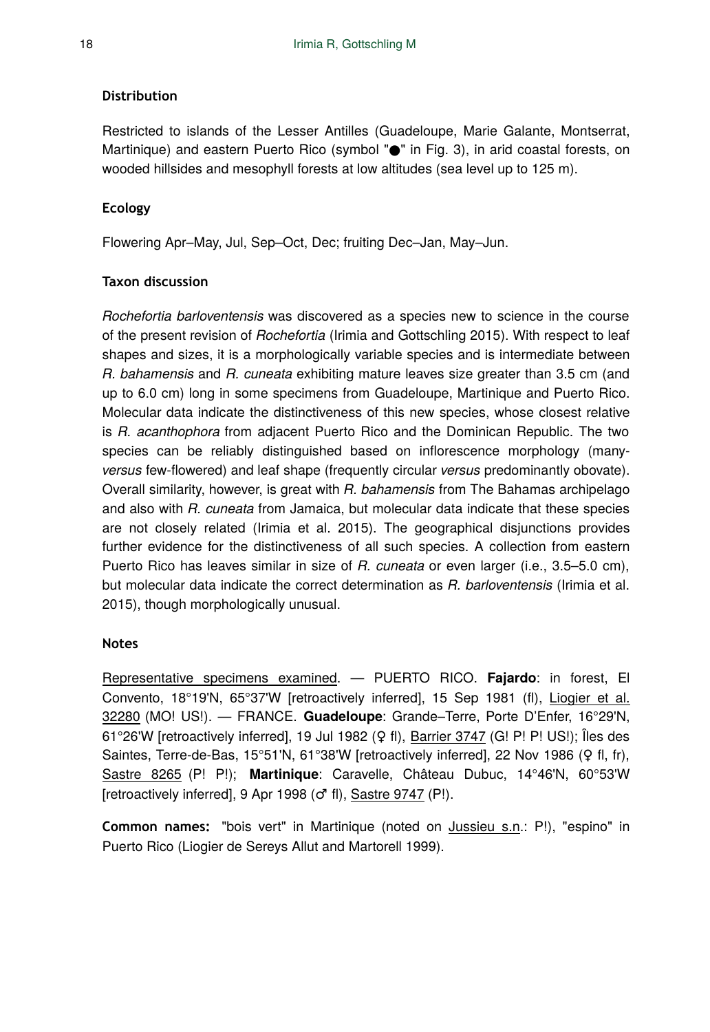#### Distribution

Restricted to islands of the Lesser Antilles (Guadeloupe, Marie Galante, Montserrat, Martinique) and eastern Puerto Rico (symbol "●" in Fig. 3), in arid coastal forests, on wooded hillsides and mesophyll forests at low altitudes (sea level up to 125 m).

#### Ecology

Flowering Apr–May, Jul, Sep–Oct, Dec; fruiting Dec–Jan, May–Jun.

#### Taxon discussion

*Rochefortia barloventensis* was discovered as a species new to science in the course of the present revision of *Rochefortia* (Irimia and Gottschling 2015). With respect to leaf shapes and sizes, it is a morphologically variable species and is intermediate between *R. bahamensis* and *R. cuneata* exhibiting mature leaves size greater than 3.5 cm (and up to 6.0 cm) long in some specimens from Guadeloupe, Martinique and Puerto Rico. Molecular data indicate the distinctiveness of this new species, whose closest relative is *R. acanthophora* from adjacent Puerto Rico and the Dominican Republic. The two species can be reliably distinguished based on inflorescence morphology (many- *versus* few-flowered) and leaf shape (frequently circular *versus* predominantly obovate). Overall similarity, however, is great with *R. bahamensis* from The Bahamas archipelago and also with *R. cuneata* from Jamaica, but molecular data indicate that these species are not closely related (Irimia et al. 2015). The geographical disjunctions provides further evidence for the distinctiveness of all such species. A collection from eastern Puerto Rico has leaves similar in size of *R. cuneata* or even larger (i.e., 3.5–5.0 cm), but molecular data indicate the correct determination as *R. barloventensis* (Irimia et al. 2015), though morphologically unusual.

#### Notes

Representative specimens examined. — PUERTO RICO. **Fajardo**: in forest, El Convento, 18°19'N, 65°37'W [retroactively inferred], 15 Sep 1981 (fl), Liogier et al. 32280 (MO! US!). — FRANCE. **Guadeloupe**: Grande–Terre, Porte D'Enfer, 16°29'N, 61°26'W [retroactively inferred], 19 Jul 1982 (♀ fl), Barrier 3747 (G! P! P! US!); Îles des Saintes, Terre-de-Bas, 15°51'N, 61°38'W [retroactively inferred], 22 Nov 1986 (♀ fl, fr), Sastre 8265 (P! P!); **Martinique**: Caravelle, Château Dubuc, 14°46'N, 60°53'W [retroactively inferred], 9 Apr 1998 (♂ fl), Sastre 9747 (P!).

**Common names:** "bois vert" in Martinique (noted on Jussieu s.n.: P!), "espino" in Puerto Rico (Liogier de Sereys Allut and Martorell 1999).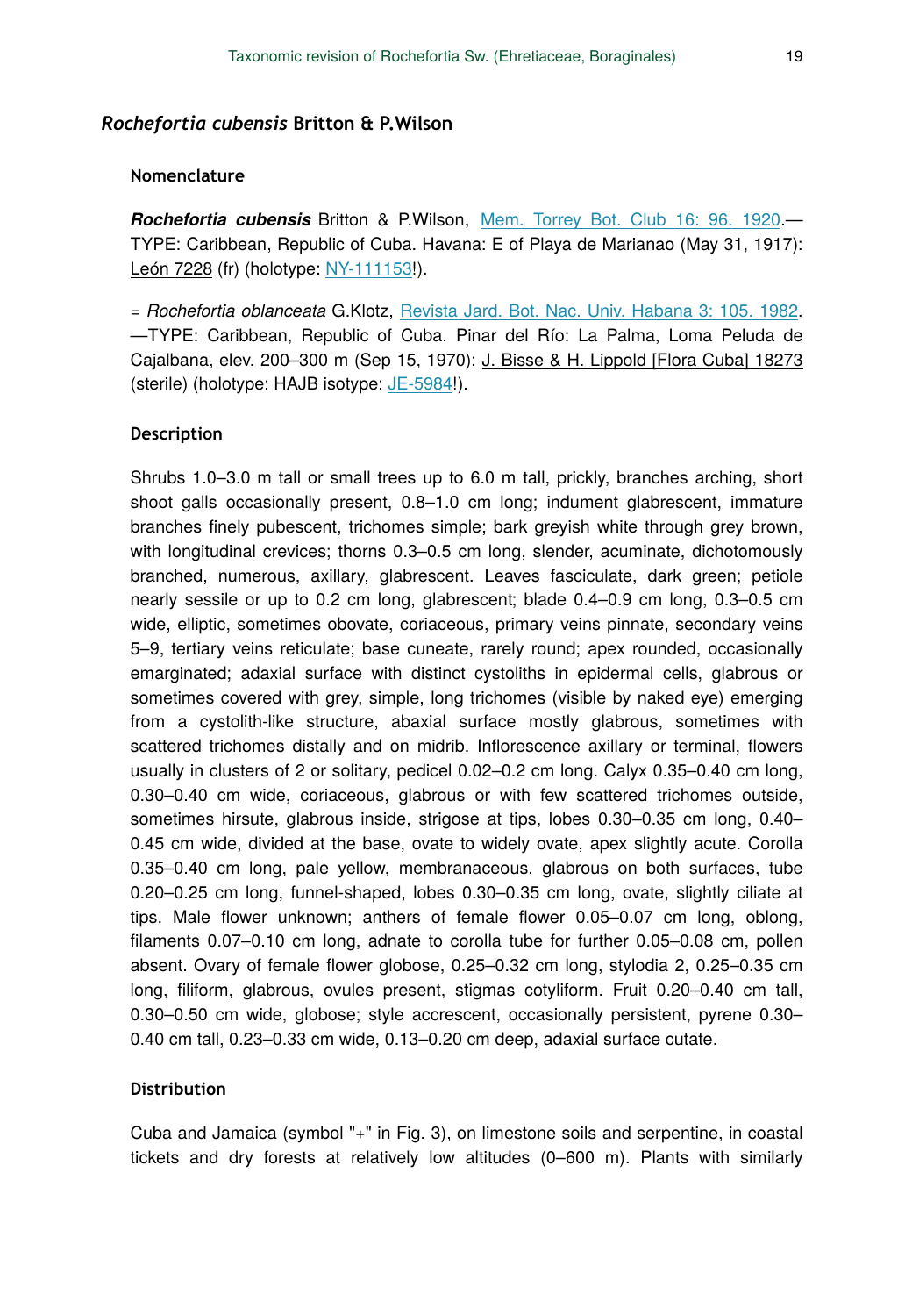## *Rochefortia cubensis* Britton & P.Wilson

### Nomenclature

***Rochefortia cubensis*** Britton & P.Wilson, Mem. Torrey Bot. Club 16: 96. 1920.—TYPE: Caribbean, Republic of Cuba. Havana: E of Playa de Marianao (May 31, 1917): León 7228 (fr) (holotype: NY-111153!).

= *Rochefortia oblanceata* G.Klotz, Revista Jard. Bot. Nac. Univ. Habana 3: 105. 1982. —TYPE: Caribbean, Republic of Cuba. Pinar del Río: La Palma, Loma Peluda de Cajalbana, elev. 200–300 m (Sep 15, 1970): J. Bisse & H. Lippold [Flora Cuba] 18273 (sterile) (holotype: HAJB isotype: JE-5984!).

### Description

Shrubs 1.0–3.0 m tall or small trees up to 6.0 m tall, prickly, branches arching, short shoot galls occasionally present, 0.8–1.0 cm long; indument glabrescent, immature branches finely pubescent, trichomes simple; bark greyish white through grey brown, with longitudinal crevices; thorns 0.3–0.5 cm long, slender, acuminate, dichotomously branched, numerous, axillary, glabrescent. Leaves fasciculate, dark green; petiole nearly sessile or up to 0.2 cm long, glabrescent; blade 0.4–0.9 cm long, 0.3–0.5 cm wide, elliptic, sometimes obovate, coriaceous, primary veins pinnate, secondary veins 5–9, tertiary veins reticulate; base cuneate, rarely round; apex rounded, occasionally emarginated; adaxial surface with distinct cystoliths in epidermal cells, glabrous or sometimes covered with grey, simple, long trichomes (visible by naked eye) emerging from a cystolith-like structure, abaxial surface mostly glabrous, sometimes with scattered trichomes distally and on midrib. Inflorescence axillary or terminal, flowers usually in clusters of 2 or solitary, pedicel 0.02–0.2 cm long. Calyx 0.35–0.40 cm long, 0.30–0.40 cm wide, coriaceous, glabrous or with few scattered trichomes outside, sometimes hirsute, glabrous inside, strigose at tips, lobes 0.30–0.35 cm long, 0.40–0.45 cm wide, divided at the base, ovate to widely ovate, apex slightly acute. Corolla 0.35–0.40 cm long, pale yellow, membranaceous, glabrous on both surfaces, tube 0.20–0.25 cm long, funnel-shaped, lobes 0.30–0.35 cm long, ovate, slightly ciliate at tips. Male flower unknown; anthers of female flower 0.05–0.07 cm long, oblong, filaments 0.07–0.10 cm long, adnate to corolla tube for further 0.05–0.08 cm, pollen absent. Ovary of female flower globose, 0.25–0.32 cm long, stylodia 2, 0.25–0.35 cm long, filiform, glabrous, ovules present, stigmas cotyliform. Fruit 0.20–0.40 cm tall, 0.30–0.50 cm wide, globose; style accrescent, occasionally persistent, pyrene 0.30–0.40 cm tall, 0.23–0.33 cm wide, 0.13–0.20 cm deep, adaxial surface cutate.

### Distribution

Cuba and Jamaica (symbol "+" in Fig. 3), on limestone soils and serpentine, in coastal tickets and dry forests at relatively low altitudes (0–600 m). Plants with similarly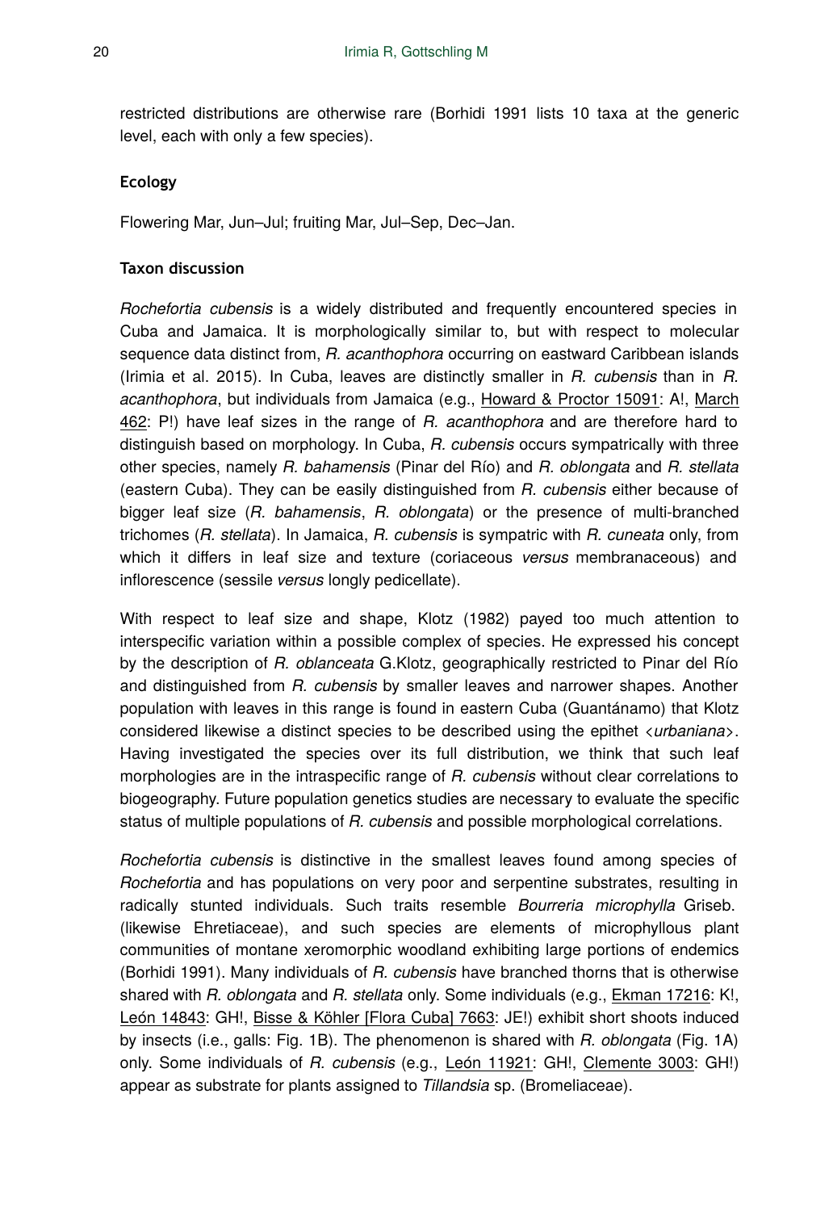restricted distributions are otherwise rare (Borhidi 1991 lists 10 taxa at the generic level, each with only a few species).

#### Ecology

Flowering Mar, Jun–Jul; fruiting Mar, Jul–Sep, Dec–Jan.

#### Taxon discussion

*Rochefortia cubensis* is a widely distributed and frequently encountered species in Cuba and Jamaica. It is morphologically similar to, but with respect to molecular sequence data distinct from, *R. acanthophora* occurring on eastward Caribbean islands (Irimia et al. 2015). In Cuba, leaves are distinctly smaller in *R. cubensis* than in *R. acanthophora*, but individuals from Jamaica (e.g., Howard & Proctor 15091: A!, March 462: P!) have leaf sizes in the range of *R. acanthophora* and are therefore hard to distinguish based on morphology. In Cuba, *R. cubensis* occurs sympatrically with three other species, namely *R. bahamensis* (Pinar del Río) and *R. oblongata* and *R. stellata* (eastern Cuba). They can be easily distinguished from *R. cubensis* either because of bigger leaf size (*R. bahamensis*, *R. oblongata*) or the presence of multi-branched trichomes (*R. stellata*). In Jamaica, *R. cubensis* is sympatric with *R. cuneata* only, from which it differs in leaf size and texture (coriaceous *versus* membranaceous) and inflorescence (sessile *versus* longly pedicellate).

With respect to leaf size and shape, Klotz (1982) payed too much attention to interspecific variation within a possible complex of species. He expressed his concept by the description of *R. oblanceata* G.Klotz, geographically restricted to Pinar del Río and distinguished from *R. cubensis* by smaller leaves and narrower shapes. Another population with leaves in this range is found in eastern Cuba (Guantánamo) that Klotz considered likewise a distinct species to be described using the epithet ‹*urbaniana*›. Having investigated the species over its full distribution, we think that such leaf morphologies are in the intraspecific range of *R. cubensis* without clear correlations to biogeography. Future population genetics studies are necessary to evaluate the specific status of multiple populations of *R. cubensis* and possible morphological correlations.

*Rochefortia cubensis* is distinctive in the smallest leaves found among species of *Rochefortia* and has populations on very poor and serpentine substrates, resulting in radically stunted individuals. Such traits resemble *Bourreria microphylla* Griseb. (likewise Ehretiaceae), and such species are elements of microphyllous plant communities of montane xeromorphic woodland exhibiting large portions of endemics (Borhidi 1991). Many individuals of *R. cubensis* have branched thorns that is otherwise shared with *R. oblongata* and *R. stellata* only. Some individuals (e.g., Ekman 17216: K!, León 14843: GH!, Bisse & Köhler [Flora Cuba] 7663: JE!) exhibit short shoots induced by insects (i.e., galls: Fig. 1B). The phenomenon is shared with *R. oblongata* (Fig. 1A) only. Some individuals of *R. cubensis* (e.g., León 11921: GH!, Clemente 3003: GH!) appear as substrate for plants assigned to *Tillandsia* sp. (Bromeliaceae).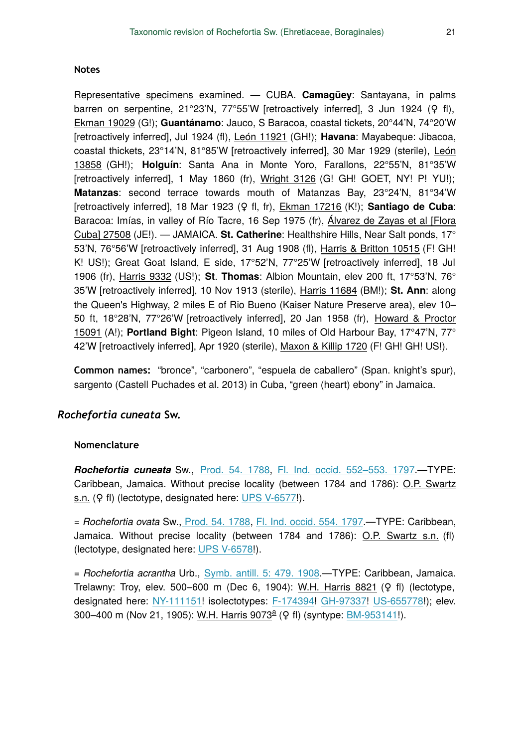#### Notes

Representative specimens examined. — CUBA. **Camagüey**: Santayana, in palms barren on serpentine, 21°23'N, 77°55'W [retroactively inferred], 3 Jun 1924 (♀ fl), Ekman 19029 (G!); **Guantánamo**: Jauco, S Baracoa, coastal tickets, 20°44'N, 74°20'W [retroactively inferred], Jul 1924 (fl), León 11921 (GH!); **Havana**: Mayabeque: Jibacoa, coastal thickets, 23°14'N, 81°85'W [retroactively inferred], 30 Mar 1929 (sterile), León 13858 (GH!); **Holguín**: Santa Ana in Monte Yoro, Farallons, 22°55'N, 81°35'W [retroactively inferred], 1 May 1860 (fr), Wright 3126 (G! GH! GOET, NY! P! YU!); **Matanzas**: second terrace towards mouth of Matanzas Bay, 23°24'N, 81°34'W [retroactively inferred], 18 Mar 1923 (♀ fl, fr), Ekman 17216 (K!); **Santiago de Cuba**: Baracoa: Imías, in valley of Río Tacre, 16 Sep 1975 (fr), Álvarez de Zayas et al [Flora Cuba] 27508 (JE!). — JAMAICA. **St. Catherine**: Healthshire Hills, Near Salt ponds, 17° 53'N, 76°56'W [retroactively inferred], 31 Aug 1908 (fl), Harris & Britton 10515 (F! GH! K! US!); Great Goat Island, E side, 17°52'N, 77°25'W [retroactively inferred], 18 Jul 1906 (fr), Harris 9332 (US!); **St. Thomas**: Albion Mountain, elev 200 ft, 17°53'N, 76° 35'W [retroactively inferred], 10 Nov 1913 (sterile), Harris 11684 (BM!); **St. Ann**: along the Queen's Highway, 2 miles E of Rio Bueno (Kaiser Nature Preserve area), elev 10–50 ft, 18°28'N, 77°26'W [retroactively inferred], 20 Jan 1958 (fr), Howard & Proctor 15091 (A!); **Portland Bight**: Pigeon Island, 10 miles of Old Harbour Bay, 17°47'N, 77° 42'W [retroactively inferred], Apr 1920 (sterile), Maxon & Killip 1720 (F! GH! GH! US!).

**Common names:** "bronce", "carbonero", "espuela de caballero" (Span. knight's spur), sargento (Castell Puchades et al. 2013) in Cuba, "green (heart) ebony" in Jamaica.

### *Rochefortia cuneata* Sw.

#### Nomenclature

***Rochefortia cuneata*** Sw., Prod. 54. 1788, Fl. Ind. occid. 552–553. 1797.—TYPE: Caribbean, Jamaica. Without precise locality (between 1784 and 1786): O.P. Swartz s.n. (♀ fl) (lectotype, designated here: UPS V-6577!).

= *Rochefortia ovata* Sw., Prod. 54. 1788, Fl. Ind. occid. 554. 1797.—TYPE: Caribbean, Jamaica. Without precise locality (between 1784 and 1786): O.P. Swartz s.n. (fl) (lectotype, designated here: UPS V-6578!).

= *Rochefortia acrantha* Urb., Symb. antill. 5: 479. 1908.—TYPE: Caribbean, Jamaica. Trelawny: Troy, elev. 500–600 m (Dec 6, 1904): W.H. Harris 8821 (♀ fl) (lectotype, designated here: NY-111151! isolectotypes: F-174394! GH-97337! US-655778!); elev. 300–400 m (Nov 21, 1905): W.H. Harris 9073[a] (♀ fl) (syntype: BM-953141!).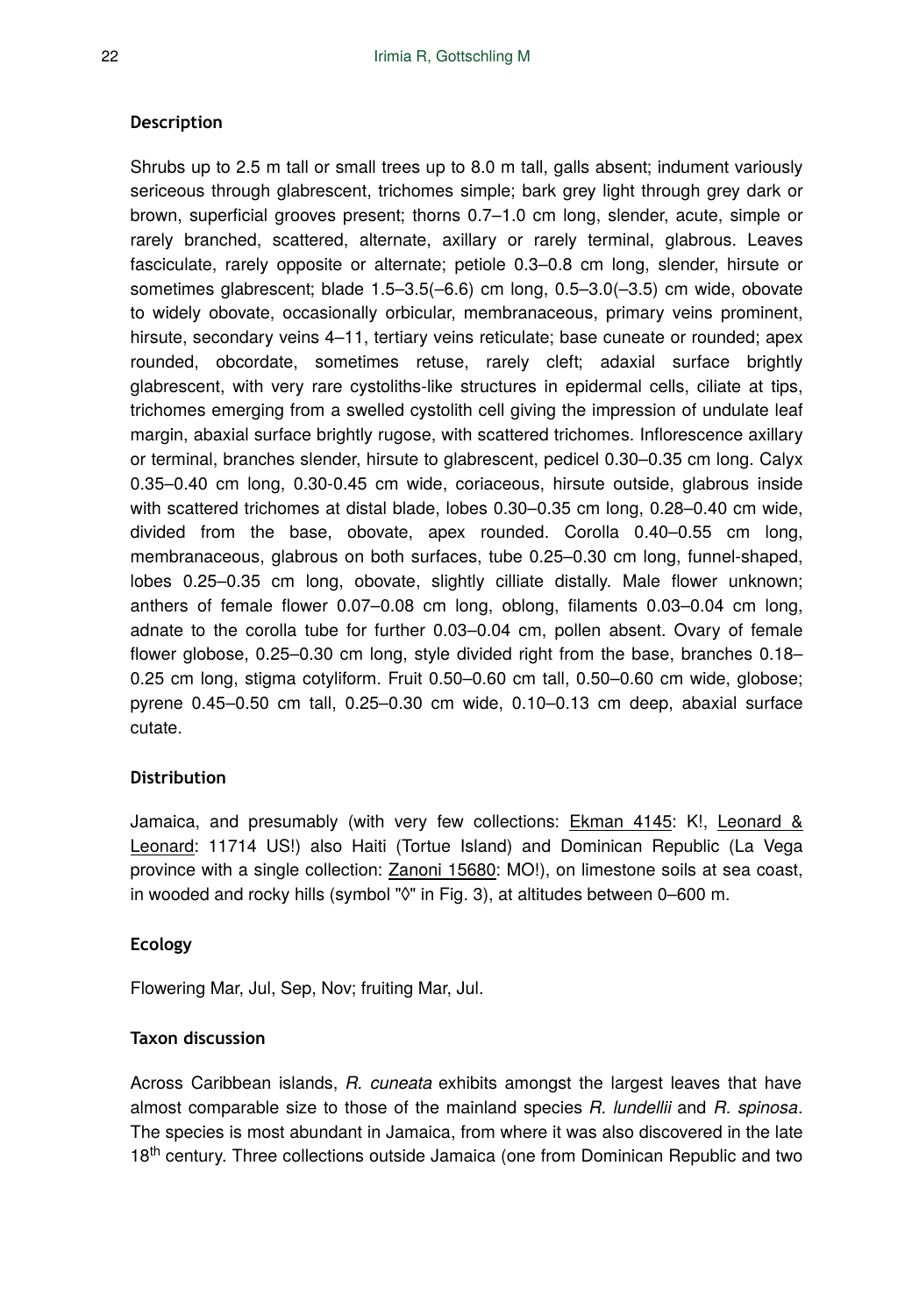#### Description

Shrubs up to 2.5 m tall or small trees up to 8.0 m tall, galls absent; indument variously sericeous through glabrescent, trichomes simple; bark grey light through grey dark or brown, superficial grooves present; thorns 0.7–1.0 cm long, slender, acute, simple or rarely branched, scattered, alternate, axillary or rarely terminal, glabrous. Leaves fasciculate, rarely opposite or alternate; petiole 0.3–0.8 cm long, slender, hirsute or sometimes glabrescent; blade 1.5–3.5(–6.6) cm long, 0.5–3.0(–3.5) cm wide, obovate to widely obovate, occasionally orbicular, membranaceous, primary veins prominent, hirsute, secondary veins 4–11, tertiary veins reticulate; base cuneate or rounded; apex rounded, obcordate, sometimes retuse, rarely cleft; adaxial surface brightly glabrescent, with very rare cystoliths-like structures in epidermal cells, ciliate at tips, trichomes emerging from a swelled cystolith cell giving the impression of undulate leaf margin, abaxial surface brightly rugose, with scattered trichomes. Inflorescence axillary or terminal, branches slender, hirsute to glabrescent, pedicel 0.30–0.35 cm long. Calyx 0.35–0.40 cm long, 0.30-0.45 cm wide, coriaceous, hirsute outside, glabrous inside with scattered trichomes at distal blade, lobes 0.30–0.35 cm long, 0.28–0.40 cm wide, divided from the base, obovate, apex rounded. Corolla 0.40–0.55 cm long, membranaceous, glabrous on both surfaces, tube 0.25–0.30 cm long, funnel-shaped, lobes 0.25–0.35 cm long, obovate, slightly cilliate distally. Male flower unknown; anthers of female flower 0.07–0.08 cm long, oblong, filaments 0.03–0.04 cm long, adnate to the corolla tube for further 0.03–0.04 cm, pollen absent. Ovary of female flower globose, 0.25–0.30 cm long, style divided right from the base, branches 0.18–0.25 cm long, stigma cotyliform. Fruit 0.50–0.60 cm tall, 0.50–0.60 cm wide, globose; pyrene 0.45–0.50 cm tall, 0.25–0.30 cm wide, 0.10–0.13 cm deep, abaxial surface cutate.

#### Distribution

Jamaica, and presumably (with very few collections: Ekman 4145: K!, Leonard & Leonard: 11714 US!) also Haiti (Tortue Island) and Dominican Republic (La Vega province with a single collection: Zanoni 15680: MO!), on limestone soils at sea coast, in wooded and rocky hills (symbol "◊" in Fig. 3), at altitudes between 0–600 m.

#### Ecology

Flowering Mar, Jul, Sep, Nov; fruiting Mar, Jul.

#### Taxon discussion

Across Caribbean islands, *R. cuneata* exhibits amongst the largest leaves that have almost comparable size to those of the mainland species *R. lundellii* and *R. spinosa*. The species is most abundant in Jamaica, from where it was also discovered in the late 18th century. Three collections outside Jamaica (one from Dominican Republic and two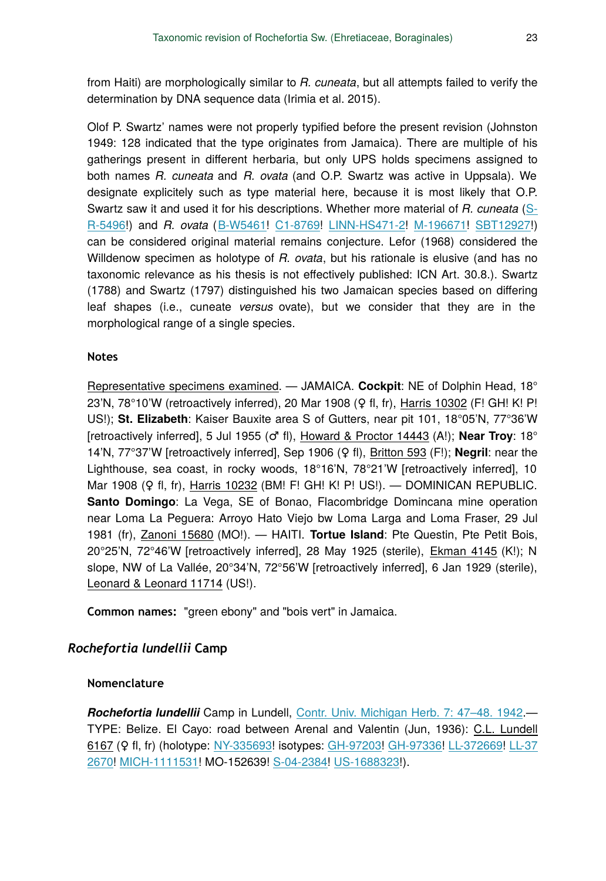from Haiti) are morphologically similar to *R. cuneata*, but all attempts failed to verify the determination by DNA sequence data (Irimia et al. 2015).

Olof P. Swartz' names were not properly typified before the present revision (Johnston 1949: 128 indicated that the type originates from Jamaica). There are multiple of his gatherings present in different herbaria, but only UPS holds specimens assigned to both names *R. cuneata* and *R. ovata* (and O.P. Swartz was active in Uppsala). We designate explicitely such as type material here, because it is most likely that O.P. Swartz saw it and used it for his descriptions. Whether more material of *R. cuneata* (S-R-5496!) and *R. ovata* (B-W5461! C1-8769! LINN-HS471-2! M-196671! SBT12927!) can be considered original material remains conjecture. Lefor (1968) considered the Willdenow specimen as holotype of *R. ovata*, but his rationale is elusive (and has no taxonomic relevance as his thesis is not effectively published: ICN Art. 30.8.). Swartz (1788) and Swartz (1797) distinguished his two Jamaican species based on differing leaf shapes (i.e., cuneate *versus* ovate), but we consider that they are in the morphological range of a single species.

#### Notes

Representative specimens examined. — JAMAICA. **Cockpit**: NE of Dolphin Head, 18° 23'N, 78°10'W (retroactively inferred), 20 Mar 1908 (♀ fl, fr), Harris 10302 (F! GH! K! P! US!); **St. Elizabeth**: Kaiser Bauxite area S of Gutters, near pit 101, 18°05'N, 77°36'W [retroactively inferred], 5 Jul 1955 (♂ fl), Howard & Proctor 14443 (A!); **Near Troy**: 18° 14'N, 77°37'W [retroactively inferred], Sep 1906 (♀ fl), Britton 593 (F!); **Negril**: near the Lighthouse, sea coast, in rocky woods, 18°16'N, 78°21'W [retroactively inferred], 10 Mar 1908 (♀ fl, fr), Harris 10232 (BM! F! GH! K! P! US!). — DOMINICAN REPUBLIC. **Santo Domingo**: La Vega, SE of Bonao, Flacombridge Domincana mine operation near Loma La Peguera: Arroyo Hato Viejo bw Loma Larga and Loma Fraser, 29 Jul 1981 (fr), Zanoni 15680 (MO!). — HAITI. **Tortue Island**: Pte Questin, Pte Petit Bois, 20°25'N, 72°46'W [retroactively inferred], 28 May 1925 (sterile), Ekman 4145 (K!); N slope, NW of La Vallée, 20°34'N, 72°56'W [retroactively inferred], 6 Jan 1929 (sterile), Leonard & Leonard 11714 (US!).

**Common names:** "green ebony" and "bois vert" in Jamaica.

### *Rochefortia lundellii* Camp

#### Nomenclature

***Rochefortia lundellii*** Camp in Lundell, Contr. Univ. Michigan Herb. 7: 47–48. 1942.— TYPE: Belize. El Cayo: road between Arenal and Valentin (Jun, 1936): C.L. Lundell 6167 (♀ fl, fr) (holotype: NY-335693! isotypes: GH-97203! GH-97336! LL-372669! LL-372670! MICH-1111531! MO-152639! S-04-2384! US-1688323!).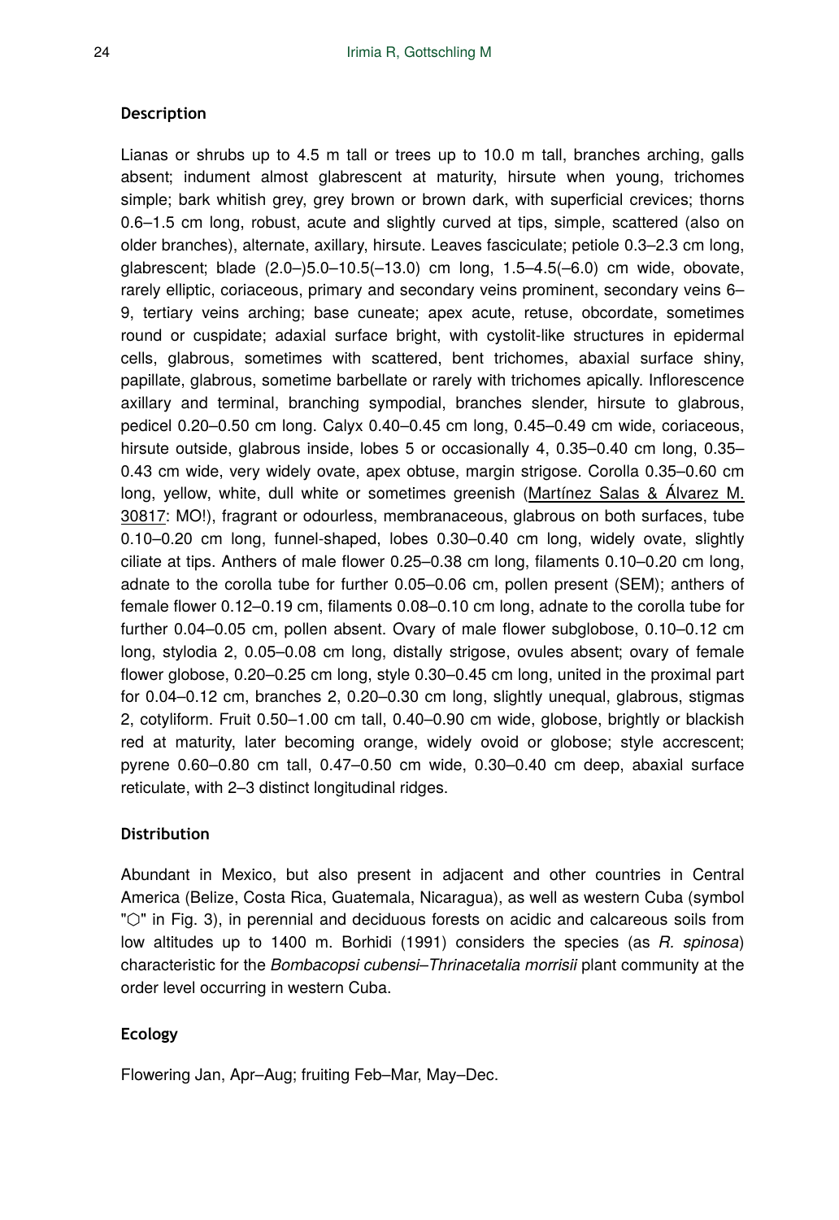#### Description

Lianas or shrubs up to 4.5 m tall or trees up to 10.0 m tall, branches arching, galls absent; indument almost glabrescent at maturity, hirsute when young, trichomes simple; bark whitish grey, grey brown or brown dark, with superficial crevices; thorns 0.6–1.5 cm long, robust, acute and slightly curved at tips, simple, scattered (also on older branches), alternate, axillary, hirsute. Leaves fasciculate; petiole 0.3–2.3 cm long, glabrescent; blade (2.0–)5.0–10.5(–13.0) cm long, 1.5–4.5(–6.0) cm wide, obovate, rarely elliptic, coriaceous, primary and secondary veins prominent, secondary veins 6–9, tertiary veins arching; base cuneate; apex acute, retuse, obcordate, sometimes round or cuspidate; adaxial surface bright, with cystolit-like structures in epidermal cells, glabrous, sometimes with scattered, bent trichomes, abaxial surface shiny, papillate, glabrous, sometime barbellate or rarely with trichomes apically. Inflorescence axillary and terminal, branching sympodial, branches slender, hirsute to glabrous, pedicel 0.20–0.50 cm long. Calyx 0.40–0.45 cm long, 0.45–0.49 cm wide, coriaceous, hirsute outside, glabrous inside, lobes 5 or occasionally 4, 0.35–0.40 cm long, 0.35–0.43 cm wide, very widely ovate, apex obtuse, margin strigose. Corolla 0.35–0.60 cm long, yellow, white, dull white or sometimes greenish (Martínez Salas & Álvarez M. 30817: MO!), fragrant or odourless, membranaceous, glabrous on both surfaces, tube 0.10–0.20 cm long, funnel-shaped, lobes 0.30–0.40 cm long, widely ovate, slightly ciliate at tips. Anthers of male flower 0.25–0.38 cm long, filaments 0.10–0.20 cm long, adnate to the corolla tube for further 0.05–0.06 cm, pollen present (SEM); anthers of female flower 0.12–0.19 cm, filaments 0.08–0.10 cm long, adnate to the corolla tube for further 0.04–0.05 cm, pollen absent. Ovary of male flower subglobose, 0.10–0.12 cm long, stylodia 2, 0.05–0.08 cm long, distally strigose, ovules absent; ovary of female flower globose, 0.20–0.25 cm long, style 0.30–0.45 cm long, united in the proximal part for 0.04–0.12 cm, branches 2, 0.20–0.30 cm long, slightly unequal, glabrous, stigmas 2, cotyliform. Fruit 0.50–1.00 cm tall, 0.40–0.90 cm wide, globose, brightly or blackish red at maturity, later becoming orange, widely ovoid or globose; style accrescent; pyrene 0.60–0.80 cm tall, 0.47–0.50 cm wide, 0.30–0.40 cm deep, abaxial surface reticulate, with 2–3 distinct longitudinal ridges.

#### Distribution

Abundant in Mexico, but also present in adjacent and other countries in Central America (Belize, Costa Rica, Guatemala, Nicaragua), as well as western Cuba (symbol "⬡" in Fig. 3), in perennial and deciduous forests on acidic and calcareous soils from low altitudes up to 1400 m. Borhidi (1991) considers the species (as *R. spinosa*) characteristic for the *Bombacopsi cubensi–Thrinacetalia morrisii* plant community at the order level occurring in western Cuba.

#### Ecology

Flowering Jan, Apr–Aug; fruiting Feb–Mar, May–Dec.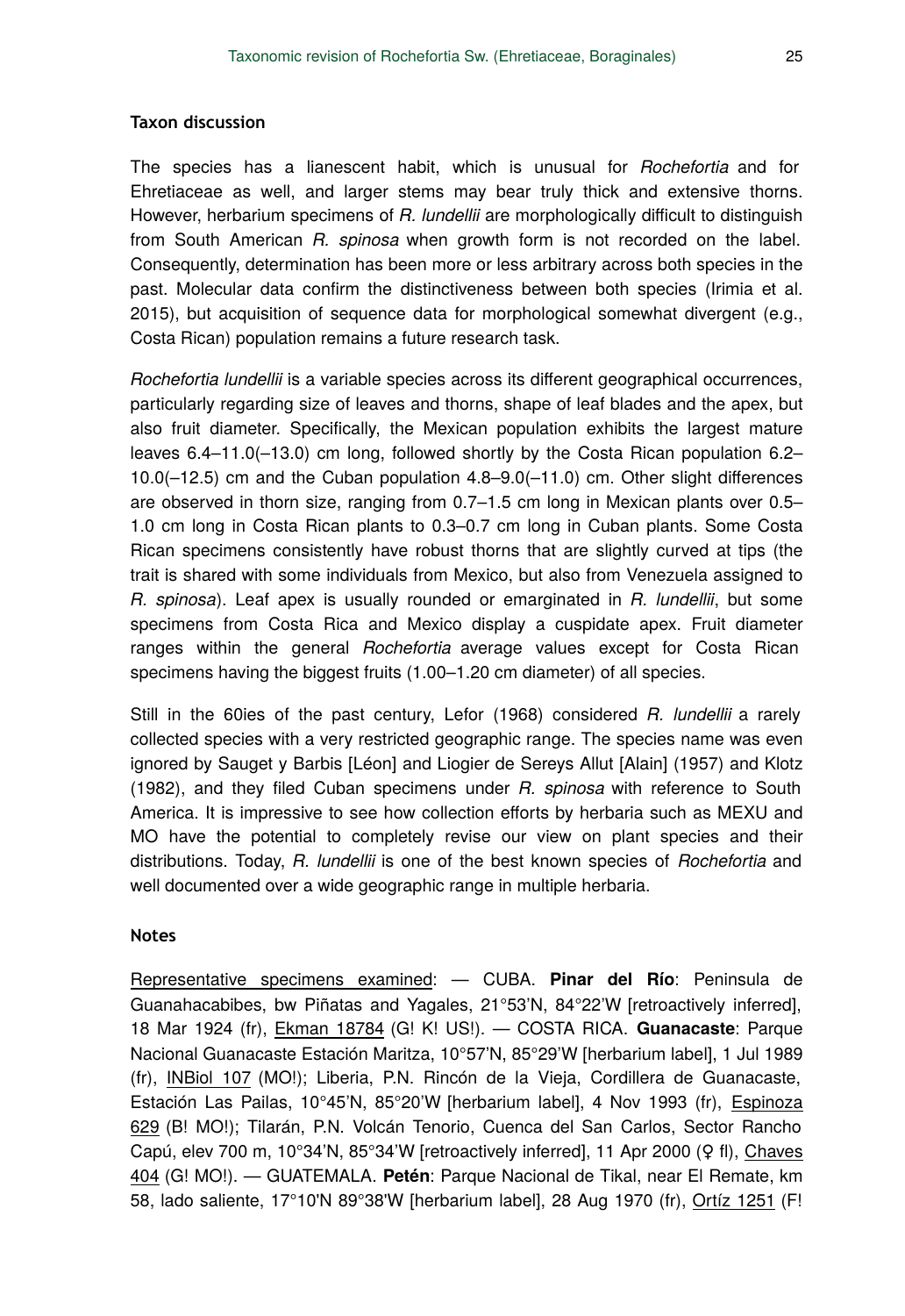#### Taxon discussion

The species has a lianescent habit, which is unusual for *Rochefortia* and for Ehretiaceae as well, and larger stems may bear truly thick and extensive thorns. However, herbarium specimens of *R. lundellii* are morphologically difficult to distinguish from South American *R. spinosa* when growth form is not recorded on the label. Consequently, determination has been more or less arbitrary across both species in the past. Molecular data confirm the distinctiveness between both species (Irimia et al. 2015), but acquisition of sequence data for morphological somewhat divergent (e.g., Costa Rican) population remains a future research task.

*Rochefortia lundellii* is a variable species across its different geographical occurrences, particularly regarding size of leaves and thorns, shape of leaf blades and the apex, but also fruit diameter. Specifically, the Mexican population exhibits the largest mature leaves 6.4–11.0(–13.0) cm long, followed shortly by the Costa Rican population 6.2–10.0(–12.5) cm and the Cuban population 4.8–9.0(–11.0) cm. Other slight differences are observed in thorn size, ranging from 0.7–1.5 cm long in Mexican plants over 0.5–1.0 cm long in Costa Rican plants to 0.3–0.7 cm long in Cuban plants. Some Costa Rican specimens consistently have robust thorns that are slightly curved at tips (the trait is shared with some individuals from Mexico, but also from Venezuela assigned to *R. spinosa*). Leaf apex is usually rounded or emarginated in *R. lundellii*, but some specimens from Costa Rica and Mexico display a cuspidate apex. Fruit diameter ranges within the general *Rochefortia* average values except for Costa Rican specimens having the biggest fruits (1.00–1.20 cm diameter) of all species.

Still in the 60ies of the past century, Lefor (1968) considered *R. lundellii* a rarely collected species with a very restricted geographic range. The species name was even ignored by Sauget y Barbis [Léon] and Liogier de Sereys Allut [Alain] (1957) and Klotz (1982), and they filed Cuban specimens under *R. spinosa* with reference to South America. It is impressive to see how collection efforts by herbaria such as MEXU and MO have the potential to completely revise our view on plant species and their distributions. Today, *R. lundellii* is one of the best known species of *Rochefortia* and well documented over a wide geographic range in multiple herbaria.

#### Notes

Representative specimens examined: — CUBA. **Pinar del Río**: Peninsula de Guanahacabibes, bw Piñatas and Yagales, 21°53'N, 84°22'W [retroactively inferred], 18 Mar 1924 (fr), Ekman 18784 (G! K! US!). — COSTA RICA. **Guanacaste**: Parque Nacional Guanacaste Estación Maritza, 10°57'N, 85°29'W [herbarium label], 1 Jul 1989 (fr), INBiol 107 (MO!); Liberia, P.N. Rincón de la Vieja, Cordillera de Guanacaste, Estación Las Pailas, 10°45'N, 85°20'W [herbarium label], 4 Nov 1993 (fr), Espinoza 629 (B! MO!); Tilarán, P.N. Volcán Tenorio, Cuenca del San Carlos, Sector Rancho Capú, elev 700 m, 10°34'N, 85°34'W [retroactively inferred], 11 Apr 2000 (♀ fl), Chaves 404 (G! MO!). — GUATEMALA. **Petén**: Parque Nacional de Tikal, near El Remate, km 58, lado saliente, 17°10'N 89°38'W [herbarium label], 28 Aug 1970 (fr), Ortíz 1251 (F!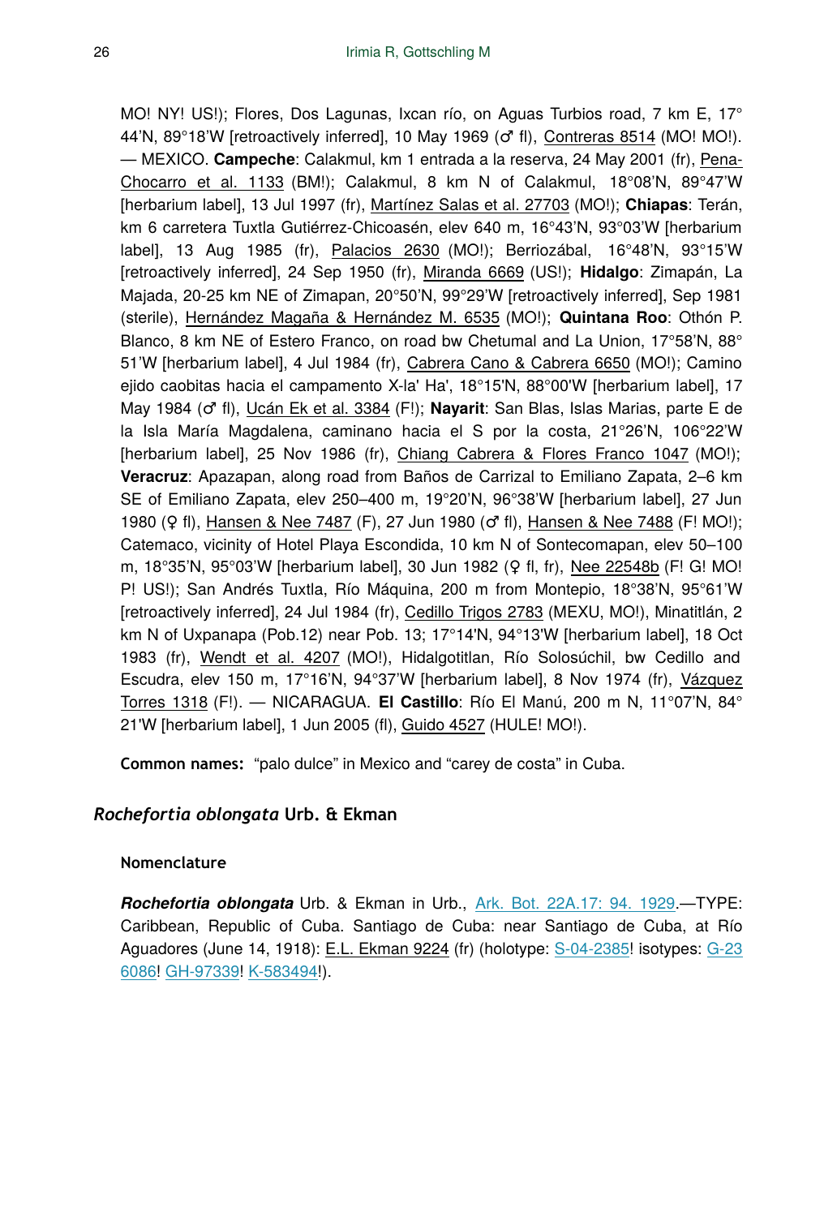MO! NY! US!); Flores, Dos Lagunas, Ixcan río, on Aguas Turbios road, 7 km E, 17° 44'N, 89°18'W [retroactively inferred], 10 May 1969 (♂ fl), Contreras 8514 (MO! MO!). — MEXICO. **Campeche**: Calakmul, km 1 entrada a la reserva, 24 May 2001 (fr), Pena-Chocarro et al. 1133 (BM!); Calakmul, 8 km N of Calakmul, 18°08'N, 89°47'W [herbarium label], 13 Jul 1997 (fr), Martínez Salas et al. 27703 (MO!); **Chiapas**: Terán, km 6 carretera Tuxtla Gutiérrez-Chicoasén, elev 640 m, 16°43'N, 93°03'W [herbarium label], 13 Aug 1985 (fr), Palacios 2630 (MO!); Berriozábal, 16°48'N, 93°15'W [retroactively inferred], 24 Sep 1950 (fr), Miranda 6669 (US!); **Hidalgo**: Zimapán, La Majada, 20-25 km NE of Zimapan, 20°50'N, 99°29'W [retroactively inferred], Sep 1981 (sterile), Hernández Magaña & Hernández M. 6535 (MO!); **Quintana Roo**: Othón P. Blanco, 8 km NE of Estero Franco, on road bw Chetumal and La Union, 17°58'N, 88° 51'W [herbarium label], 4 Jul 1984 (fr), Cabrera Cano & Cabrera 6650 (MO!); Camino ejido caobitas hacia el campamento X-la' Ha', 18°15'N, 88°00'W [herbarium label], 17 May 1984 (♂ fl), Ucán Ek et al. 3384 (F!); **Nayarit**: San Blas, Islas Marias, parte E de la Isla María Magdalena, caminano hacia el S por la costa, 21°26'N, 106°22'W [herbarium label], 25 Nov 1986 (fr), Chiang Cabrera & Flores Franco 1047 (MO!); **Veracruz**: Apazapan, along road from Baños de Carrizal to Emiliano Zapata, 2–6 km SE of Emiliano Zapata, elev 250–400 m, 19°20'N, 96°38'W [herbarium label], 27 Jun 1980 (♀ fl), Hansen & Nee 7487 (F), 27 Jun 1980 (♂ fl), Hansen & Nee 7488 (F! MO!); Catemaco, vicinity of Hotel Playa Escondida, 10 km N of Sontecomapan, elev 50–100 m, 18°35'N, 95°03'W [herbarium label], 30 Jun 1982 (♀ fl, fr), Nee 22548b (F! G! MO! P! US!); San Andrés Tuxtla, Río Máquina, 200 m from Montepio, 18°38'N, 95°61'W [retroactively inferred], 24 Jul 1984 (fr), Cedillo Trigos 2783 (MEXU, MO!), Minatitlán, 2 km N of Uxpanapa (Pob.12) near Pob. 13; 17°14'N, 94°13'W [herbarium label], 18 Oct 1983 (fr), Wendt et al. 4207 (MO!), Hidalgotitlan, Río Solosúchil, bw Cedillo and Escudra, elev 150 m, 17°16'N, 94°37'W [herbarium label], 8 Nov 1974 (fr), Vázquez Torres 1318 (F!). — NICARAGUA. **El Castillo**: Río El Manú, 200 m N, 11°07'N, 84° 21'W [herbarium label], 1 Jun 2005 (fl), Guido 4527 (HULE! MO!).

**Common names:** "palo dulce" in Mexico and "carey de costa" in Cuba.

## *Rochefortia oblongata* Urb. & Ekman

### Nomenclature

***Rochefortia oblongata*** Urb. & Ekman in Urb., Ark. Bot. 22A.17: 94. 1929.—TYPE: Caribbean, Republic of Cuba. Santiago de Cuba: near Santiago de Cuba, at Río Aguadores (June 14, 1918): E.L. Ekman 9224 (fr) (holotype: S-04-2385! isotypes: G-236086! GH-97339! K-583494!).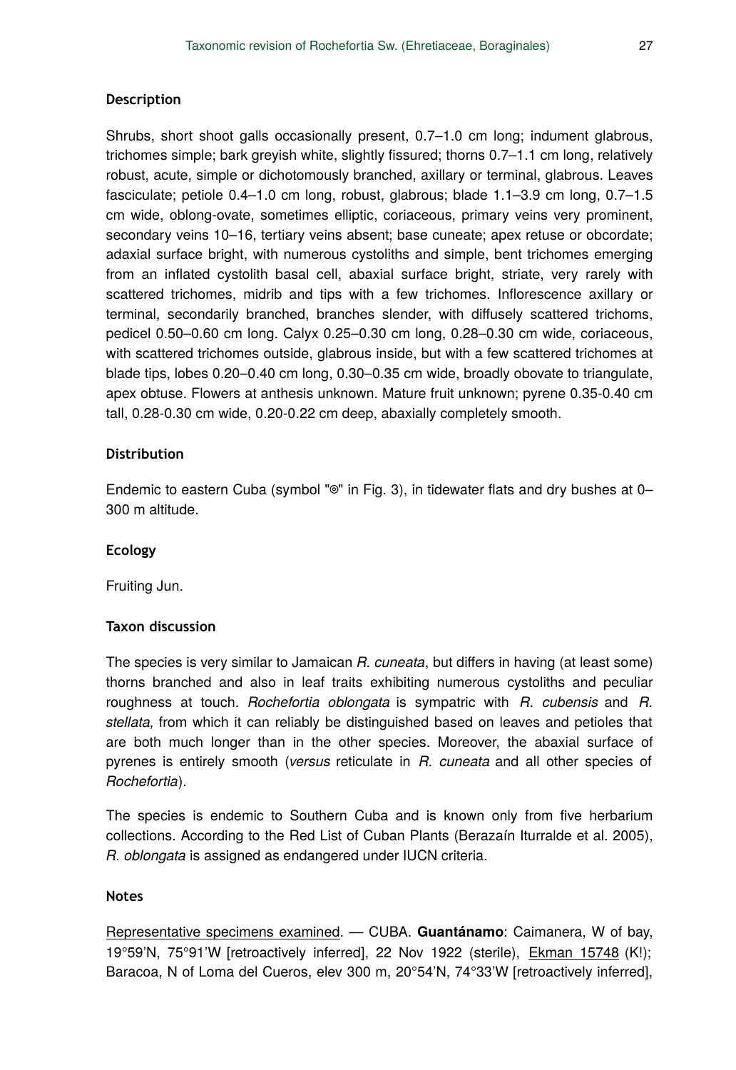### Description

Shrubs, short shoot galls occasionally present, 0.7–1.0 cm long; indument glabrous, trichomes simple; bark greyish white, slightly fissured; thorns 0.7–1.1 cm long, relatively robust, acute, simple or dichotomously branched, axillary or terminal, glabrous. Leaves fasciculate; petiole 0.4–1.0 cm long, robust, glabrous; blade 1.1–3.9 cm long, 0.7–1.5 cm wide, oblong-ovate, sometimes elliptic, coriaceous, primary veins very prominent, secondary veins 10–16, tertiary veins absent; base cuneate; apex retuse or obcordate; adaxial surface bright, with numerous cystoliths and simple, bent trichomes emerging from an inflated cystolith basal cell, abaxial surface bright, striate, very rarely with scattered trichomes, midrib and tips with a few trichomes. Inflorescence axillary or terminal, secondarily branched, branches slender, with diffusely scattered trichoms, pedicel 0.50–0.60 cm long. Calyx 0.25–0.30 cm long, 0.28–0.30 cm wide, coriaceous, with scattered trichomes outside, glabrous inside, but with a few scattered trichomes at blade tips, lobes 0.20–0.40 cm long, 0.30–0.35 cm wide, broadly obovate to triangulate, apex obtuse. Flowers at anthesis unknown. Mature fruit unknown; pyrene 0.35-0.40 cm tall, 0.28-0.30 cm wide, 0.20-0.22 cm deep, abaxially completely smooth.

### Distribution

Endemic to eastern Cuba (symbol "◎" in Fig. 3), in tidewater flats and dry bushes at 0–300 m altitude.

### Ecology

Fruiting Jun.

### Taxon discussion

The species is very similar to Jamaican *R. cuneata*, but differs in having (at least some) thorns branched and also in leaf traits exhibiting numerous cystoliths and peculiar roughness at touch. *Rochefortia oblongata* is sympatric with *R. cubensis* and *R. stellata,* from which it can reliably be distinguished based on leaves and petioles that are both much longer than in the other species. Moreover, the abaxial surface of pyrenes is entirely smooth (*versus* reticulate in *R. cuneata* and all other species of *Rochefortia*).

The species is endemic to Southern Cuba and is known only from five herbarium collections. According to the Red List of Cuban Plants (Berazaín Iturralde et al. 2005), *R. oblongata* is assigned as endangered under IUCN criteria.

### Notes

Representative specimens examined. — CUBA. **Guantánamo**: Caimanera, W of bay, 19°59'N, 75°91'W [retroactively inferred], 22 Nov 1922 (sterile), Ekman 15748 (K!); Baracoa, N of Loma del Cueros, elev 300 m, 20°54'N, 74°33'W [retroactively inferred],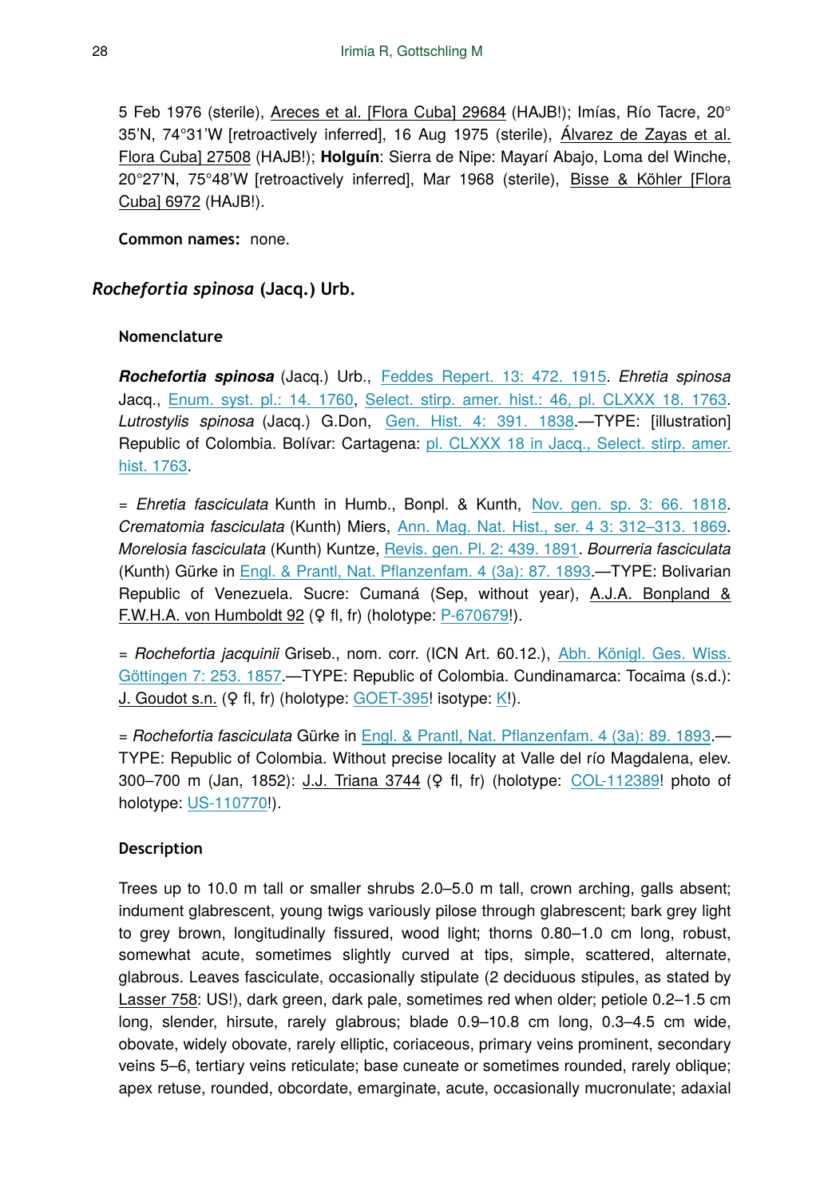5 Feb 1976 (sterile), Areces et al. [Flora Cuba] 29684 (HAJB!); Imías, Río Tacre, 20°35'N, 74°31'W [retroactively inferred], 16 Aug 1975 (sterile), Álvarez de Zayas et al. Flora Cuba] 27508 (HAJB!); **Holguín**: Sierra de Nipe: Mayarí Abajo, Loma del Winche, 20°27'N, 75°48'W [retroactively inferred], Mar 1968 (sterile), Bisse & Köhler [Flora Cuba] 6972 (HAJB!).

**Common names:** none.

## *Rochefortia spinosa* (Jacq.) Urb.

### Nomenclature

***Rochefortia spinosa*** (Jacq.) Urb., Feddes Repert. 13: 472. 1915. *Ehretia spinosa* Jacq., Enum. syst. pl.: 14. 1760, Select. stirp. amer. hist.: 46, pl. CLXXX 18. 1763. *Lutrostylis spinosa* (Jacq.) G.Don, Gen. Hist. 4: 391. 1838.—TYPE: [illustration] Republic of Colombia. Bolívar: Cartagena: pl. CLXXX 18 in Jacq., Select. stirp. amer. hist. 1763.

= *Ehretia fasciculata* Kunth in Humb., Bonpl. & Kunth, Nov. gen. sp. 3: 66. 1818. *Crematomia fasciculata* (Kunth) Miers, Ann. Mag. Nat. Hist., ser. 4 3: 312–313. 1869. *Morelosia fasciculata* (Kunth) Kuntze, Revis. gen. Pl. 2: 439. 1891. *Bourreria fasciculata* (Kunth) Gürke in Engl. & Prantl, Nat. Pflanzenfam. 4 (3a): 87. 1893.—TYPE: Bolivarian Republic of Venezuela. Sucre: Cumaná (Sep, without year), A.J.A. Bonpland & F.W.H.A. von Humboldt 92 (♀ fl, fr) (holotype: P-670679!).

= *Rochefortia jacquinii* Griseb., nom. corr. (ICN Art. 60.12.), Abh. Königl. Ges. Wiss. Göttingen 7: 253. 1857.—TYPE: Republic of Colombia. Cundinamarca: Tocaima (s.d.): J. Goudot s.n. (♀ fl, fr) (holotype: GOET-395! isotype: K!).

= *Rochefortia fasciculata* Gürke in Engl. & Prantl, Nat. Pflanzenfam. 4 (3a): 89. 1893.—TYPE: Republic of Colombia. Without precise locality at Valle del río Magdalena, elev. 300–700 m (Jan, 1852): J.J. Triana 3744 (♀ fl, fr) (holotype: COL-112389! photo of holotype: US-110770!).

### Description

Trees up to 10.0 m tall or smaller shrubs 2.0–5.0 m tall, crown arching, galls absent; indument glabrescent, young twigs variously pilose through glabrescent; bark grey light to grey brown, longitudinally fissured, wood light; thorns 0.80–1.0 cm long, robust, somewhat acute, sometimes slightly curved at tips, simple, scattered, alternate, glabrous. Leaves fasciculate, occasionally stipulate (2 deciduous stipules, as stated by Lasser 758: US!), dark green, dark pale, sometimes red when older; petiole 0.2–1.5 cm long, slender, hirsute, rarely glabrous; blade 0.9–10.8 cm long, 0.3–4.5 cm wide, obovate, widely obovate, rarely elliptic, coriaceous, primary veins prominent, secondary veins 5–6, tertiary veins reticulate; base cuneate or sometimes rounded, rarely oblique; apex retuse, rounded, obcordate, emarginate, acute, occasionally mucronulate; adaxial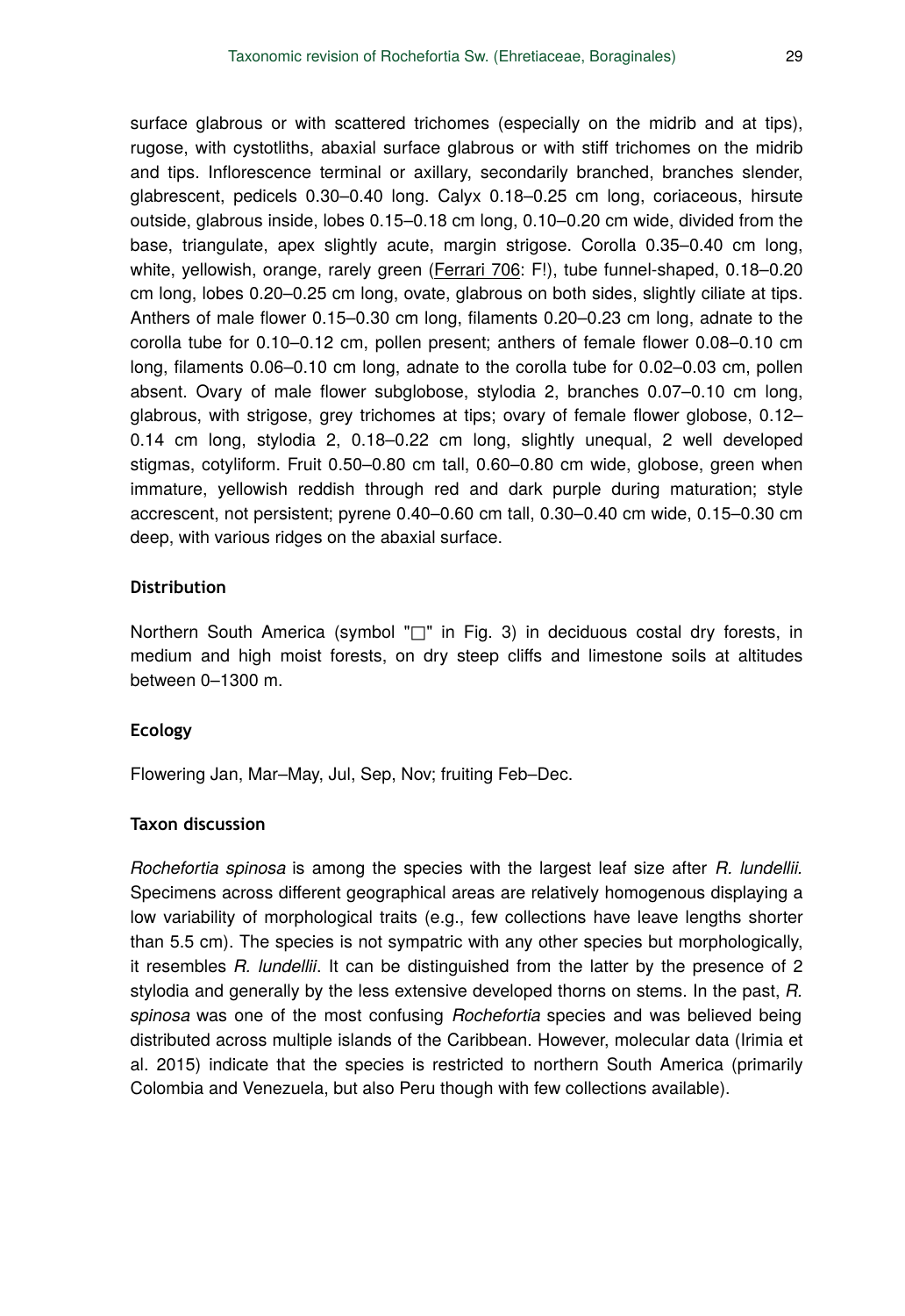surface glabrous or with scattered trichomes (especially on the midrib and at tips), rugose, with cystotliths, abaxial surface glabrous or with stiff trichomes on the midrib and tips. Inflorescence terminal or axillary, secondarily branched, branches slender, glabrescent, pedicels 0.30–0.40 long. Calyx 0.18–0.25 cm long, coriaceous, hirsute outside, glabrous inside, lobes 0.15–0.18 cm long, 0.10–0.20 cm wide, divided from the base, triangulate, apex slightly acute, margin strigose. Corolla 0.35–0.40 cm long, white, yellowish, orange, rarely green (Ferrari 706: F!), tube funnel-shaped, 0.18–0.20 cm long, lobes 0.20–0.25 cm long, ovate, glabrous on both sides, slightly ciliate at tips. Anthers of male flower 0.15–0.30 cm long, filaments 0.20–0.23 cm long, adnate to the corolla tube for 0.10–0.12 cm, pollen present; anthers of female flower 0.08–0.10 cm long, filaments 0.06–0.10 cm long, adnate to the corolla tube for 0.02–0.03 cm, pollen absent. Ovary of male flower subglobose, stylodia 2, branches 0.07–0.10 cm long, glabrous, with strigose, grey trichomes at tips; ovary of female flower globose, 0.12–0.14 cm long, stylodia 2, 0.18–0.22 cm long, slightly unequal, 2 well developed stigmas, cotyliform. Fruit 0.50–0.80 cm tall, 0.60–0.80 cm wide, globose, green when immature, yellowish reddish through red and dark purple during maturation; style accrescent, not persistent; pyrene 0.40–0.60 cm tall, 0.30–0.40 cm wide, 0.15–0.30 cm deep, with various ridges on the abaxial surface.

#### Distribution

Northern South America (symbol "□" in Fig. 3) in deciduous costal dry forests, in medium and high moist forests, on dry steep cliffs and limestone soils at altitudes between 0–1300 m.

#### Ecology

Flowering Jan, Mar–May, Jul, Sep, Nov; fruiting Feb–Dec.

#### Taxon discussion

*Rochefortia spinosa* is among the species with the largest leaf size after *R. lundellii.* Specimens across different geographical areas are relatively homogenous displaying a low variability of morphological traits (e.g., few collections have leave lengths shorter than 5.5 cm). The species is not sympatric with any other species but morphologically, it resembles *R. lundellii*. It can be distinguished from the latter by the presence of 2 stylodia and generally by the less extensive developed thorns on stems. In the past, *R. spinosa* was one of the most confusing *Rochefortia* species and was believed being distributed across multiple islands of the Caribbean. However, molecular data (Irimia et al. 2015) indicate that the species is restricted to northern South America (primarily Colombia and Venezuela, but also Peru though with few collections available).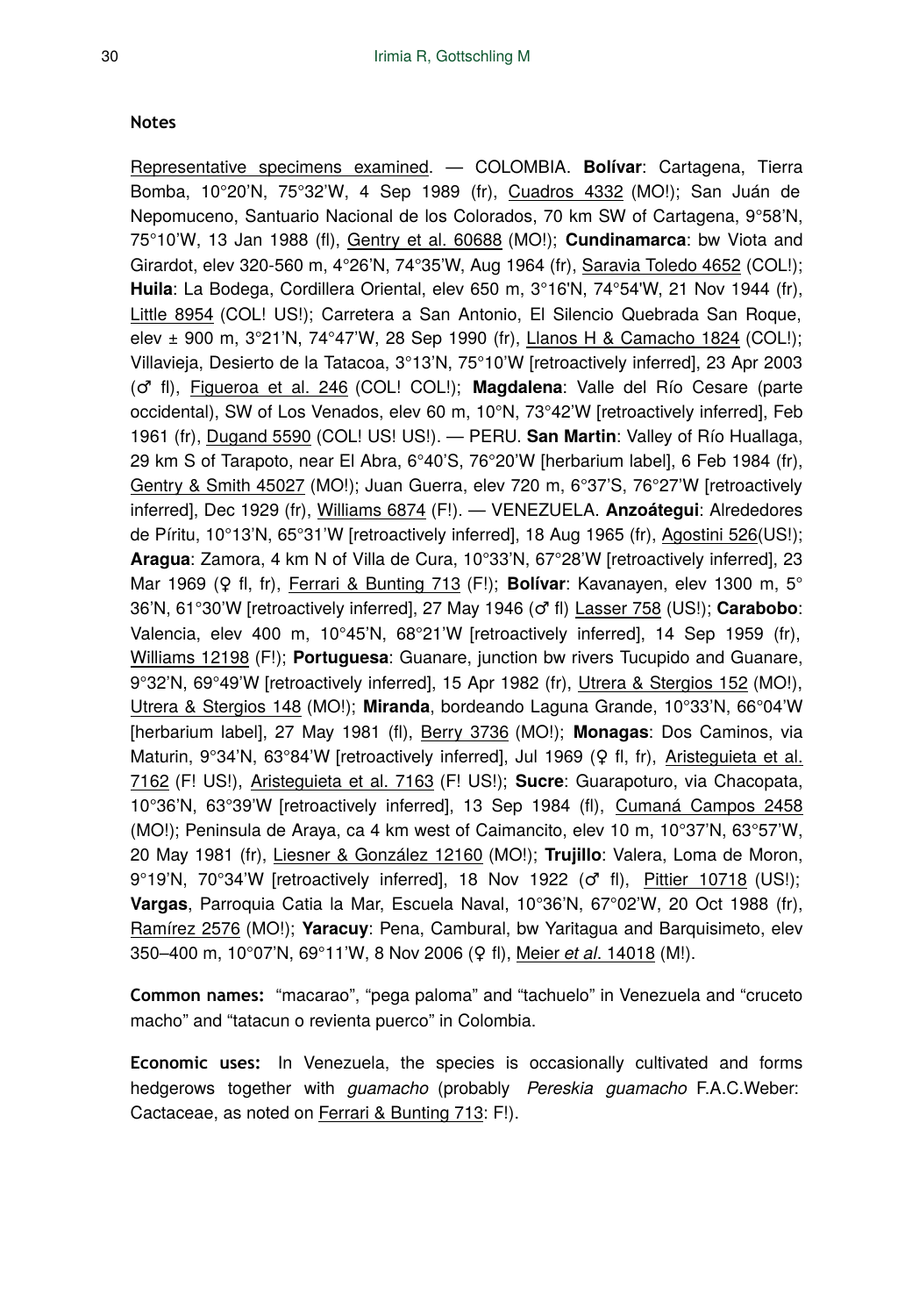### Notes

Representative specimens examined. — COLOMBIA. **Bolívar**: Cartagena, Tierra Bomba, 10°20'N, 75°32'W, 4 Sep 1989 (fr), Cuadros 4332 (MO!); San Juán de Nepomuceno, Santuario Nacional de los Colorados, 70 km SW of Cartagena, 9°58'N, 75°10'W, 13 Jan 1988 (fl), Gentry et al. 60688 (MO!); **Cundinamarca**: bw Viota and Girardot, elev 320-560 m, 4°26'N, 74°35'W, Aug 1964 (fr), Saravia Toledo 4652 (COL!); **Huila**: La Bodega, Cordillera Oriental, elev 650 m, 3°16'N, 74°54'W, 21 Nov 1944 (fr), Little 8954 (COL! US!); Carretera a San Antonio, El Silencio Quebrada San Roque, elev ± 900 m, 3°21'N, 74°47'W, 28 Sep 1990 (fr), Llanos H & Camacho 1824 (COL!); Villavieja, Desierto de la Tatacoa, 3°13'N, 75°10'W [retroactively inferred], 23 Apr 2003 (♂ fl), Figueroa et al. 246 (COL! COL!); **Magdalena**: Valle del Río Cesare (parte occidental), SW of Los Venados, elev 60 m, 10°N, 73°42'W [retroactively inferred], Feb 1961 (fr), Dugand 5590 (COL! US! US!). — PERU. **San Martin**: Valley of Río Huallaga, 29 km S of Tarapoto, near El Abra, 6°40'S, 76°20'W [herbarium label], 6 Feb 1984 (fr), Gentry & Smith 45027 (MO!); Juan Guerra, elev 720 m, 6°37'S, 76°27'W [retroactively inferred], Dec 1929 (fr), Williams 6874 (F!). — VENEZUELA. **Anzoátegui**: Alrededores de Píritu, 10°13'N, 65°31'W [retroactively inferred], 18 Aug 1965 (fr), Agostini 526(US!); **Aragua**: Zamora, 4 km N of Villa de Cura, 10°33'N, 67°28'W [retroactively inferred], 23 Mar 1969 (♀ fl, fr), Ferrari & Bunting 713 (F!); **Bolívar**: Kavanayen, elev 1300 m, 5° 36'N, 61°30'W [retroactively inferred], 27 May 1946 (♂ fl) Lasser 758 (US!); **Carabobo**: Valencia, elev 400 m, 10°45'N, 68°21'W [retroactively inferred], 14 Sep 1959 (fr), Williams 12198 (F!); **Portuguesa**: Guanare, junction bw rivers Tucupido and Guanare, 9°32'N, 69°49'W [retroactively inferred], 15 Apr 1982 (fr), Utrera & Stergios 152 (MO!), Utrera & Stergios 148 (MO!); **Miranda**, bordeando Laguna Grande, 10°33'N, 66°04'W [herbarium label], 27 May 1981 (fl), Berry 3736 (MO!); **Monagas**: Dos Caminos, via Maturin, 9°34'N, 63°84'W [retroactively inferred], Jul 1969 (♀ fl, fr), Aristeguieta et al. 7162 (F! US!), Aristeguieta et al. 7163 (F! US!); **Sucre**: Guarapoturo, via Chacopata, 10°36'N, 63°39'W [retroactively inferred], 13 Sep 1984 (fl), Cumaná Campos 2458 (MO!); Peninsula de Araya, ca 4 km west of Caimancito, elev 10 m, 10°37'N, 63°57'W, 20 May 1981 (fr), Liesner & González 12160 (MO!); **Trujillo**: Valera, Loma de Moron, 9°19'N, 70°34'W [retroactively inferred], 18 Nov 1922 (♂ fl), Pittier 10718 (US!); **Vargas**, Parroquia Catia la Mar, Escuela Naval, 10°36'N, 67°02'W, 20 Oct 1988 (fr), Ramírez 2576 (MO!); **Yaracuy**: Pena, Cambural, bw Yaritagua and Barquisimeto, elev 350–400 m, 10°07'N, 69°11'W, 8 Nov 2006 (♀ fl), Meier *et al*. 14018 (M!).

**Common names:** "macarao", "pega paloma" and "tachuelo" in Venezuela and "cruceto macho" and "tatacun o revienta puerco" in Colombia.

**Economic uses:** In Venezuela, the species is occasionally cultivated and forms hedgerows together with *guamacho* (probably *Pereskia guamacho* F.A.C.Weber: Cactaceae, as noted on Ferrari & Bunting 713: F!).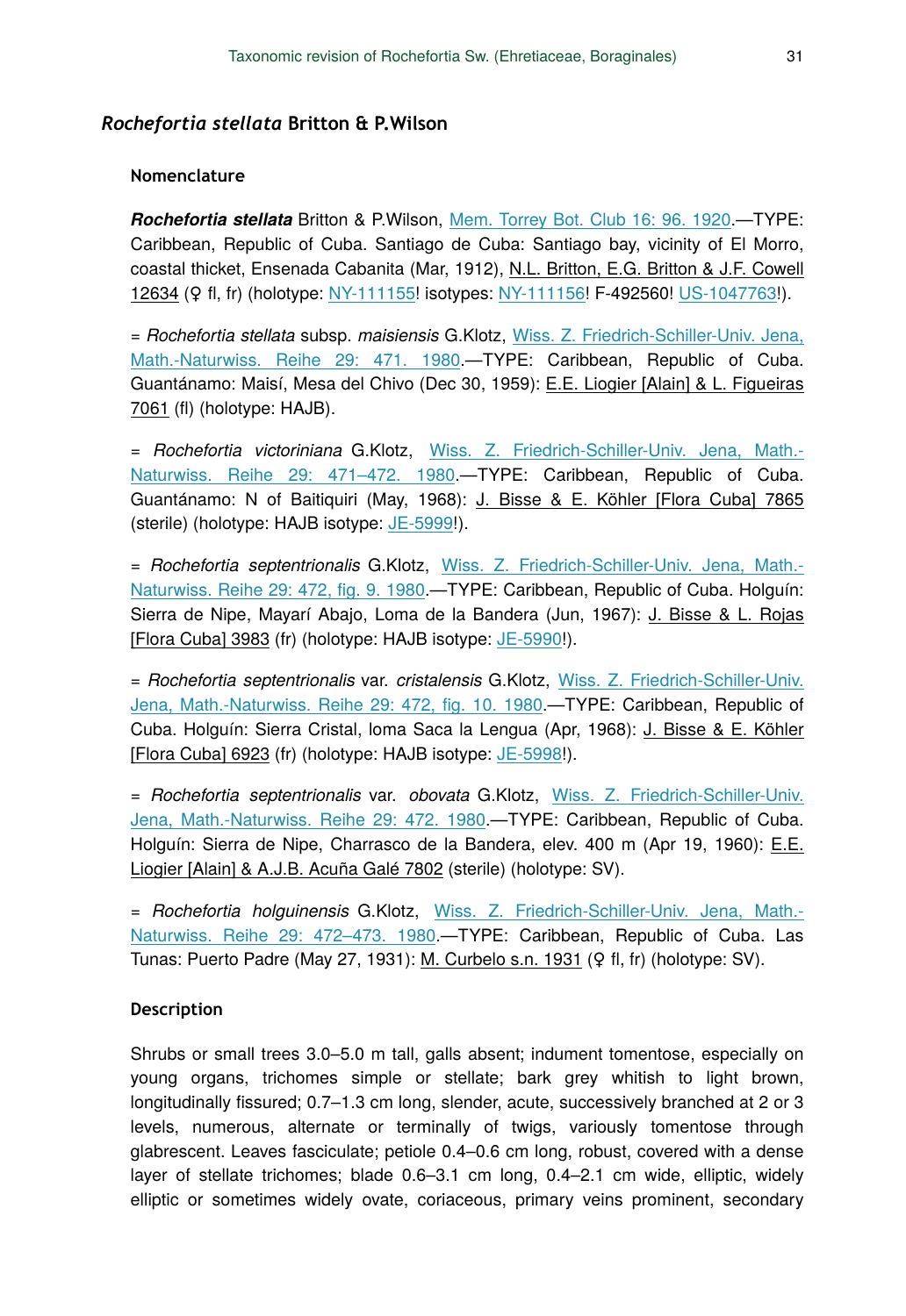## *Rochefortia stellata* Britton & P.Wilson

### Nomenclature

***Rochefortia stellata*** Britton & P.Wilson, Mem. Torrey Bot. Club 16: 96. 1920.—TYPE: Caribbean, Republic of Cuba. Santiago de Cuba: Santiago bay, vicinity of El Morro, coastal thicket, Ensenada Cabanita (Mar, 1912), N.L. Britton, E.G. Britton & J.F. Cowell 12634 (♀ fl, fr) (holotype: NY-111155! isotypes: NY-111156! F-492560! US-1047763!).

= *Rochefortia stellata* subsp. *maisiensis* G.Klotz, Wiss. Z. Friedrich-Schiller-Univ. Jena, Math.-Naturwiss. Reihe 29: 471. 1980.—TYPE: Caribbean, Republic of Cuba. Guantánamo: Maisí, Mesa del Chivo (Dec 30, 1959): E.E. Liogier [Alain] & L. Figueiras 7061 (fl) (holotype: HAJB).

= *Rochefortia victoriniana* G.Klotz, Wiss. Z. Friedrich-Schiller-Univ. Jena, Math.-Naturwiss. Reihe 29: 471–472. 1980.—TYPE: Caribbean, Republic of Cuba. Guantánamo: N of Baitiquiri (May, 1968): J. Bisse & E. Köhler [Flora Cuba] 7865 (sterile) (holotype: HAJB isotype: JE-5999!).

= *Rochefortia septentrionalis* G.Klotz, Wiss. Z. Friedrich-Schiller-Univ. Jena, Math.-Naturwiss. Reihe 29: 472, fig. 9. 1980.—TYPE: Caribbean, Republic of Cuba. Holguín: Sierra de Nipe, Mayarí Abajo, Loma de la Bandera (Jun, 1967): J. Bisse & L. Rojas [Flora Cuba] 3983 (fr) (holotype: HAJB isotype: JE-5990!).

= *Rochefortia septentrionalis* var. *cristalensis* G.Klotz, Wiss. Z. Friedrich-Schiller-Univ. Jena, Math.-Naturwiss. Reihe 29: 472, fig. 10. 1980.—TYPE: Caribbean, Republic of Cuba. Holguín: Sierra Cristal, loma Saca la Lengua (Apr, 1968): J. Bisse & E. Köhler [Flora Cuba] 6923 (fr) (holotype: HAJB isotype: JE-5998!).

= *Rochefortia septentrionalis* var. *obovata* G.Klotz, Wiss. Z. Friedrich-Schiller-Univ. Jena, Math.-Naturwiss. Reihe 29: 472. 1980.—TYPE: Caribbean, Republic of Cuba. Holguín: Sierra de Nipe, Charrasco de la Bandera, elev. 400 m (Apr 19, 1960): E.E. Liogier [Alain] & A.J.B. Acuña Galé 7802 (sterile) (holotype: SV).

= *Rochefortia holguinensis* G.Klotz, Wiss. Z. Friedrich-Schiller-Univ. Jena, Math.-Naturwiss. Reihe 29: 472–473. 1980.—TYPE: Caribbean, Republic of Cuba. Las Tunas: Puerto Padre (May 27, 1931): M. Curbelo s.n. 1931 (♀ fl, fr) (holotype: SV).

### Description

Shrubs or small trees 3.0–5.0 m tall, galls absent; indument tomentose, especially on young organs, trichomes simple or stellate; bark grey whitish to light brown, longitudinally fissured; 0.7–1.3 cm long, slender, acute, successively branched at 2 or 3 levels, numerous, alternate or terminally of twigs, variously tomentose through glabrescent. Leaves fasciculate; petiole 0.4–0.6 cm long, robust, covered with a dense layer of stellate trichomes; blade 0.6–3.1 cm long, 0.4–2.1 cm wide, elliptic, widely elliptic or sometimes widely ovate, coriaceous, primary veins prominent, secondary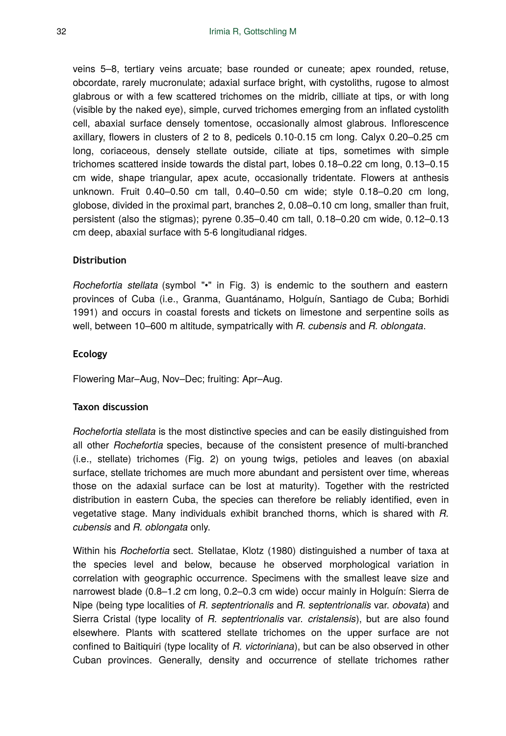veins 5–8, tertiary veins arcuate; base rounded or cuneate; apex rounded, retuse, obcordate, rarely mucronulate; adaxial surface bright, with cystoliths, rugose to almost glabrous or with a few scattered trichomes on the midrib, cilliate at tips, or with long (visible by the naked eye), simple, curved trichomes emerging from an inflated cystolith cell, abaxial surface densely tomentose, occasionally almost glabrous. Inflorescence axillary, flowers in clusters of 2 to 8, pedicels 0.10-0.15 cm long. Calyx 0.20–0.25 cm long, coriaceous, densely stellate outside, ciliate at tips, sometimes with simple trichomes scattered inside towards the distal part, lobes 0.18–0.22 cm long, 0.13–0.15 cm wide, shape triangular, apex acute, occasionally tridentate. Flowers at anthesis unknown. Fruit 0.40–0.50 cm tall, 0.40–0.50 cm wide; style 0.18–0.20 cm long, globose, divided in the proximal part, branches 2, 0.08–0.10 cm long, smaller than fruit, persistent (also the stigmas); pyrene 0.35–0.40 cm tall, 0.18–0.20 cm wide, 0.12–0.13 cm deep, abaxial surface with 5-6 longitudianal ridges.

#### Distribution

*Rochefortia stellata* (symbol "•" in Fig. 3) is endemic to the southern and eastern provinces of Cuba (i.e., Granma, Guantánamo, Holguín, Santiago de Cuba; Borhidi 1991) and occurs in coastal forests and tickets on limestone and serpentine soils as well, between 10–600 m altitude, sympatrically with *R. cubensis* and *R. oblongata*.

#### Ecology

Flowering Mar–Aug, Nov–Dec; fruiting: Apr–Aug.

#### Taxon discussion

*Rochefortia stellata* is the most distinctive species and can be easily distinguished from all other *Rochefortia* species, because of the consistent presence of multi-branched (i.e., stellate) trichomes (Fig. 2) on young twigs, petioles and leaves (on abaxial surface, stellate trichomes are much more abundant and persistent over time, whereas those on the adaxial surface can be lost at maturity). Together with the restricted distribution in eastern Cuba, the species can therefore be reliably identified, even in vegetative stage. Many individuals exhibit branched thorns, which is shared with *R. cubensis* and *R. oblongata* only.

Within his *Rochefortia* sect. Stellatae, Klotz (1980) distinguished a number of taxa at the species level and below, because he observed morphological variation in correlation with geographic occurrence. Specimens with the smallest leave size and narrowest blade (0.8–1.2 cm long, 0.2–0.3 cm wide) occur mainly in Holguín: Sierra de Nipe (being type localities of *R. septentrionalis* and *R. septentrionalis* var. *obovata*) and Sierra Cristal (type locality of *R. septentrionalis* var. *cristalensis*), but are also found elsewhere. Plants with scattered stellate trichomes on the upper surface are not confined to Baitiquiri (type locality of *R. victoriniana*), but can be also observed in other Cuban provinces. Generally, density and occurrence of stellate trichomes rather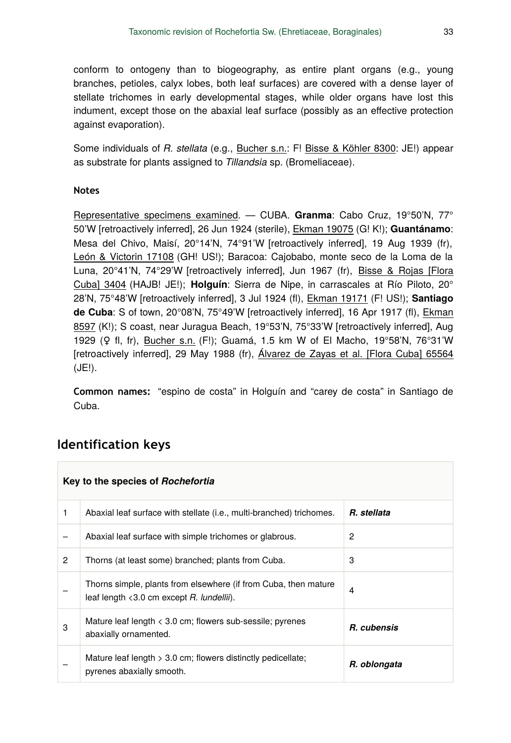conform to ontogeny than to biogeography, as entire plant organs (e.g., young branches, petioles, calyx lobes, both leaf surfaces) are covered with a dense layer of stellate trichomes in early developmental stages, while older organs have lost this indument, except those on the abaxial leaf surface (possibly as an effective protection against evaporation).

Some individuals of *R. stellata* (e.g., Bucher s.n.: F! Bisse & Köhler 8300: JE!) appear as substrate for plants assigned to *Tillandsia* sp. (Bromeliaceae).

**Notes**

Representative specimens examined. — CUBA. **Granma**: Cabo Cruz, 19°50'N, 77°50'W [retroactively inferred], 26 Jun 1924 (sterile), Ekman 19075 (G! K!); **Guantánamo**: Mesa del Chivo, Maisí, 20°14'N, 74°91'W [retroactively inferred], 19 Aug 1939 (fr), León & Victorin 17108 (GH! US!); Baracoa: Cajobabo, monte seco de la Loma de la Luna, 20°41'N, 74°29'W [retroactively inferred], Jun 1967 (fr), Bisse & Rojas [Flora Cuba] 3404 (HAJB! JE!); **Holguín**: Sierra de Nipe, in carrascales at Río Piloto, 20°28'N, 75°48'W [retroactively inferred], 3 Jul 1924 (fl), Ekman 19171 (F! US!); **Santiago de Cuba**: S of town, 20°08'N, 75°49'W [retroactively inferred], 16 Apr 1917 (fl), Ekman 8597 (K!); S coast, near Juragua Beach, 19°53'N, 75°33'W [retroactively inferred], Aug 1929 (♀ fl, fr), Bucher s.n. (F!); Guamá, 1.5 km W of El Macho, 19°58'N, 76°31'W [retroactively inferred], 29 May 1988 (fr), Álvarez de Zayas et al. [Flora Cuba] 65564 (JE!).

**Common names:** "espino de costa" in Holguín and "carey de costa" in Santiago de Cuba.

## Identification keys

| Key to the species of *Rochefortia* | | |
|---|---|---|
| 1 | Abaxial leaf surface with stellate (i.e., multi-branched) trichomes. | ***R. stellata*** |
| – | Abaxial leaf surface with simple trichomes or glabrous. | 2 |
| 2 | Thorns (at least some) branched; plants from Cuba. | 3 |
| – | Thorns simple, plants from elsewhere (if from Cuba, then mature leaf length <3.0 cm except *R. lundellii*). | 4 |
| 3 | Mature leaf length < 3.0 cm; flowers sub-sessile; pyrenes abaxially ornamented. | ***R. cubensis*** |
| – | Mature leaf length > 3.0 cm; flowers distinctly pedicellate; pyrenes abaxially smooth. | ***R. oblongata*** |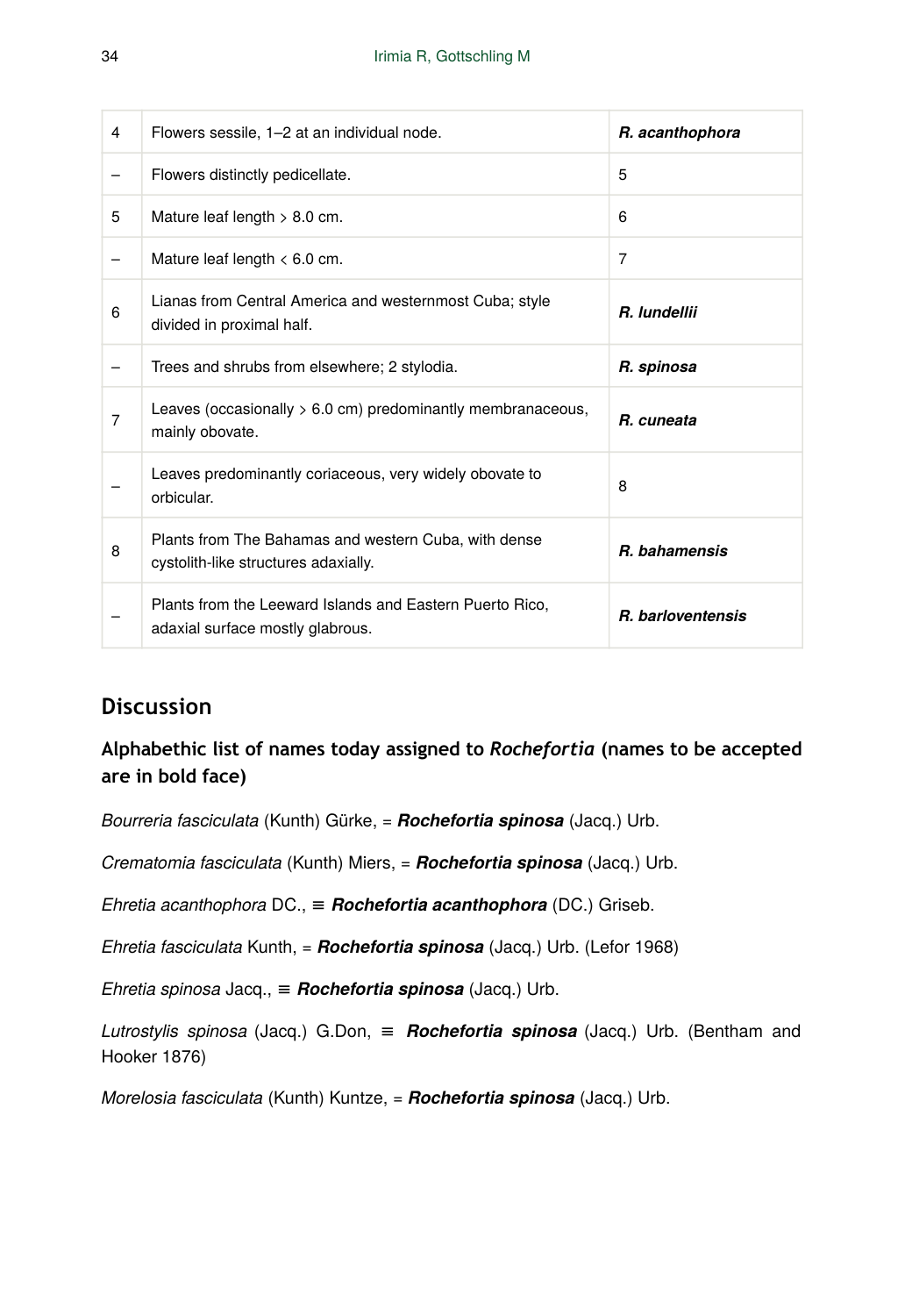| | | |
|---|---|---|
| 4 | Flowers sessile, 1–2 at an individual node. | ***R. acanthophora*** |
| – | Flowers distinctly pedicellate. | 5 |
| 5 | Mature leaf length > 8.0 cm. | 6 |
| – | Mature leaf length < 6.0 cm. | 7 |
| 6 | Lianas from Central America and westernmost Cuba; style divided in proximal half. | ***R. lundellii*** |
| – | Trees and shrubs from elsewhere; 2 stylodia. | ***R. spinosa*** |
| 7 | Leaves (occasionally > 6.0 cm) predominantly membranaceous, mainly obovate. | ***R. cuneata*** |
| – | Leaves predominantly coriaceous, very widely obovate to orbicular. | 8 |
| 8 | Plants from The Bahamas and western Cuba, with dense cystolith-like structures adaxially. | ***R. bahamensis*** |
| – | Plants from the Leeward Islands and Eastern Puerto Rico, adaxial surface mostly glabrous. | ***R. barloventensis*** |

## Discussion

### Alphabethic list of names today assigned to *Rochefortia* (names to be accepted are in bold face)

*Bourreria fasciculata* (Kunth) Gürke, = ***Rochefortia spinosa*** (Jacq.) Urb.

*Crematomia fasciculata* (Kunth) Miers, = ***Rochefortia spinosa*** (Jacq.) Urb.

*Ehretia acanthophora* DC., ≡ ***Rochefortia acanthophora*** (DC.) Griseb.

*Ehretia fasciculata* Kunth, = ***Rochefortia spinosa*** (Jacq.) Urb. (Lefor 1968)

*Ehretia spinosa* Jacq., ≡ ***Rochefortia spinosa*** (Jacq.) Urb.

*Lutrostylis spinosa* (Jacq.) G.Don, ≡ ***Rochefortia spinosa*** (Jacq.) Urb. (Bentham and Hooker 1876)

*Morelosia fasciculata* (Kunth) Kuntze, = ***Rochefortia spinosa*** (Jacq.) Urb.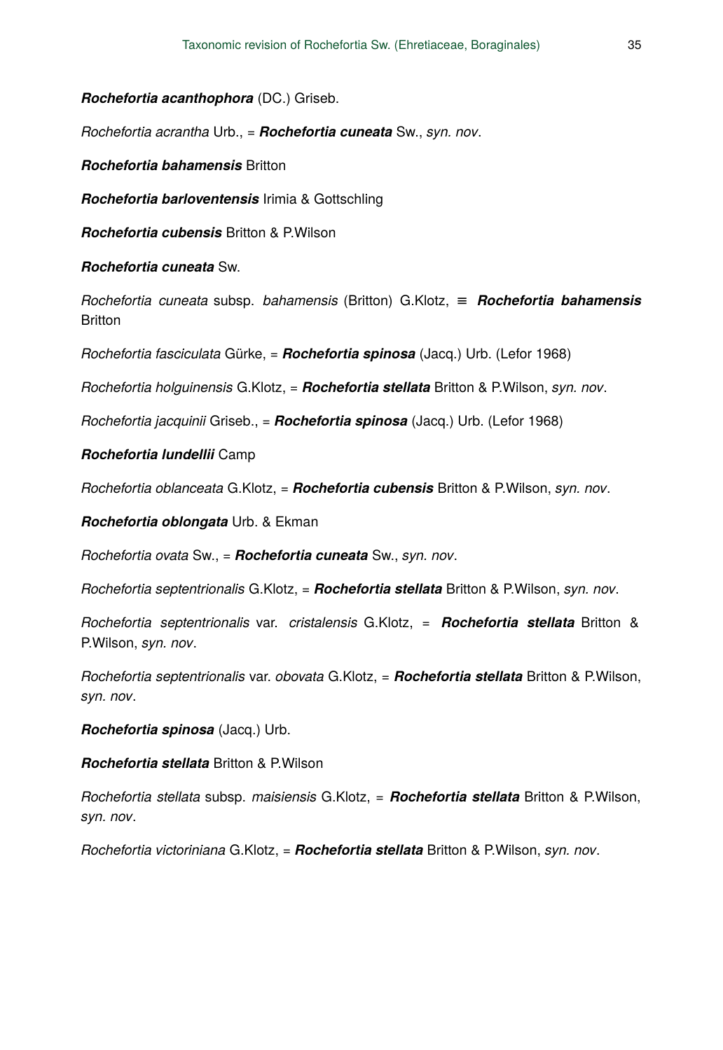***Rochefortia acanthophora*** (DC.) Griseb.

*Rochefortia acrantha* Urb., = ***Rochefortia cuneata*** Sw., *syn. nov*.

***Rochefortia bahamensis*** Britton

***Rochefortia barloventensis*** Irimia & Gottschling

***Rochefortia cubensis*** Britton & P.Wilson

***Rochefortia cuneata*** Sw.

*Rochefortia cuneata* subsp. *bahamensis* (Britton) G.Klotz, ≡ ***Rochefortia bahamensis*** Britton

*Rochefortia fasciculata* Gürke, = ***Rochefortia spinosa*** (Jacq.) Urb. (Lefor 1968)

*Rochefortia holguinensis* G.Klotz, = ***Rochefortia stellata*** Britton & P.Wilson, *syn. nov*.

*Rochefortia jacquinii* Griseb., = ***Rochefortia spinosa*** (Jacq.) Urb. (Lefor 1968)

***Rochefortia lundellii*** Camp

*Rochefortia oblanceata* G.Klotz, = ***Rochefortia cubensis*** Britton & P.Wilson, *syn. nov*.

***Rochefortia oblongata*** Urb. & Ekman

*Rochefortia ovata* Sw., = ***Rochefortia cuneata*** Sw., *syn. nov*.

*Rochefortia septentrionalis* G.Klotz, = ***Rochefortia stellata*** Britton & P.Wilson, *syn. nov*.

*Rochefortia septentrionalis* var. *cristalensis* G.Klotz, = ***Rochefortia stellata*** Britton & P.Wilson, *syn. nov*.

*Rochefortia septentrionalis* var. *obovata* G.Klotz, = ***Rochefortia stellata*** Britton & P.Wilson, *syn. nov*.

***Rochefortia spinosa*** (Jacq.) Urb.

***Rochefortia stellata*** Britton & P.Wilson

*Rochefortia stellata* subsp. *maisiensis* G.Klotz, = ***Rochefortia stellata*** Britton & P.Wilson, *syn. nov*.

*Rochefortia victoriniana* G.Klotz, = ***Rochefortia stellata*** Britton & P.Wilson, *syn. nov*.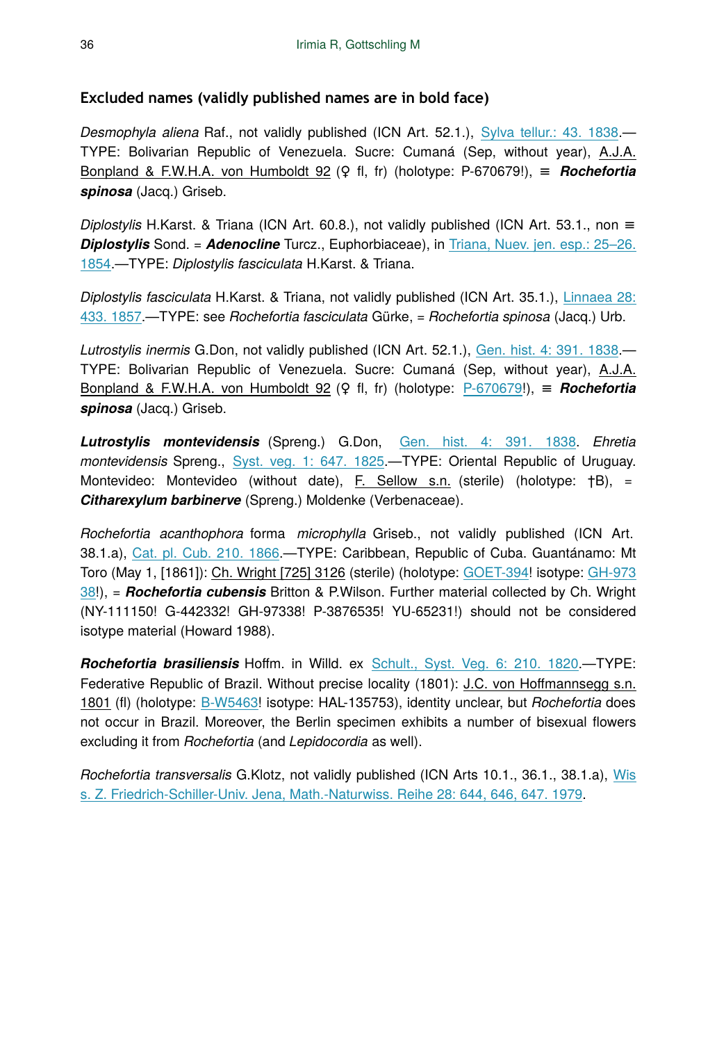### Excluded names (validly published names are in bold face)

*Desmophyla aliena* Raf., not validly published (ICN Art. 52.1.), Sylva tellur.: 43. 1838.—TYPE: Bolivarian Republic of Venezuela. Sucre: Cumaná (Sep, without year), A.J.A. Bonpland & F.W.H.A. von Humboldt 92 (♀ fl, fr) (holotype: P-670679!), ≡ ***Rochefortia spinosa*** (Jacq.) Griseb.

*Diplostylis* H.Karst. & Triana (ICN Art. 60.8.), not validly published (ICN Art. 53.1., non ≡ ***Diplostylis*** Sond. = ***Adenocline*** Turcz., Euphorbiaceae), in Triana, Nuev. jen. esp.: 25–26. 1854.—TYPE: *Diplostylis fasciculata* H.Karst. & Triana.

*Diplostylis fasciculata* H.Karst. & Triana, not validly published (ICN Art. 35.1.), Linnaea 28: 433. 1857.—TYPE: see *Rochefortia fasciculata* Gürke, = *Rochefortia spinosa* (Jacq.) Urb.

*Lutrostylis inermis* G.Don, not validly published (ICN Art. 52.1.), Gen. hist. 4: 391. 1838.—TYPE: Bolivarian Republic of Venezuela. Sucre: Cumaná (Sep, without year), A.J.A. Bonpland & F.W.H.A. von Humboldt 92 (♀ fl, fr) (holotype: P-670679!), ≡ ***Rochefortia spinosa*** (Jacq.) Griseb.

***Lutrostylis montevidensis*** (Spreng.) G.Don, Gen. hist. 4: 391. 1838. *Ehretia montevidensis* Spreng., Syst. veg. 1: 647. 1825.—TYPE: Oriental Republic of Uruguay. Montevideo: Montevideo (without date), F. Sellow s.n. (sterile) (holotype: †B), = ***Citharexylum barbinerve*** (Spreng.) Moldenke (Verbenaceae).

*Rochefortia acanthophora* forma *microphylla* Griseb., not validly published (ICN Art. 38.1.a), Cat. pl. Cub. 210. 1866.—TYPE: Caribbean, Republic of Cuba. Guantánamo: Mt Toro (May 1, [1861]): Ch. Wright [725] 3126 (sterile) (holotype: GOET-394! isotype: GH-97338!), = ***Rochefortia cubensis*** Britton & P.Wilson. Further material collected by Ch. Wright (NY-111150! G-442332! GH-97338! P-3876535! YU-65231!) should not be considered isotype material (Howard 1988).

***Rochefortia brasiliensis*** Hoffm. in Willd. ex Schult., Syst. Veg. 6: 210. 1820.—TYPE: Federative Republic of Brazil. Without precise locality (1801): J.C. von Hoffmannsegg s.n. 1801 (fl) (holotype: B-W5463! isotype: HAL-135753), identity unclear, but *Rochefortia* does not occur in Brazil. Moreover, the Berlin specimen exhibits a number of bisexual flowers excluding it from *Rochefortia* (and *Lepidocordia* as well).

*Rochefortia transversalis* G.Klotz, not validly published (ICN Arts 10.1., 36.1., 38.1.a), Wiss. Z. Friedrich-Schiller-Univ. Jena, Math.-Naturwiss. Reihe 28: 644, 646, 647. 1979.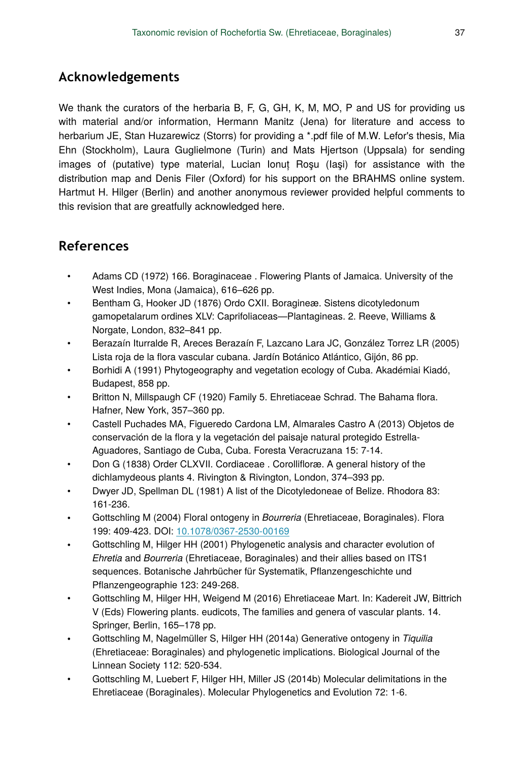## Acknowledgements

We thank the curators of the herbaria B, F, G, GH, K, M, MO, P and US for providing us with material and/or information, Hermann Manitz (Jena) for literature and access to herbarium JE, Stan Huzarewicz (Storrs) for providing a *.pdf file of M.W. Lefor's thesis, Mia Ehn (Stockholm), Laura Guglielmone (Turin) and Mats Hjertson (Uppsala) for sending images of (putative) type material, Lucian Ionuț Roşu (Iaşi) for assistance with the distribution map and Denis Filer (Oxford) for his support on the BRAHMS online system. Hartmut H. Hilger (Berlin) and another anonymous reviewer provided helpful comments to this revision that are greatfully acknowledged here.

## References

- Adams CD (1972) 166. Boraginaceae . Flowering Plants of Jamaica. University of the West Indies, Mona (Jamaica), 616–626 pp.
- Bentham G, Hooker JD (1876) Ordo CXII. Borageineæ. Sistens dicotyledonum gamopetalarum ordines XLV: Caprifoliaceas—Plantagineas. 2. Reeve, Williams & Norgate, London, 832–841 pp.
- Berazaín Iturralde R, Areces Berazaín F, Lazcano Lara JC, González Torrez LR (2005) Lista roja de la flora vascular cubana. Jardín Botánico Atlántico, Gijón, 86 pp.
- Borhidi A (1991) Phytogeography and vegetation ecology of Cuba. Akadémiai Kiadó, Budapest, 858 pp.
- Britton N, Millspaugh CF (1920) Family 5. Ehretiaceae Schrad. The Bahama flora. Hafner, New York, 357–360 pp.
- Castell Puchades MA, Figueredo Cardona LM, Almarales Castro A (2013) Objetos de conservación de la flora y la vegetación del paisaje natural protegido Estrella-Aguadores, Santiago de Cuba, Cuba. Foresta Veracruzana 15: 7-14.
- Don G (1838) Order CLXVII. Cordiaceae . Corollifloræ. A general history of the dichlamydeous plants 4. Rivington & Rivington, London, 374–393 pp.
- Dwyer JD, Spellman DL (1981) A list of the Dicotyledoneae of Belize. Rhodora 83: 161-236.
- Gottschling M (2004) Floral ontogeny in *Bourreria* (Ehretiaceae, Boraginales). Flora 199: 409-423. DOI: 10.1078/0367-2530-00169
- Gottschling M, Hilger HH (2001) Phylogenetic analysis and character evolution of *Ehretia* and *Bourreria* (Ehretiaceae, Boraginales) and their allies based on ITS1 sequences. Botanische Jahrbücher für Systematik, Pflanzengeschichte und Pflanzengeographie 123: 249-268.
- Gottschling M, Hilger HH, Weigend M (2016) Ehretiaceae Mart. In: Kadereit JW, Bittrich V (Eds) Flowering plants. eudicots, The families and genera of vascular plants. 14. Springer, Berlin, 165–178 pp.
- Gottschling M, Nagelmüller S, Hilger HH (2014a) Generative ontogeny in *Tiquilia* (Ehretiaceae: Boraginales) and phylogenetic implications. Biological Journal of the Linnean Society 112: 520-534.
- Gottschling M, Luebert F, Hilger HH, Miller JS (2014b) Molecular delimitations in the Ehretiaceae (Boraginales). Molecular Phylogenetics and Evolution 72: 1-6.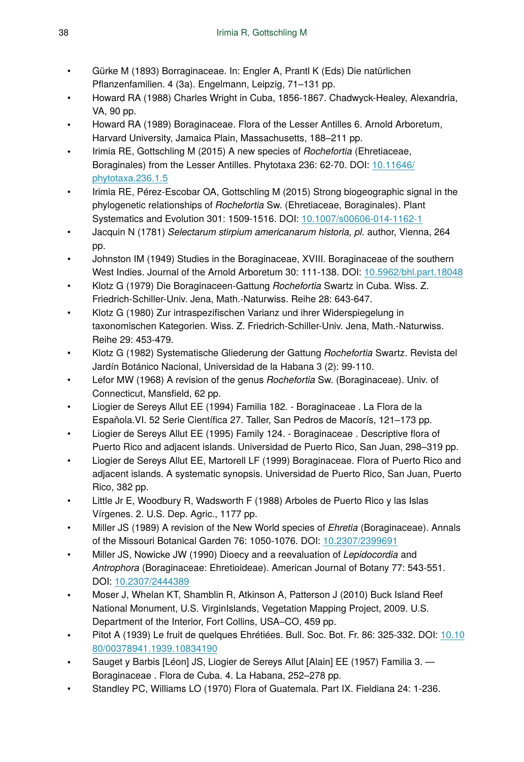- Gürke M (1893) Borraginaceae. In: Engler A, Prantl K (Eds) Die natürlichen Pflanzenfamilien. 4 (3a). Engelmann, Leipzig, 71–131 pp.
- Howard RA (1988) Charles Wright in Cuba, 1856-1867. Chadwyck-Healey, Alexandria, VA, 90 pp.
- Howard RA (1989) Boraginaceae. Flora of the Lesser Antilles 6. Arnold Arboretum, Harvard University, Jamaica Plain, Massachusetts, 188–211 pp.
- Irimia RE, Gottschling M (2015) A new species of *Rochefortia* (Ehretiaceae, Boraginales) from the Lesser Antilles. Phytotaxa 236: 62-70. DOI: 10.11646/phytotaxa.236.1.5
- Irimia RE, Pérez-Escobar OA, Gottschling M (2015) Strong biogeographic signal in the phylogenetic relationships of *Rochefortia* Sw. (Ehretiaceae, Boraginales). Plant Systematics and Evolution 301: 1509-1516. DOI: 10.1007/s00606-014-1162-1
- Jacquin N (1781) *Selectarum stirpium americanarum historia, pl.* author, Vienna, 264 pp.
- Johnston IM (1949) Studies in the Boraginaceae, XVIII. Boraginaceae of the southern West Indies. Journal of the Arnold Arboretum 30: 111-138. DOI: 10.5962/bhl.part.18048
- Klotz G (1979) Die Boraginaceen-Gattung *Rochefortia* Swartz in Cuba. Wiss. Z. Friedrich-Schiller-Univ. Jena, Math.-Naturwiss. Reihe 28: 643-647.
- Klotz G (1980) Zur intraspezifischen Varianz und ihrer Widerspiegelung in taxonomischen Kategorien. Wiss. Z. Friedrich-Schiller-Univ. Jena, Math.-Naturwiss. Reihe 29: 453-479.
- Klotz G (1982) Systematische Gliederung der Gattung *Rochefortia* Swartz. Revista del Jardín Botánico Nacional, Universidad de la Habana 3 (2): 99-110.
- Lefor MW (1968) A revision of the genus *Rochefortia* Sw. (Boraginaceae). Univ. of Connecticut, Mansfield, 62 pp.
- Liogier de Sereys Allut EE (1994) Familia 182. - Boraginaceae . La Flora de la Española.VI. 52 Serie Científica 27. Taller, San Pedros de Macorís, 121–173 pp.
- Liogier de Sereys Allut EE (1995) Family 124. - Boraginaceae . Descriptive flora of Puerto Rico and adjacent islands. Universidad de Puerto Rico, San Juan, 298–319 pp.
- Liogier de Sereys Allut EE, Martorell LF (1999) Boraginaceae. Flora of Puerto Rico and adjacent islands. A systematic synopsis. Universidad de Puerto Rico, San Juan, Puerto Rico, 382 pp.
- Little Jr E, Woodbury R, Wadsworth F (1988) Arboles de Puerto Rico y las Islas Vírgenes. 2. U.S. Dep. Agric., 1177 pp.
- Miller JS (1989) A revision of the New World species of *Ehretia* (Boraginaceae). Annals of the Missouri Botanical Garden 76: 1050-1076. DOI: 10.2307/2399691
- Miller JS, Nowicke JW (1990) Dioecy and a reevaluation of *Lepidocordia* and *Antrophora* (Boraginaceae: Ehretioideae). American Journal of Botany 77: 543-551. DOI: 10.2307/2444389
- Moser J, Whelan KT, Shamblin R, Atkinson A, Patterson J (2010) Buck Island Reef National Monument, U.S. VirginIslands, Vegetation Mapping Project, 2009. U.S. Department of the Interior, Fort Collins, USA–CO, 459 pp.
- Pitot A (1939) Le fruit de quelques Ehrétiées. Bull. Soc. Bot. Fr. 86: 325-332. DOI: 10.1080/00378941.1939.10834190
- Sauget y Barbis [Léon] JS, Liogier de Sereys Allut [Alain] EE (1957) Familia 3. — Boraginaceae . Flora de Cuba. 4. La Habana, 252–278 pp.
- Standley PC, Williams LO (1970) Flora of Guatemala. Part IX. Fieldiana 24: 1-236.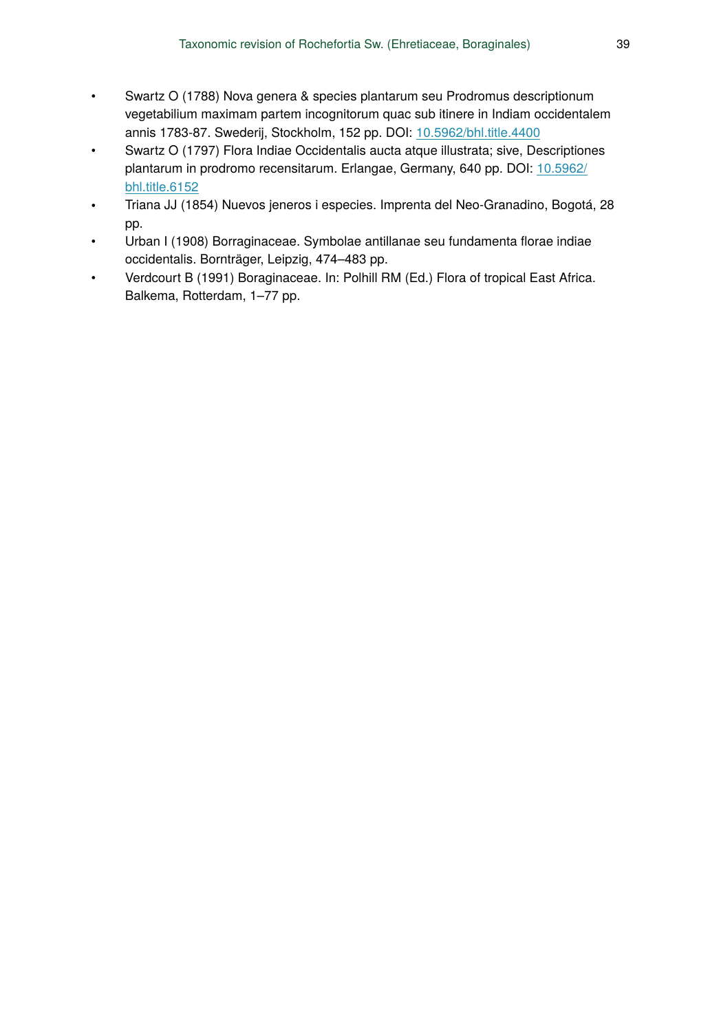- Swartz O (1788) Nova genera & species plantarum seu Prodromus descriptionum vegetabilium maximam partem incognitorum quac sub itinere in Indiam occidentalem annis 1783-87. Swederij, Stockholm, 152 pp. DOI: 10.5962/bhl.title.4400
- Swartz O (1797) Flora Indiae Occidentalis aucta atque illustrata; sive, Descriptiones plantarum in prodromo recensitarum. Erlangae, Germany, 640 pp. DOI: 10.5962/bhl.title.6152
- Triana JJ (1854) Nuevos jeneros i especies. Imprenta del Neo-Granadino, Bogotá, 28 pp.
- Urban I (1908) Borraginaceae. Symbolae antillanae seu fundamenta florae indiae occidentalis. Bornträger, Leipzig, 474–483 pp.
- Verdcourt B (1991) Boraginaceae. In: Polhill RM (Ed.) Flora of tropical East Africa. Balkema, Rotterdam, 1–77 pp.